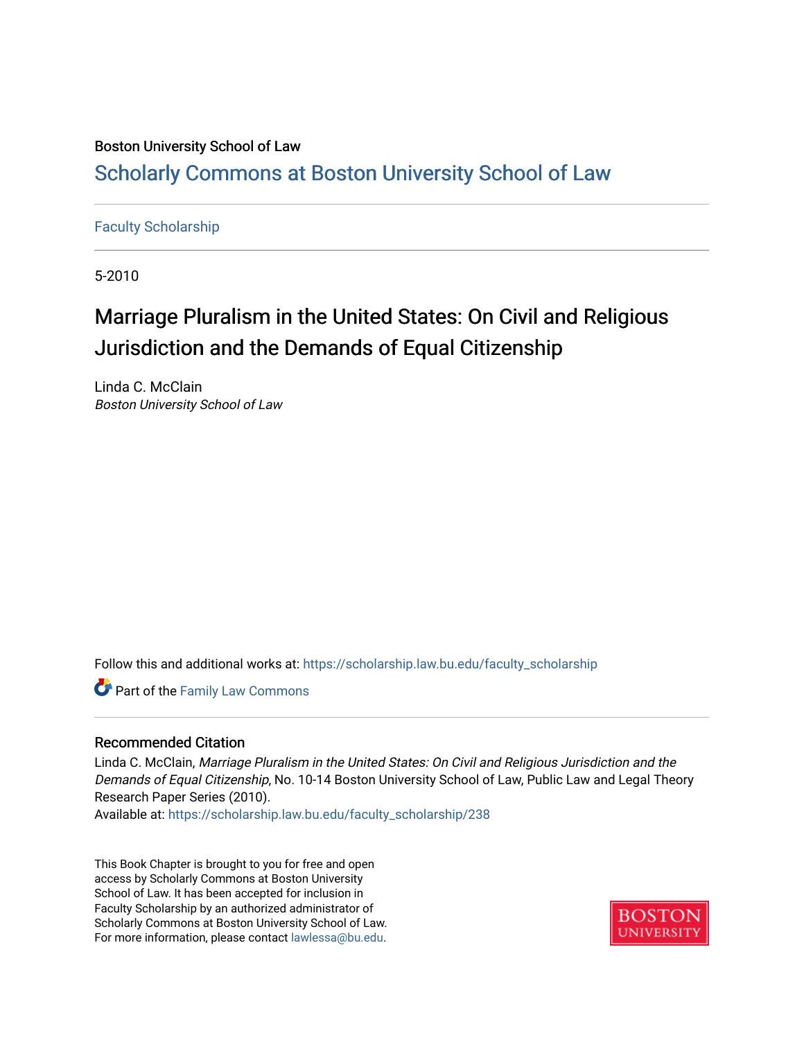Boston University School of Law

## Scholarly Commons at Boston University School of Law

Faculty Scholarship

5-2010

# Marriage Pluralism in the United States: On Civil and Religious Jurisdiction and the Demands of Equal Citizenship

Linda C. McClain
*Boston University School of Law*

Follow this and additional works at: https://scholarship.law.bu.edu/faculty_scholarship

Part of the Family Law Commons

### Recommended Citation

Linda C. McClain, *Marriage Pluralism in the United States: On Civil and Religious Jurisdiction and the Demands of Equal Citizenship*, No. 10-14 Boston University School of Law, Public Law and Legal Theory Research Paper Series (2010).
Available at: https://scholarship.law.bu.edu/faculty_scholarship/238

This Book Chapter is brought to you for free and open access by Scholarly Commons at Boston University School of Law. It has been accepted for inclusion in Faculty Scholarship by an authorized administrator of Scholarly Commons at Boston University School of Law. For more information, please contact lawlessa@bu.edu.

BOSTON UNIVERSITY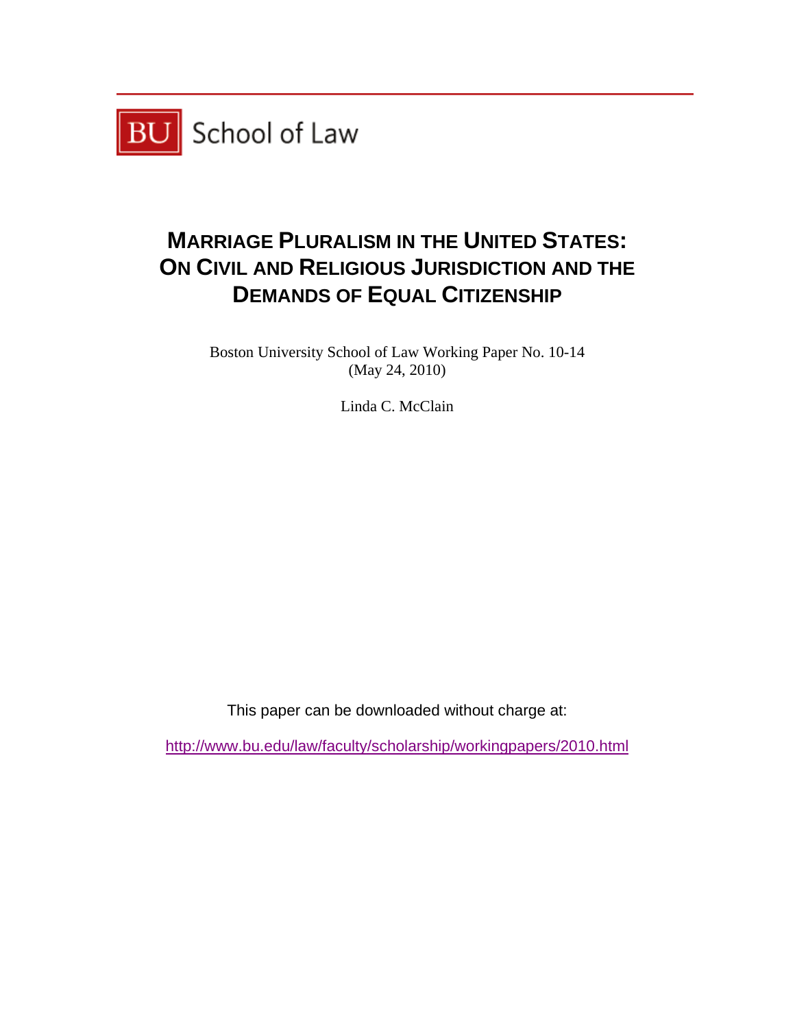BU School of Law

# MARRIAGE PLURALISM IN THE UNITED STATES: ON CIVIL AND RELIGIOUS JURISDICTION AND THE DEMANDS OF EQUAL CITIZENSHIP

Boston University School of Law Working Paper No. 10-14
(May 24, 2010)

Linda C. McClain

This paper can be downloaded without charge at:

http://www.bu.edu/law/faculty/scholarship/workingpapers/2010.html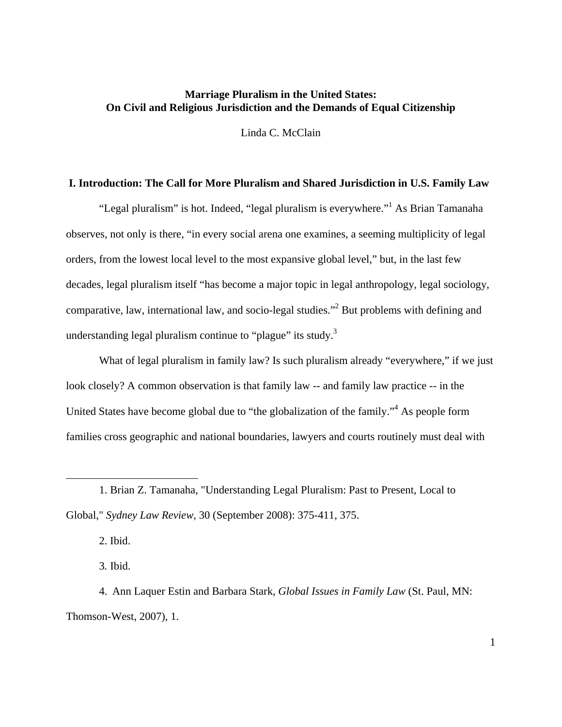**Marriage Pluralism in the United States:**
**On Civil and Religious Jurisdiction and the Demands of Equal Citizenship**

Linda C. McClain

## I. Introduction: The Call for More Pluralism and Shared Jurisdiction in U.S. Family Law

"Legal pluralism" is hot. Indeed, "legal pluralism is everywhere."[1] As Brian Tamanaha observes, not only is there, "in every social arena one examines, a seeming multiplicity of legal orders, from the lowest local level to the most expansive global level," but, in the last few decades, legal pluralism itself "has become a major topic in legal anthropology, legal sociology, comparative, law, international law, and socio-legal studies."[2] But problems with defining and understanding legal pluralism continue to "plague" its study.[3]

What of legal pluralism in family law? Is such pluralism already "everywhere," if we just look closely? A common observation is that family law -- and family law practice -- in the United States have become global due to "the globalization of the family."[4] As people form families cross geographic and national boundaries, lawyers and courts routinely must deal with

---

1. Brian Z. Tamanaha, "Understanding Legal Pluralism: Past to Present, Local to Global," *Sydney Law Review*, 30 (September 2008): 375-411, 375.

2. Ibid.

3. Ibid.

4. Ann Laquer Estin and Barbara Stark, *Global Issues in Family Law* (St. Paul, MN: Thomson-West, 2007), 1.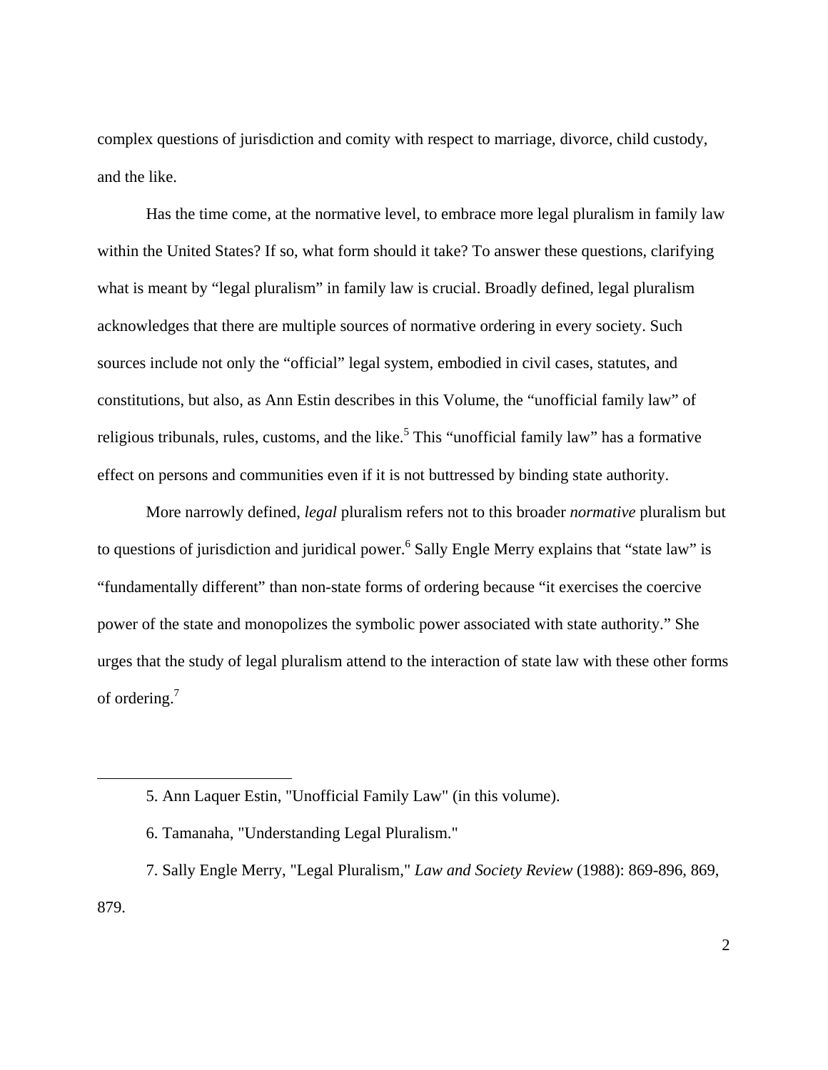complex questions of jurisdiction and comity with respect to marriage, divorce, child custody, and the like.

Has the time come, at the normative level, to embrace more legal pluralism in family law within the United States? If so, what form should it take? To answer these questions, clarifying what is meant by "legal pluralism" in family law is crucial. Broadly defined, legal pluralism acknowledges that there are multiple sources of normative ordering in every society. Such sources include not only the "official" legal system, embodied in civil cases, statutes, and constitutions, but also, as Ann Estin describes in this Volume, the "unofficial family law" of religious tribunals, rules, customs, and the like.[5] This "unofficial family law" has a formative effect on persons and communities even if it is not buttressed by binding state authority.

More narrowly defined, *legal* pluralism refers not to this broader *normative* pluralism but to questions of jurisdiction and juridical power.[6] Sally Engle Merry explains that "state law" is "fundamentally different" than non-state forms of ordering because "it exercises the coercive power of the state and monopolizes the symbolic power associated with state authority." She urges that the study of legal pluralism attend to the interaction of state law with these other forms of ordering.[7]

---

5. Ann Laquer Estin, "Unofficial Family Law" (in this volume).

6. Tamanaha, "Understanding Legal Pluralism."

7. Sally Engle Merry, "Legal Pluralism," *Law and Society Review* (1988): 869-896, 869, 879.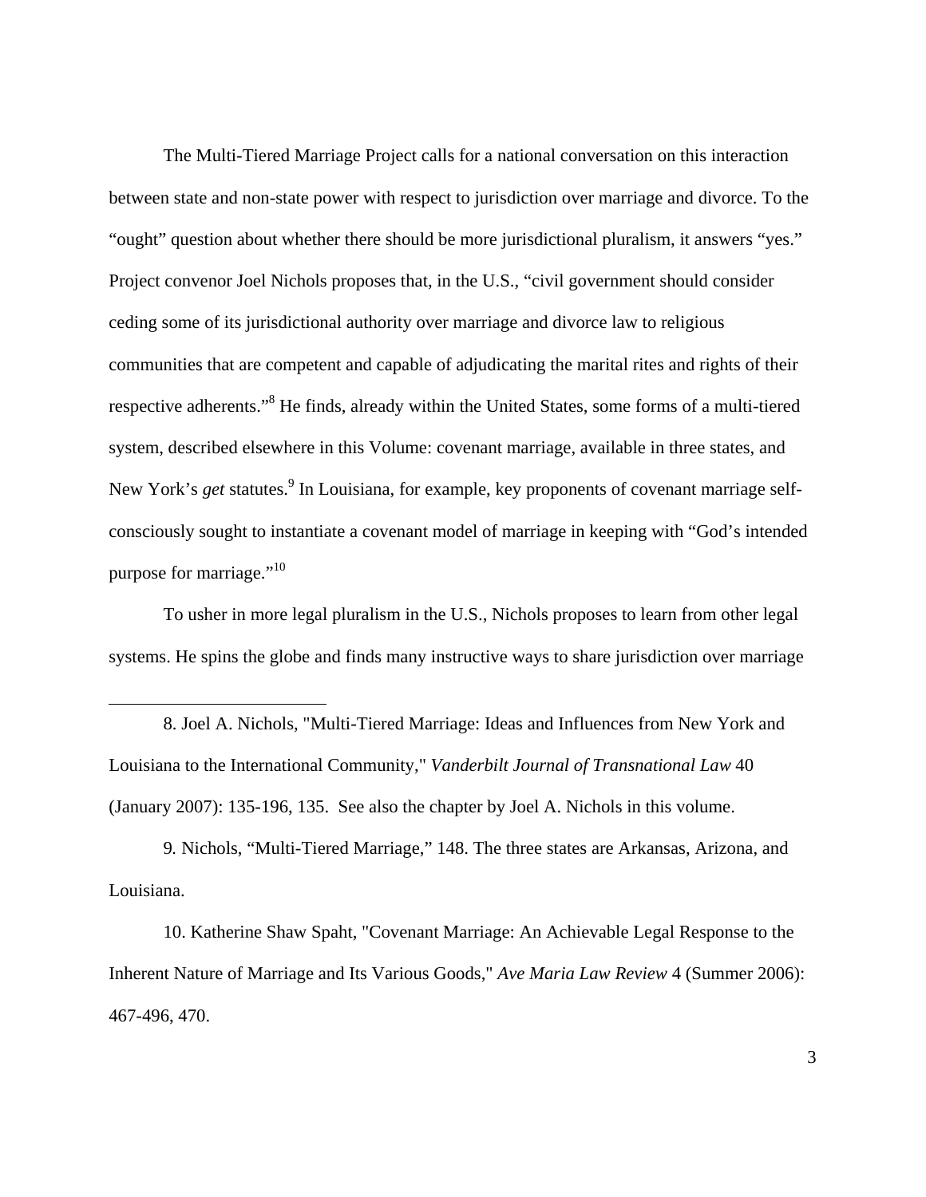The Multi-Tiered Marriage Project calls for a national conversation on this interaction between state and non-state power with respect to jurisdiction over marriage and divorce. To the "ought" question about whether there should be more jurisdictional pluralism, it answers "yes." Project convenor Joel Nichols proposes that, in the U.S., "civil government should consider ceding some of its jurisdictional authority over marriage and divorce law to religious communities that are competent and capable of adjudicating the marital rites and rights of their respective adherents."[8] He finds, already within the United States, some forms of a multi-tiered system, described elsewhere in this Volume: covenant marriage, available in three states, and New York's *get* statutes.[9] In Louisiana, for example, key proponents of covenant marriage self-consciously sought to instantiate a covenant model of marriage in keeping with "God's intended purpose for marriage."[10]

To usher in more legal pluralism in the U.S., Nichols proposes to learn from other legal systems. He spins the globe and finds many instructive ways to share jurisdiction over marriage

---

8. Joel A. Nichols, "Multi-Tiered Marriage: Ideas and Influences from New York and Louisiana to the International Community," *Vanderbilt Journal of Transnational Law* 40 (January 2007): 135-196, 135. See also the chapter by Joel A. Nichols in this volume.

9. Nichols, "Multi-Tiered Marriage," 148. The three states are Arkansas, Arizona, and Louisiana.

10. Katherine Shaw Spaht, "Covenant Marriage: An Achievable Legal Response to the Inherent Nature of Marriage and Its Various Goods," *Ave Maria Law Review* 4 (Summer 2006): 467-496, 470.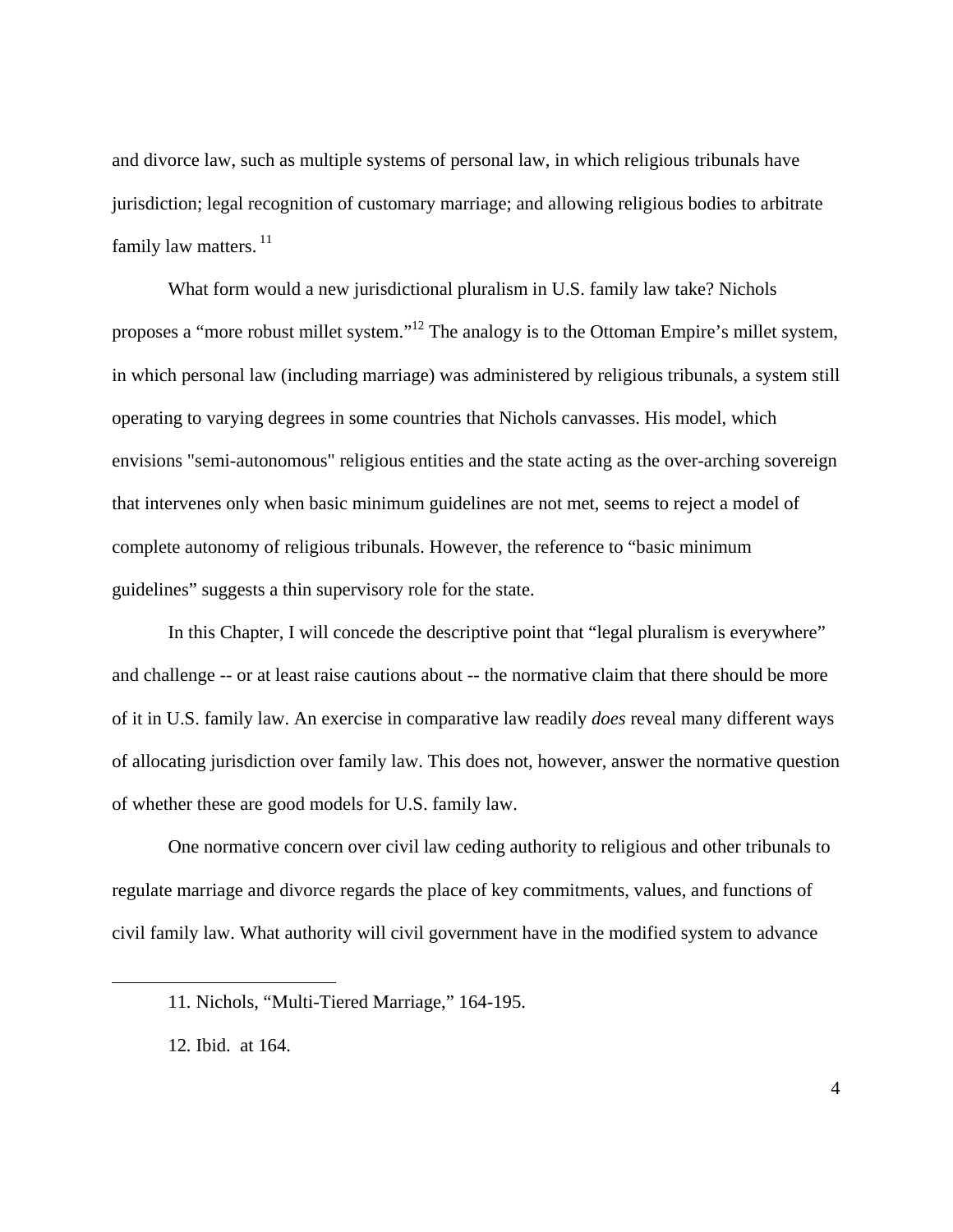and divorce law, such as multiple systems of personal law, in which religious tribunals have jurisdiction; legal recognition of customary marriage; and allowing religious bodies to arbitrate family law matters.[11]

What form would a new jurisdictional pluralism in U.S. family law take? Nichols proposes a "more robust millet system."[12] The analogy is to the Ottoman Empire's millet system, in which personal law (including marriage) was administered by religious tribunals, a system still operating to varying degrees in some countries that Nichols canvasses. His model, which envisions "semi-autonomous" religious entities and the state acting as the over-arching sovereign that intervenes only when basic minimum guidelines are not met, seems to reject a model of complete autonomy of religious tribunals. However, the reference to "basic minimum guidelines" suggests a thin supervisory role for the state.

In this Chapter, I will concede the descriptive point that "legal pluralism is everywhere" and challenge -- or at least raise cautions about -- the normative claim that there should be more of it in U.S. family law. An exercise in comparative law readily *does* reveal many different ways of allocating jurisdiction over family law. This does not, however, answer the normative question of whether these are good models for U.S. family law.

One normative concern over civil law ceding authority to religious and other tribunals to regulate marriage and divorce regards the place of key commitments, values, and functions of civil family law. What authority will civil government have in the modified system to advance

11. Nichols, "Multi-Tiered Marriage," 164-195.

12. Ibid. at 164.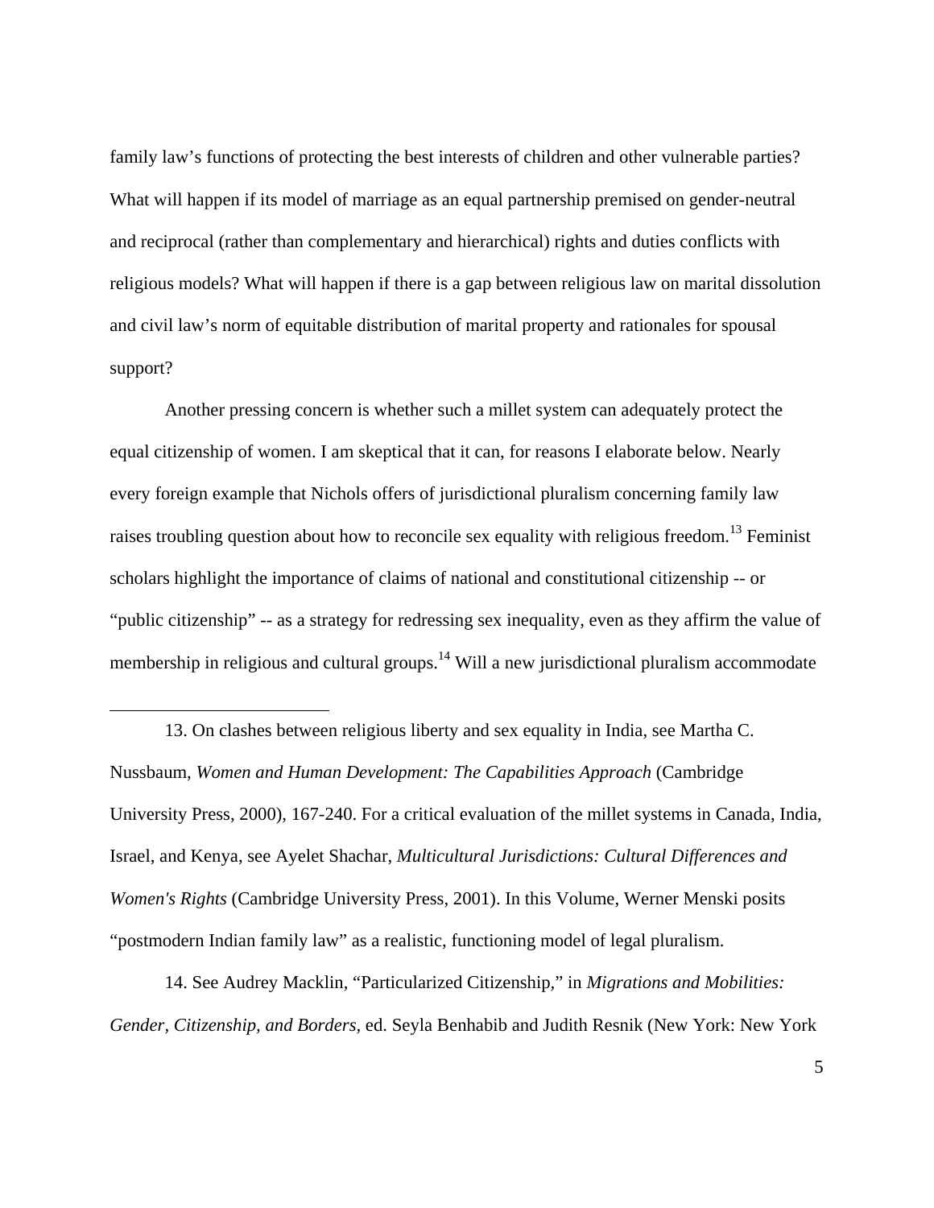family law's functions of protecting the best interests of children and other vulnerable parties? What will happen if its model of marriage as an equal partnership premised on gender-neutral and reciprocal (rather than complementary and hierarchical) rights and duties conflicts with religious models? What will happen if there is a gap between religious law on marital dissolution and civil law's norm of equitable distribution of marital property and rationales for spousal support?

Another pressing concern is whether such a millet system can adequately protect the equal citizenship of women. I am skeptical that it can, for reasons I elaborate below. Nearly every foreign example that Nichols offers of jurisdictional pluralism concerning family law raises troubling question about how to reconcile sex equality with religious freedom.[13] Feminist scholars highlight the importance of claims of national and constitutional citizenship -- or "public citizenship" -- as a strategy for redressing sex inequality, even as they affirm the value of membership in religious and cultural groups.[14] Will a new jurisdictional pluralism accommodate

---

13. On clashes between religious liberty and sex equality in India, see Martha C. Nussbaum, *Women and Human Development: The Capabilities Approach* (Cambridge University Press, 2000), 167-240. For a critical evaluation of the millet systems in Canada, India, Israel, and Kenya, see Ayelet Shachar, *Multicultural Jurisdictions: Cultural Differences and Women's Rights* (Cambridge University Press, 2001). In this Volume, Werner Menski posits "postmodern Indian family law" as a realistic, functioning model of legal pluralism.

14. See Audrey Macklin, "Particularized Citizenship," in *Migrations and Mobilities: Gender, Citizenship, and Borders,* ed. Seyla Benhabib and Judith Resnik (New York: New York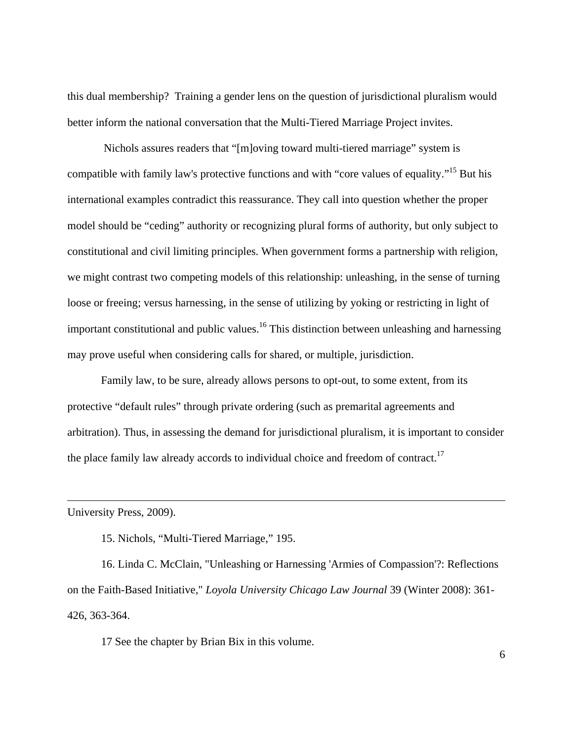this dual membership? Training a gender lens on the question of jurisdictional pluralism would better inform the national conversation that the Multi-Tiered Marriage Project invites.

Nichols assures readers that "[m]oving toward multi-tiered marriage" system is compatible with family law's protective functions and with "core values of equality."[15] But his international examples contradict this reassurance. They call into question whether the proper model should be "ceding" authority or recognizing plural forms of authority, but only subject to constitutional and civil limiting principles. When government forms a partnership with religion, we might contrast two competing models of this relationship: unleashing, in the sense of turning loose or freeing; versus harnessing, in the sense of utilizing by yoking or restricting in light of important constitutional and public values.[16] This distinction between unleashing and harnessing may prove useful when considering calls for shared, or multiple, jurisdiction.

Family law, to be sure, already allows persons to opt-out, to some extent, from its protective "default rules" through private ordering (such as premarital agreements and arbitration). Thus, in assessing the demand for jurisdictional pluralism, it is important to consider the place family law already accords to individual choice and freedom of contract.[17]

---

University Press, 2009).

15. Nichols, "Multi-Tiered Marriage," 195.

16. Linda C. McClain, "Unleashing or Harnessing 'Armies of Compassion'?: Reflections on the Faith-Based Initiative," *Loyola University Chicago Law Journal* 39 (Winter 2008): 361-426, 363-364.

17 See the chapter by Brian Bix in this volume.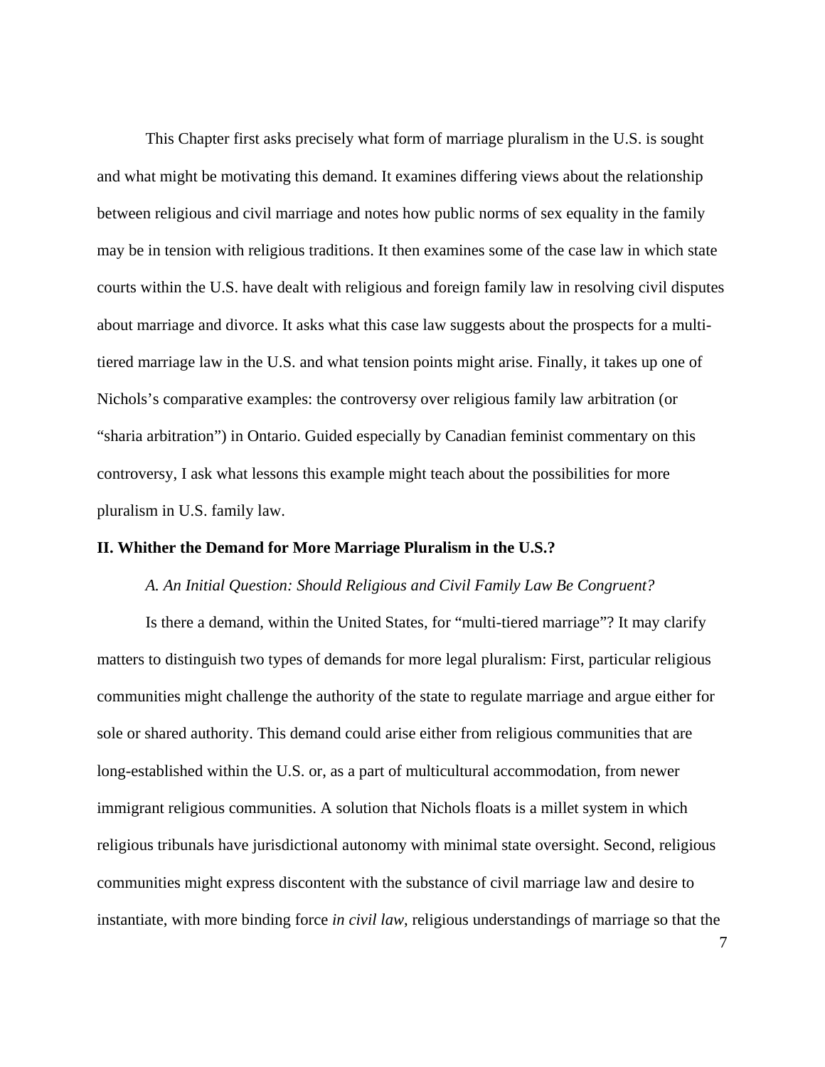This Chapter first asks precisely what form of marriage pluralism in the U.S. is sought and what might be motivating this demand. It examines differing views about the relationship between religious and civil marriage and notes how public norms of sex equality in the family may be in tension with religious traditions. It then examines some of the case law in which state courts within the U.S. have dealt with religious and foreign family law in resolving civil disputes about marriage and divorce. It asks what this case law suggests about the prospects for a multi-tiered marriage law in the U.S. and what tension points might arise. Finally, it takes up one of Nichols's comparative examples: the controversy over religious family law arbitration (or "sharia arbitration") in Ontario. Guided especially by Canadian feminist commentary on this controversy, I ask what lessons this example might teach about the possibilities for more pluralism in U.S. family law.

## II. Whither the Demand for More Marriage Pluralism in the U.S.?

### *A. An Initial Question: Should Religious and Civil Family Law Be Congruent?*

Is there a demand, within the United States, for "multi-tiered marriage"? It may clarify matters to distinguish two types of demands for more legal pluralism: First, particular religious communities might challenge the authority of the state to regulate marriage and argue either for sole or shared authority. This demand could arise either from religious communities that are long-established within the U.S. or, as a part of multicultural accommodation, from newer immigrant religious communities. A solution that Nichols floats is a millet system in which religious tribunals have jurisdictional autonomy with minimal state oversight. Second, religious communities might express discontent with the substance of civil marriage law and desire to instantiate, with more binding force *in civil law*, religious understandings of marriage so that the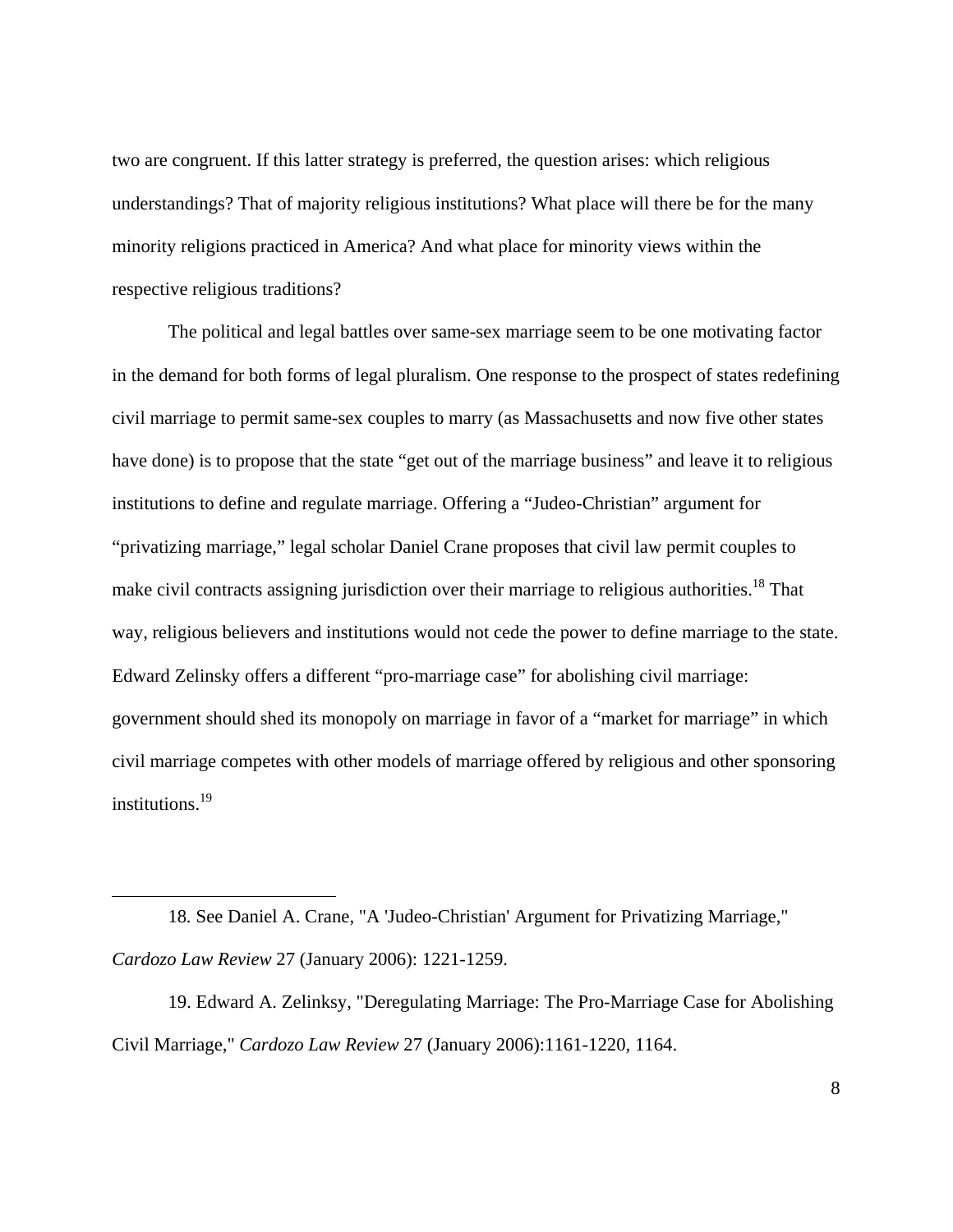two are congruent. If this latter strategy is preferred, the question arises: which religious understandings? That of majority religious institutions? What place will there be for the many minority religions practiced in America? And what place for minority views within the respective religious traditions?

The political and legal battles over same-sex marriage seem to be one motivating factor in the demand for both forms of legal pluralism. One response to the prospect of states redefining civil marriage to permit same-sex couples to marry (as Massachusetts and now five other states have done) is to propose that the state "get out of the marriage business" and leave it to religious institutions to define and regulate marriage. Offering a "Judeo-Christian" argument for "privatizing marriage," legal scholar Daniel Crane proposes that civil law permit couples to make civil contracts assigning jurisdiction over their marriage to religious authorities.[18] That way, religious believers and institutions would not cede the power to define marriage to the state. Edward Zelinsky offers a different "pro-marriage case" for abolishing civil marriage: government should shed its monopoly on marriage in favor of a "market for marriage" in which civil marriage competes with other models of marriage offered by religious and other sponsoring institutions.[19]

---

18. See Daniel A. Crane, "A 'Judeo-Christian' Argument for Privatizing Marriage," *Cardozo Law Review* 27 (January 2006): 1221-1259.

19. Edward A. Zelinksy, "Deregulating Marriage: The Pro-Marriage Case for Abolishing Civil Marriage," *Cardozo Law Review* 27 (January 2006):1161-1220, 1164.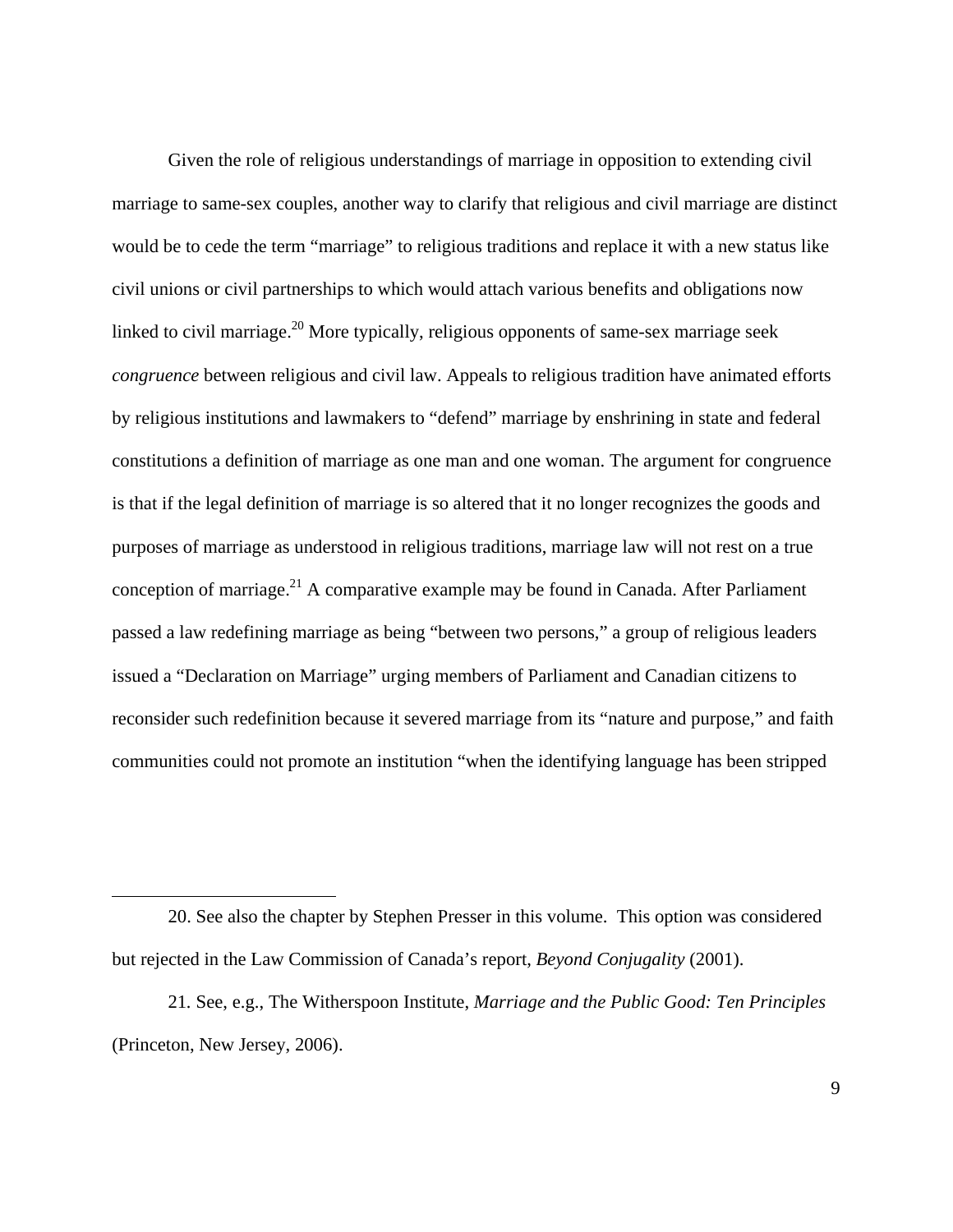Given the role of religious understandings of marriage in opposition to extending civil marriage to same-sex couples, another way to clarify that religious and civil marriage are distinct would be to cede the term "marriage" to religious traditions and replace it with a new status like civil unions or civil partnerships to which would attach various benefits and obligations now linked to civil marriage.[20] More typically, religious opponents of same-sex marriage seek *congruence* between religious and civil law. Appeals to religious tradition have animated efforts by religious institutions and lawmakers to "defend" marriage by enshrining in state and federal constitutions a definition of marriage as one man and one woman. The argument for congruence is that if the legal definition of marriage is so altered that it no longer recognizes the goods and purposes of marriage as understood in religious traditions, marriage law will not rest on a true conception of marriage.[21] A comparative example may be found in Canada. After Parliament passed a law redefining marriage as being "between two persons," a group of religious leaders issued a "Declaration on Marriage" urging members of Parliament and Canadian citizens to reconsider such redefinition because it severed marriage from its "nature and purpose," and faith communities could not promote an institution "when the identifying language has been stripped

---

20. See also the chapter by Stephen Presser in this volume. This option was considered but rejected in the Law Commission of Canada's report, *Beyond Conjugality* (2001).

21. See, e.g., The Witherspoon Institute, *Marriage and the Public Good: Ten Principles* (Princeton, New Jersey, 2006).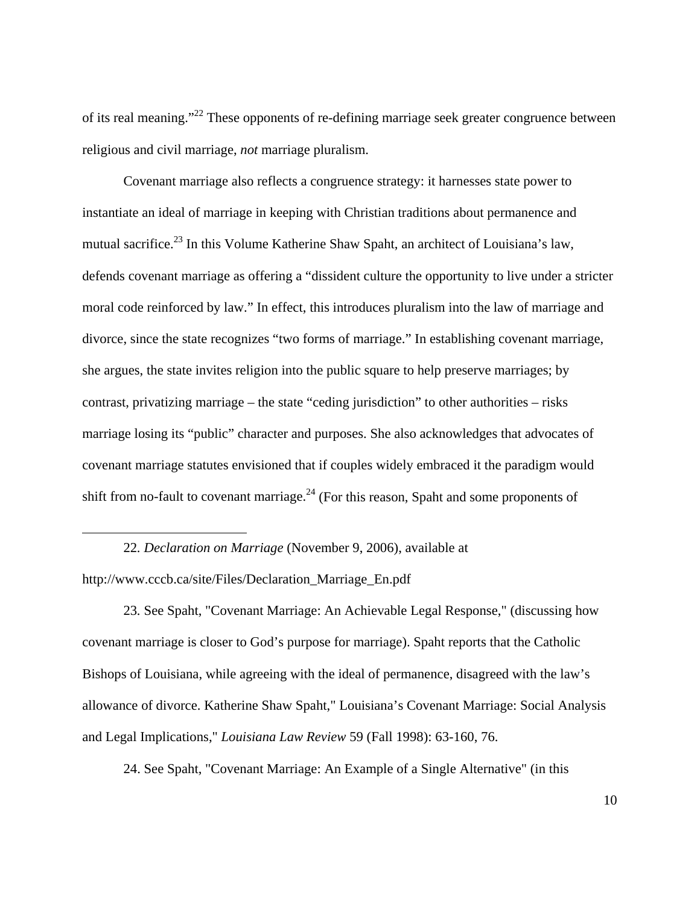of its real meaning."[22] These opponents of re-defining marriage seek greater congruence between religious and civil marriage, *not* marriage pluralism.

Covenant marriage also reflects a congruence strategy: it harnesses state power to instantiate an ideal of marriage in keeping with Christian traditions about permanence and mutual sacrifice.[23] In this Volume Katherine Shaw Spaht, an architect of Louisiana's law, defends covenant marriage as offering a "dissident culture the opportunity to live under a stricter moral code reinforced by law." In effect, this introduces pluralism into the law of marriage and divorce, since the state recognizes "two forms of marriage." In establishing covenant marriage, she argues, the state invites religion into the public square to help preserve marriages; by contrast, privatizing marriage – the state "ceding jurisdiction" to other authorities – risks marriage losing its "public" character and purposes. She also acknowledges that advocates of covenant marriage statutes envisioned that if couples widely embraced it the paradigm would shift from no-fault to covenant marriage.[24] (For this reason, Spaht and some proponents of

---

22. *Declaration on Marriage* (November 9, 2006), available at http://www.cccb.ca/site/Files/Declaration_Marriage_En.pdf

23. See Spaht, "Covenant Marriage: An Achievable Legal Response," (discussing how covenant marriage is closer to God's purpose for marriage). Spaht reports that the Catholic Bishops of Louisiana, while agreeing with the ideal of permanence, disagreed with the law's allowance of divorce. Katherine Shaw Spaht," Louisiana's Covenant Marriage: Social Analysis and Legal Implications," *Louisiana Law Review* 59 (Fall 1998): 63-160, 76.

24. See Spaht, "Covenant Marriage: An Example of a Single Alternative" (in this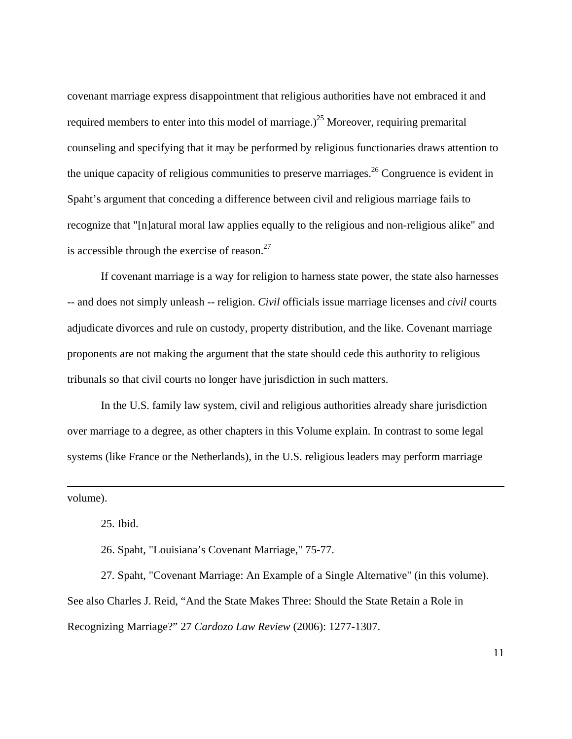covenant marriage express disappointment that religious authorities have not embraced it and required members to enter into this model of marriage.)[25] Moreover, requiring premarital counseling and specifying that it may be performed by religious functionaries draws attention to the unique capacity of religious communities to preserve marriages.[26] Congruence is evident in Spaht's argument that conceding a difference between civil and religious marriage fails to recognize that "[n]atural moral law applies equally to the religious and non-religious alike" and is accessible through the exercise of reason.[27]

If covenant marriage is a way for religion to harness state power, the state also harnesses -- and does not simply unleash -- religion. *Civil* officials issue marriage licenses and *civil* courts adjudicate divorces and rule on custody, property distribution, and the like. Covenant marriage proponents are not making the argument that the state should cede this authority to religious tribunals so that civil courts no longer have jurisdiction in such matters.

In the U.S. family law system, civil and religious authorities already share jurisdiction over marriage to a degree, as other chapters in this Volume explain. In contrast to some legal systems (like France or the Netherlands), in the U.S. religious leaders may perform marriage

---

volume).

25. Ibid.

26. Spaht, "Louisiana's Covenant Marriage," 75-77.

27. Spaht, "Covenant Marriage: An Example of a Single Alternative" (in this volume). See also Charles J. Reid, "And the State Makes Three: Should the State Retain a Role in Recognizing Marriage?" 27 *Cardozo Law Review* (2006): 1277-1307.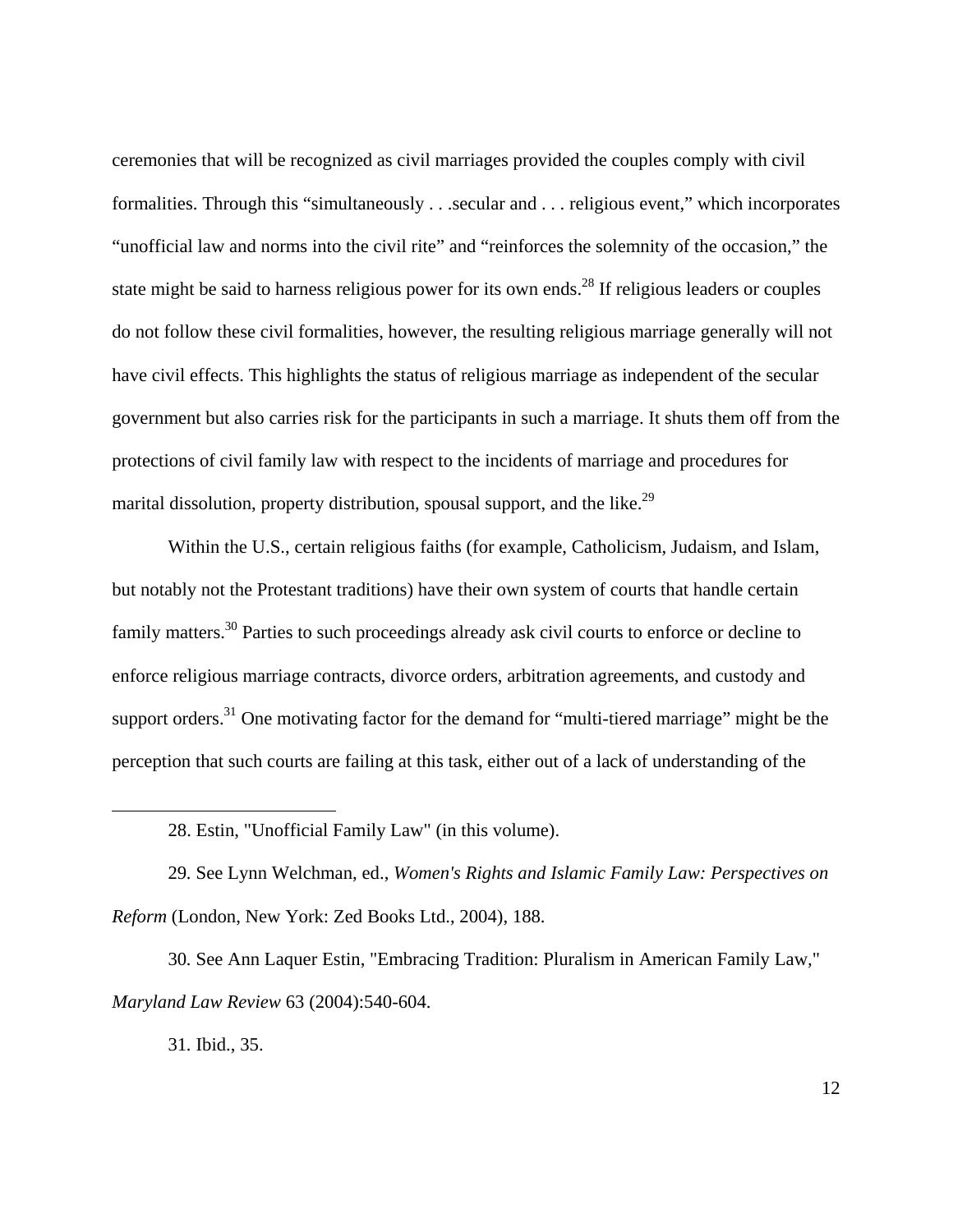ceremonies that will be recognized as civil marriages provided the couples comply with civil formalities. Through this "simultaneously . . .secular and . . . religious event," which incorporates "unofficial law and norms into the civil rite" and "reinforces the solemnity of the occasion," the state might be said to harness religious power for its own ends.[28] If religious leaders or couples do not follow these civil formalities, however, the resulting religious marriage generally will not have civil effects. This highlights the status of religious marriage as independent of the secular government but also carries risk for the participants in such a marriage. It shuts them off from the protections of civil family law with respect to the incidents of marriage and procedures for marital dissolution, property distribution, spousal support, and the like.[29]

Within the U.S., certain religious faiths (for example, Catholicism, Judaism, and Islam, but notably not the Protestant traditions) have their own system of courts that handle certain family matters.[30] Parties to such proceedings already ask civil courts to enforce or decline to enforce religious marriage contracts, divorce orders, arbitration agreements, and custody and support orders.[31] One motivating factor for the demand for "multi-tiered marriage" might be the perception that such courts are failing at this task, either out of a lack of understanding of the

---

28. Estin, "Unofficial Family Law" (in this volume).

29. See Lynn Welchman, ed., *Women's Rights and Islamic Family Law: Perspectives on Reform* (London, New York: Zed Books Ltd., 2004), 188.

30. See Ann Laquer Estin, "Embracing Tradition: Pluralism in American Family Law," *Maryland Law Review* 63 (2004):540-604.

31. Ibid., 35.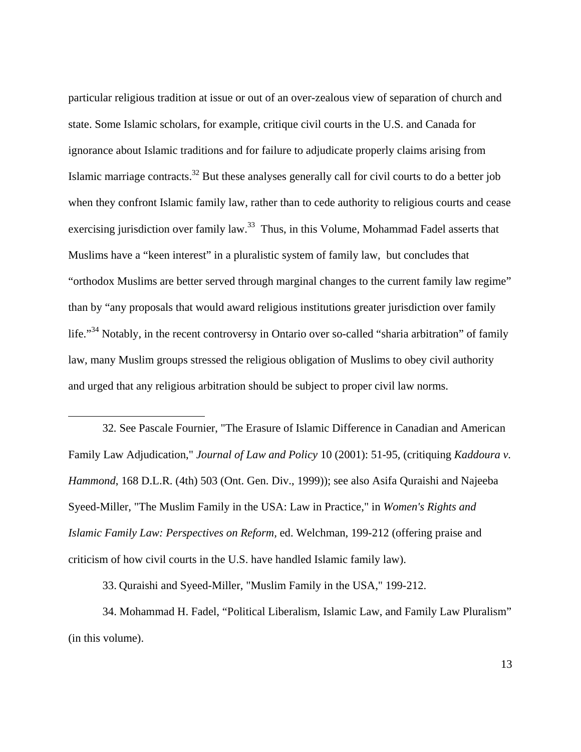particular religious tradition at issue or out of an over-zealous view of separation of church and state. Some Islamic scholars, for example, critique civil courts in the U.S. and Canada for ignorance about Islamic traditions and for failure to adjudicate properly claims arising from Islamic marriage contracts.[32] But these analyses generally call for civil courts to do a better job when they confront Islamic family law, rather than to cede authority to religious courts and cease exercising jurisdiction over family law.[33] Thus, in this Volume, Mohammad Fadel asserts that Muslims have a "keen interest" in a pluralistic system of family law, but concludes that "orthodox Muslims are better served through marginal changes to the current family law regime" than by "any proposals that would award religious institutions greater jurisdiction over family life."[34] Notably, in the recent controversy in Ontario over so-called "sharia arbitration" of family law, many Muslim groups stressed the religious obligation of Muslims to obey civil authority and urged that any religious arbitration should be subject to proper civil law norms.

---

32. See Pascale Fournier, "The Erasure of Islamic Difference in Canadian and American Family Law Adjudication," *Journal of Law and Policy* 10 (2001): 51-95, (critiquing *Kaddoura v. Hammond*, 168 D.L.R. (4th) 503 (Ont. Gen. Div., 1999)); see also Asifa Quraishi and Najeeba Syeed-Miller, "The Muslim Family in the USA: Law in Practice," in *Women's Rights and Islamic Family Law: Perspectives on Reform*, ed. Welchman, 199-212 (offering praise and criticism of how civil courts in the U.S. have handled Islamic family law).

33. Quraishi and Syeed-Miller, "Muslim Family in the USA," 199-212.

34. Mohammad H. Fadel, "Political Liberalism, Islamic Law, and Family Law Pluralism" (in this volume).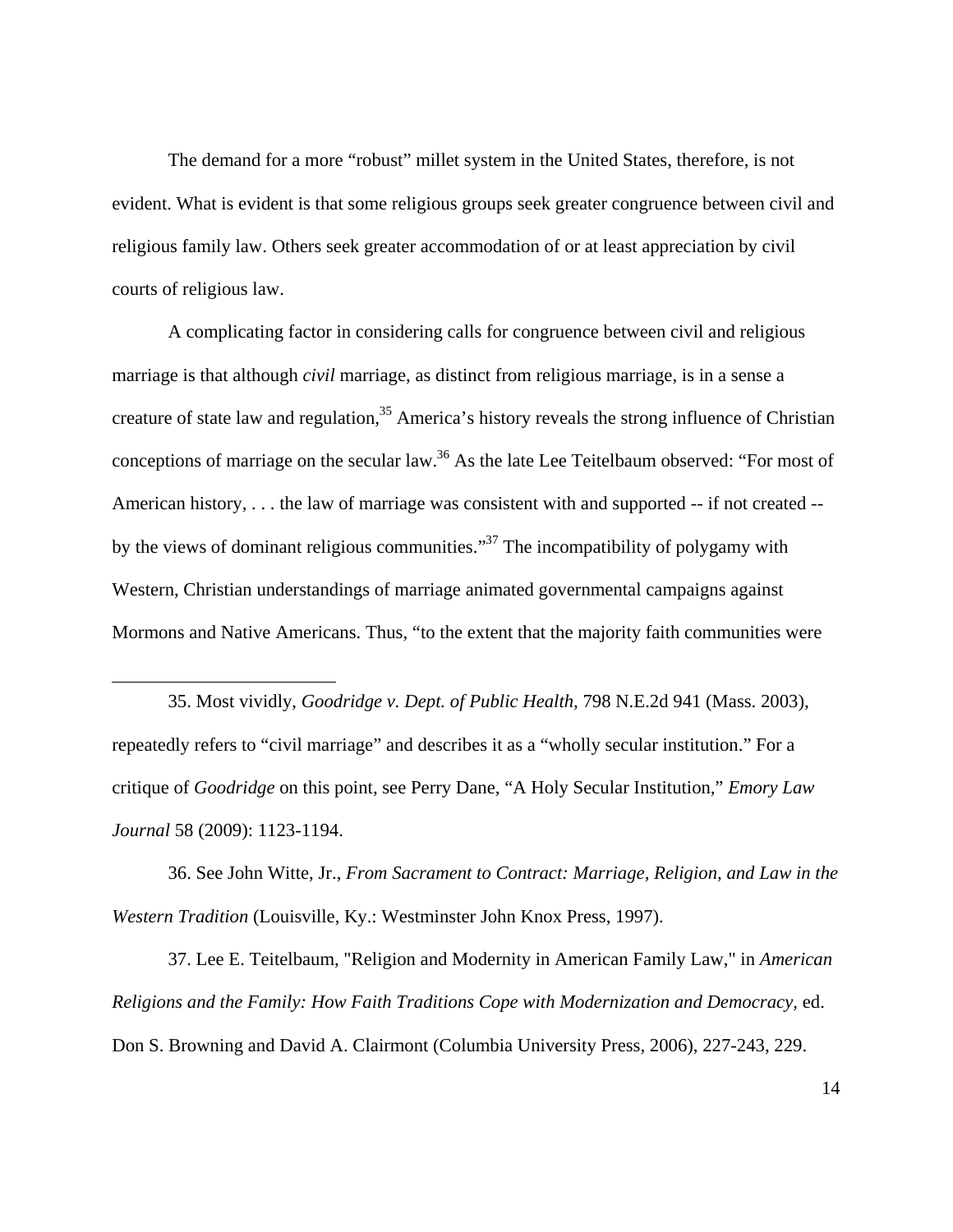The demand for a more "robust" millet system in the United States, therefore, is not evident. What is evident is that some religious groups seek greater congruence between civil and religious family law. Others seek greater accommodation of or at least appreciation by civil courts of religious law.

A complicating factor in considering calls for congruence between civil and religious marriage is that although *civil* marriage, as distinct from religious marriage, is in a sense a creature of state law and regulation,[35] America's history reveals the strong influence of Christian conceptions of marriage on the secular law.[36] As the late Lee Teitelbaum observed: "For most of American history, . . . the law of marriage was consistent with and supported -- if not created -- by the views of dominant religious communities."[37] The incompatibility of polygamy with Western, Christian understandings of marriage animated governmental campaigns against Mormons and Native Americans. Thus, "to the extent that the majority faith communities were

---

35. Most vividly, *Goodridge v. Dept. of Public Health*, 798 N.E.2d 941 (Mass. 2003), repeatedly refers to "civil marriage" and describes it as a "wholly secular institution." For a critique of *Goodridge* on this point, see Perry Dane, "A Holy Secular Institution," *Emory Law Journal* 58 (2009): 1123-1194.

36. See John Witte, Jr., *From Sacrament to Contract: Marriage, Religion, and Law in the Western Tradition* (Louisville, Ky.: Westminster John Knox Press, 1997).

37. Lee E. Teitelbaum, "Religion and Modernity in American Family Law," in *American Religions and the Family: How Faith Traditions Cope with Modernization and Democracy*, ed. Don S. Browning and David A. Clairmont (Columbia University Press, 2006), 227-243, 229.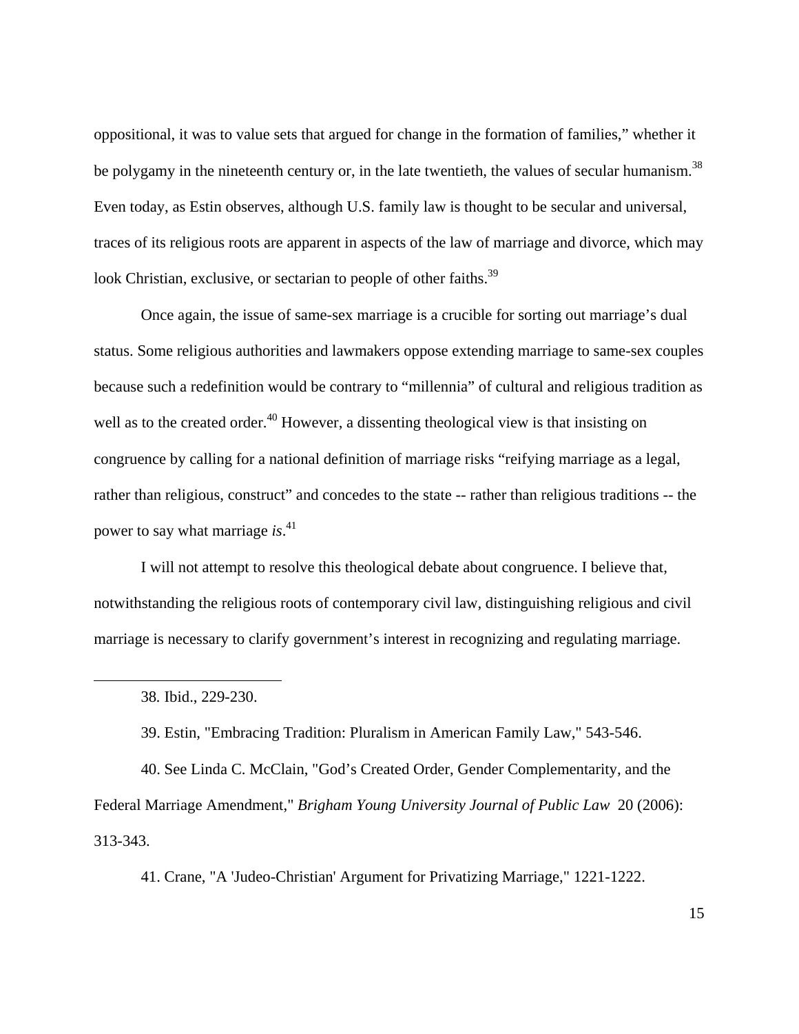oppositional, it was to value sets that argued for change in the formation of families," whether it be polygamy in the nineteenth century or, in the late twentieth, the values of secular humanism.[38] Even today, as Estin observes, although U.S. family law is thought to be secular and universal, traces of its religious roots are apparent in aspects of the law of marriage and divorce, which may look Christian, exclusive, or sectarian to people of other faiths.[39]

Once again, the issue of same-sex marriage is a crucible for sorting out marriage's dual status. Some religious authorities and lawmakers oppose extending marriage to same-sex couples because such a redefinition would be contrary to "millennia" of cultural and religious tradition as well as to the created order.[40] However, a dissenting theological view is that insisting on congruence by calling for a national definition of marriage risks "reifying marriage as a legal, rather than religious, construct" and concedes to the state -- rather than religious traditions -- the power to say what marriage *is*.[41]

I will not attempt to resolve this theological debate about congruence. I believe that, notwithstanding the religious roots of contemporary civil law, distinguishing religious and civil marriage is necessary to clarify government's interest in recognizing and regulating marriage.

---

38. Ibid., 229-230.

39. Estin, "Embracing Tradition: Pluralism in American Family Law," 543-546.

40. See Linda C. McClain, "God's Created Order, Gender Complementarity, and the Federal Marriage Amendment," *Brigham Young University Journal of Public Law* 20 (2006): 313-343.

41. Crane, "A 'Judeo-Christian' Argument for Privatizing Marriage," 1221-1222.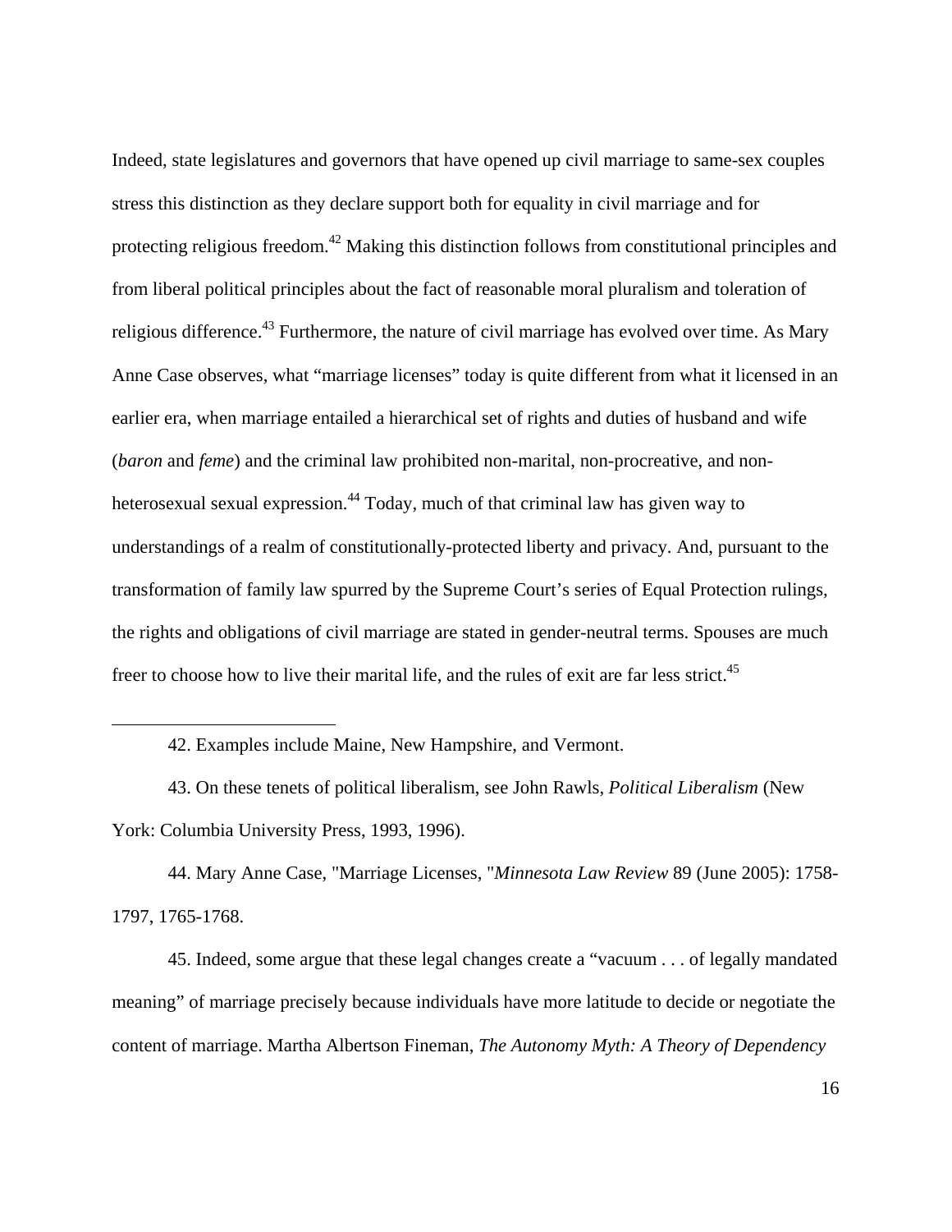Indeed, state legislatures and governors that have opened up civil marriage to same-sex couples stress this distinction as they declare support both for equality in civil marriage and for protecting religious freedom.[42] Making this distinction follows from constitutional principles and from liberal political principles about the fact of reasonable moral pluralism and toleration of religious difference.[43] Furthermore, the nature of civil marriage has evolved over time. As Mary Anne Case observes, what "marriage licenses" today is quite different from what it licensed in an earlier era, when marriage entailed a hierarchical set of rights and duties of husband and wife (*baron* and *feme*) and the criminal law prohibited non-marital, non-procreative, and non-heterosexual sexual expression.[44] Today, much of that criminal law has given way to understandings of a realm of constitutionally-protected liberty and privacy. And, pursuant to the transformation of family law spurred by the Supreme Court's series of Equal Protection rulings, the rights and obligations of civil marriage are stated in gender-neutral terms. Spouses are much freer to choose how to live their marital life, and the rules of exit are far less strict.[45]

---

42. Examples include Maine, New Hampshire, and Vermont.

43. On these tenets of political liberalism, see John Rawls, *Political Liberalism* (New York: Columbia University Press, 1993, 1996).

44. Mary Anne Case, "Marriage Licenses, "*Minnesota Law Review* 89 (June 2005): 1758-1797, 1765-1768.

45. Indeed, some argue that these legal changes create a "vacuum . . . of legally mandated meaning" of marriage precisely because individuals have more latitude to decide or negotiate the content of marriage. Martha Albertson Fineman, *The Autonomy Myth: A Theory of Dependency*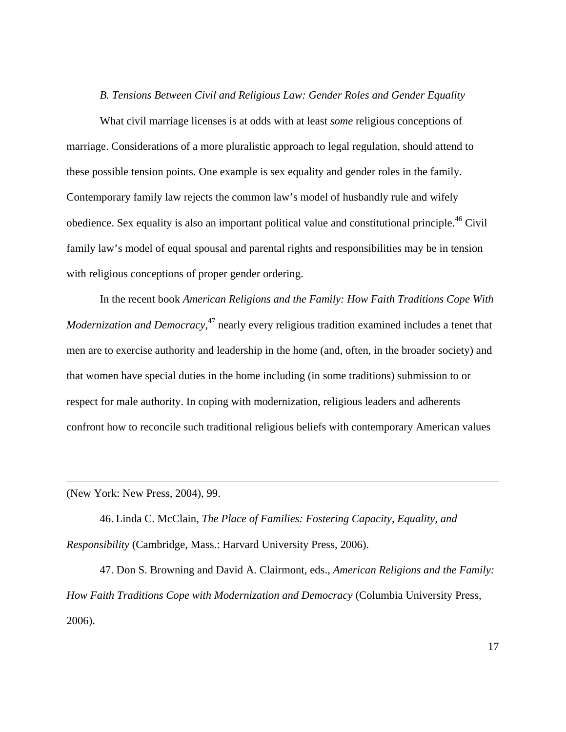*B. Tensions Between Civil and Religious Law: Gender Roles and Gender Equality*

What civil marriage licenses is at odds with at least *some* religious conceptions of marriage. Considerations of a more pluralistic approach to legal regulation, should attend to these possible tension points. One example is sex equality and gender roles in the family. Contemporary family law rejects the common law's model of husbandly rule and wifely obedience. Sex equality is also an important political value and constitutional principle.[46] Civil family law's model of equal spousal and parental rights and responsibilities may be in tension with religious conceptions of proper gender ordering.

In the recent book *American Religions and the Family: How Faith Traditions Cope With Modernization and Democracy*,[47] nearly every religious tradition examined includes a tenet that men are to exercise authority and leadership in the home (and, often, in the broader society) and that women have special duties in the home including (in some traditions) submission to or respect for male authority. In coping with modernization, religious leaders and adherents confront how to reconcile such traditional religious beliefs with contemporary American values

---

(New York: New Press, 2004), 99.

46. Linda C. McClain, *The Place of Families: Fostering Capacity, Equality, and Responsibility* (Cambridge, Mass.: Harvard University Press, 2006).

47. Don S. Browning and David A. Clairmont, eds., *American Religions and the Family: How Faith Traditions Cope with Modernization and Democracy* (Columbia University Press, 2006).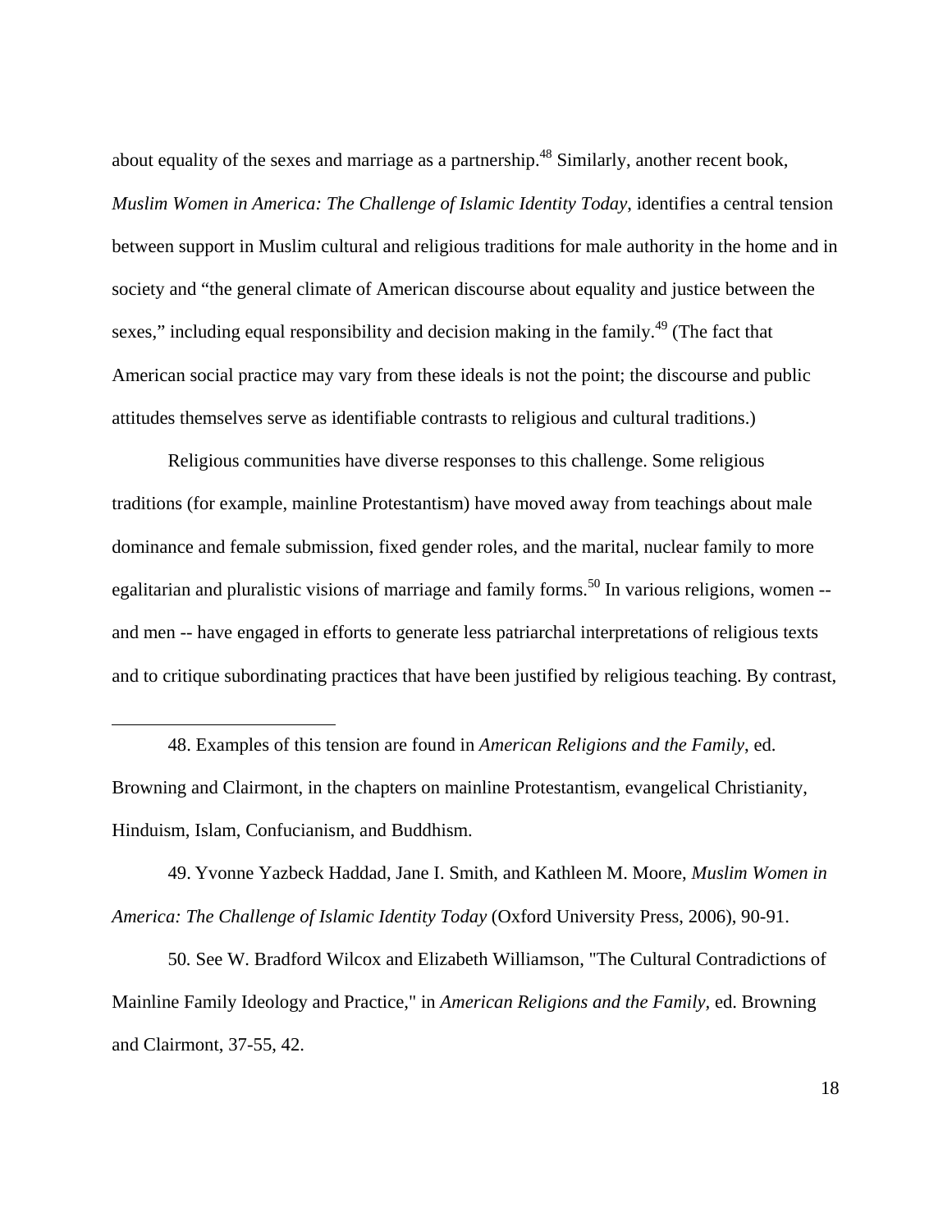about equality of the sexes and marriage as a partnership.[48] Similarly, another recent book, *Muslim Women in America: The Challenge of Islamic Identity Today*, identifies a central tension between support in Muslim cultural and religious traditions for male authority in the home and in society and "the general climate of American discourse about equality and justice between the sexes," including equal responsibility and decision making in the family.[49] (The fact that American social practice may vary from these ideals is not the point; the discourse and public attitudes themselves serve as identifiable contrasts to religious and cultural traditions.)

Religious communities have diverse responses to this challenge. Some religious traditions (for example, mainline Protestantism) have moved away from teachings about male dominance and female submission, fixed gender roles, and the marital, nuclear family to more egalitarian and pluralistic visions of marriage and family forms.[50] In various religions, women -- and men -- have engaged in efforts to generate less patriarchal interpretations of religious texts and to critique subordinating practices that have been justified by religious teaching. By contrast,

---

48. Examples of this tension are found in *American Religions and the Family*, ed. Browning and Clairmont, in the chapters on mainline Protestantism, evangelical Christianity, Hinduism, Islam, Confucianism, and Buddhism.

49. Yvonne Yazbeck Haddad, Jane I. Smith, and Kathleen M. Moore, *Muslim Women in America: The Challenge of Islamic Identity Today* (Oxford University Press, 2006), 90-91.

50. See W. Bradford Wilcox and Elizabeth Williamson, "The Cultural Contradictions of Mainline Family Ideology and Practice," in *American Religions and the Family*, ed. Browning and Clairmont, 37-55, 42.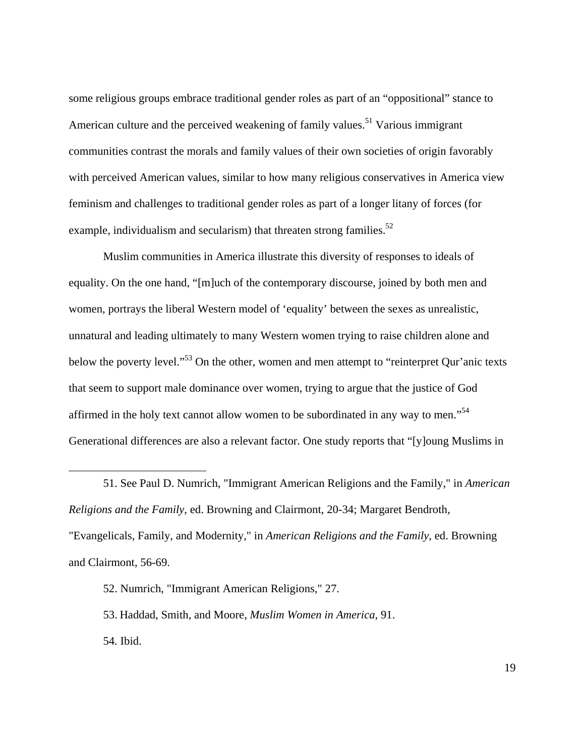some religious groups embrace traditional gender roles as part of an “oppositional” stance to American culture and the perceived weakening of family values.[51] Various immigrant communities contrast the morals and family values of their own societies of origin favorably with perceived American values, similar to how many religious conservatives in America view feminism and challenges to traditional gender roles as part of a longer litany of forces (for example, individualism and secularism) that threaten strong families.[52]

Muslim communities in America illustrate this diversity of responses to ideals of equality. On the one hand, “[m]uch of the contemporary discourse, joined by both men and women, portrays the liberal Western model of ‘equality’ between the sexes as unrealistic, unnatural and leading ultimately to many Western women trying to raise children alone and below the poverty level.”[53] On the other, women and men attempt to “reinterpret Qur’anic texts that seem to support male dominance over women, trying to argue that the justice of God affirmed in the holy text cannot allow women to be subordinated in any way to men.”[54] Generational differences are also a relevant factor. One study reports that “[y]oung Muslims in

---

51. See Paul D. Numrich, "Immigrant American Religions and the Family," in *American Religions and the Family*, ed. Browning and Clairmont, 20-34; Margaret Bendroth, "Evangelicals, Family, and Modernity," in *American Religions and the Family*, ed. Browning and Clairmont, 56-69.

52. Numrich, "Immigrant American Religions," 27.

53. Haddad, Smith, and Moore, *Muslim Women in America*, 91.

54. Ibid.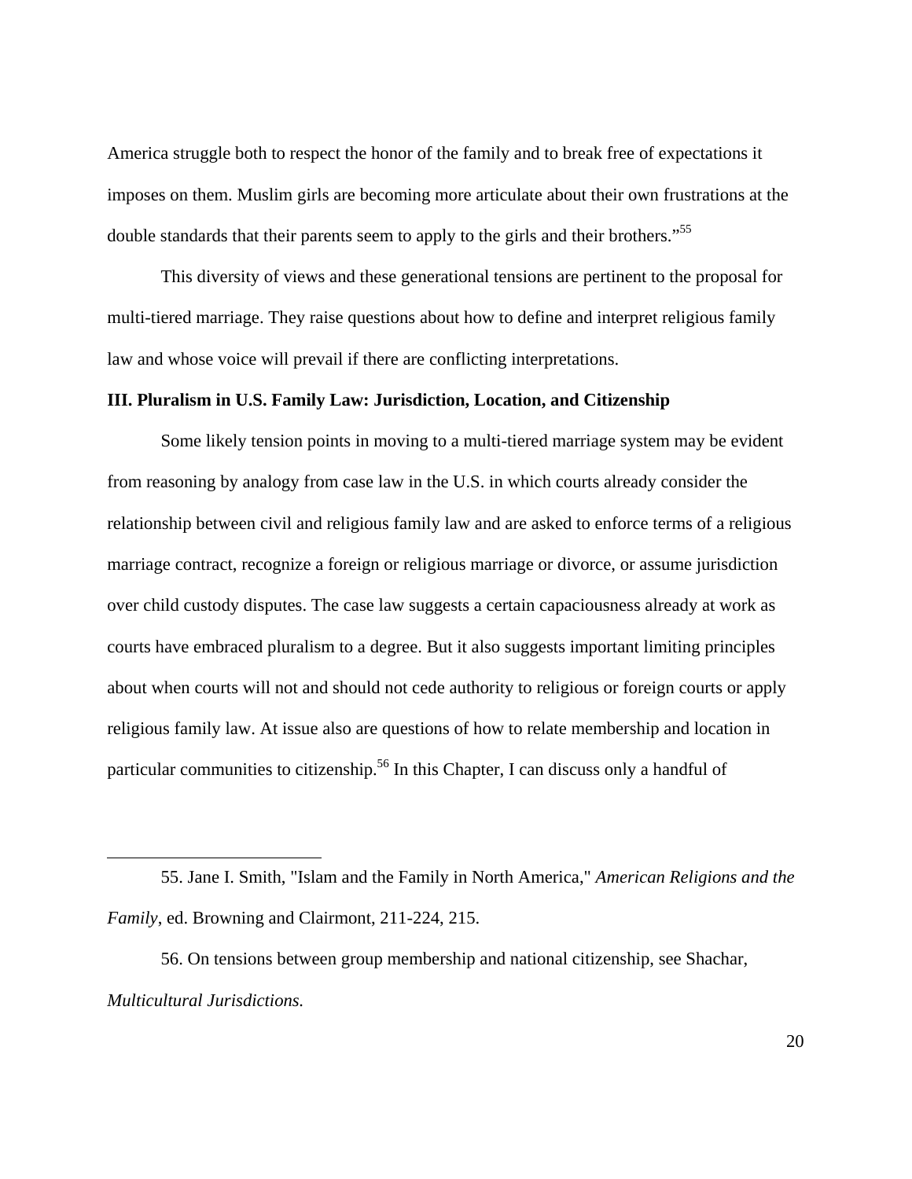America struggle both to respect the honor of the family and to break free of expectations it imposes on them. Muslim girls are becoming more articulate about their own frustrations at the double standards that their parents seem to apply to the girls and their brothers."[55]

This diversity of views and these generational tensions are pertinent to the proposal for multi-tiered marriage. They raise questions about how to define and interpret religious family law and whose voice will prevail if there are conflicting interpretations.

**III. Pluralism in U.S. Family Law: Jurisdiction, Location, and Citizenship**

Some likely tension points in moving to a multi-tiered marriage system may be evident from reasoning by analogy from case law in the U.S. in which courts already consider the relationship between civil and religious family law and are asked to enforce terms of a religious marriage contract, recognize a foreign or religious marriage or divorce, or assume jurisdiction over child custody disputes. The case law suggests a certain capaciousness already at work as courts have embraced pluralism to a degree. But it also suggests important limiting principles about when courts will not and should not cede authority to religious or foreign courts or apply religious family law. At issue also are questions of how to relate membership and location in particular communities to citizenship.[56] In this Chapter, I can discuss only a handful of

---

55. Jane I. Smith, "Islam and the Family in North America," *American Religions and the Family*, ed. Browning and Clairmont, 211-224, 215.

56. On tensions between group membership and national citizenship, see Shachar, *Multicultural Jurisdictions.*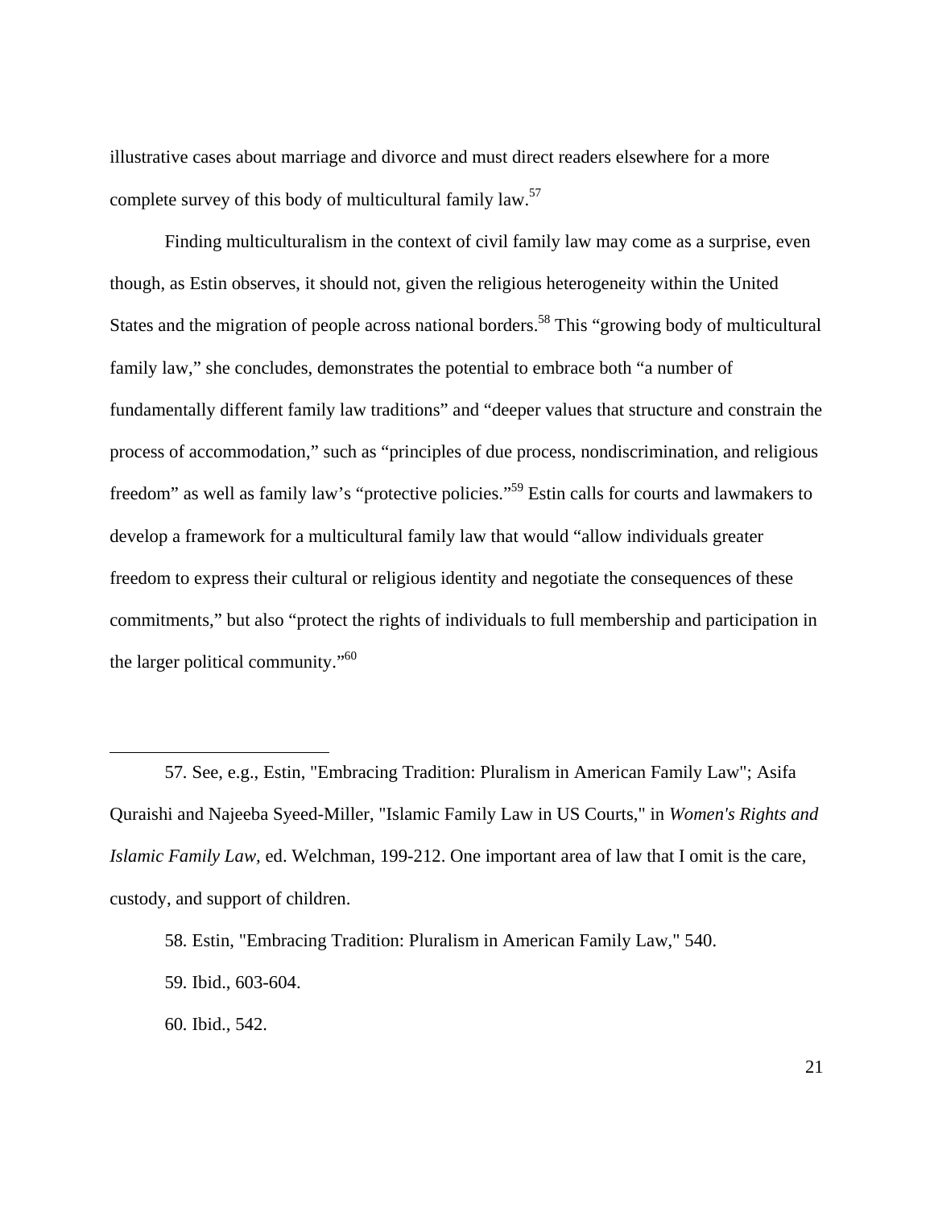illustrative cases about marriage and divorce and must direct readers elsewhere for a more complete survey of this body of multicultural family law.[57]

Finding multiculturalism in the context of civil family law may come as a surprise, even though, as Estin observes, it should not, given the religious heterogeneity within the United States and the migration of people across national borders.[58] This "growing body of multicultural family law," she concludes, demonstrates the potential to embrace both "a number of fundamentally different family law traditions" and "deeper values that structure and constrain the process of accommodation," such as "principles of due process, nondiscrimination, and religious freedom" as well as family law's "protective policies."[59] Estin calls for courts and lawmakers to develop a framework for a multicultural family law that would "allow individuals greater freedom to express their cultural or religious identity and negotiate the consequences of these commitments," but also "protect the rights of individuals to full membership and participation in the larger political community."[60]

---

57. See, e.g., Estin, "Embracing Tradition: Pluralism in American Family Law"; Asifa Quraishi and Najeeba Syeed-Miller, "Islamic Family Law in US Courts," in *Women's Rights and Islamic Family Law*, ed. Welchman, 199-212. One important area of law that I omit is the care, custody, and support of children.

58. Estin, "Embracing Tradition: Pluralism in American Family Law," 540.

59. Ibid., 603-604.

60. Ibid., 542.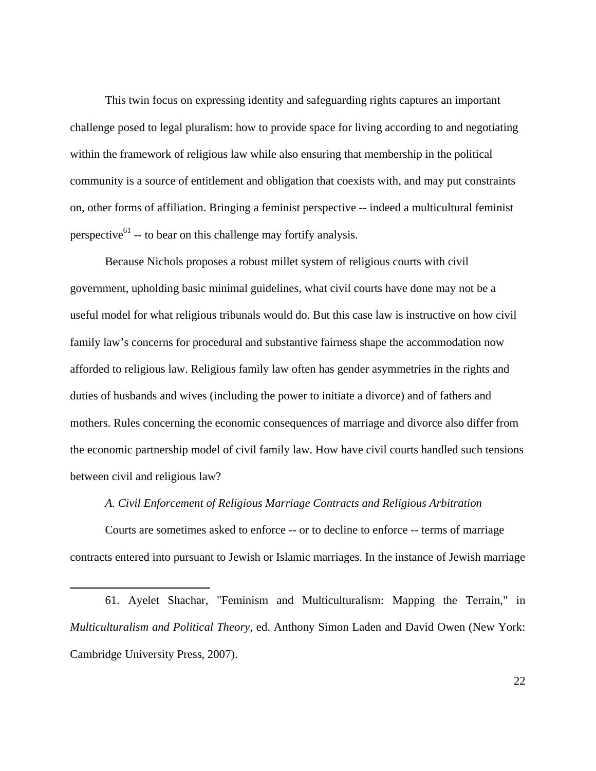This twin focus on expressing identity and safeguarding rights captures an important challenge posed to legal pluralism: how to provide space for living according to and negotiating within the framework of religious law while also ensuring that membership in the political community is a source of entitlement and obligation that coexists with, and may put constraints on, other forms of affiliation. Bringing a feminist perspective -- indeed a multicultural feminist perspective[61] -- to bear on this challenge may fortify analysis.

Because Nichols proposes a robust millet system of religious courts with civil government, upholding basic minimal guidelines, what civil courts have done may not be a useful model for what religious tribunals would do. But this case law is instructive on how civil family law's concerns for procedural and substantive fairness shape the accommodation now afforded to religious law. Religious family law often has gender asymmetries in the rights and duties of husbands and wives (including the power to initiate a divorce) and of fathers and mothers. Rules concerning the economic consequences of marriage and divorce also differ from the economic partnership model of civil family law. How have civil courts handled such tensions between civil and religious law?

*A. Civil Enforcement of Religious Marriage Contracts and Religious Arbitration*

Courts are sometimes asked to enforce -- or to decline to enforce -- terms of marriage contracts entered into pursuant to Jewish or Islamic marriages. In the instance of Jewish marriage

---

61. Ayelet Shachar, "Feminism and Multiculturalism: Mapping the Terrain," in *Multiculturalism and Political Theory*, ed. Anthony Simon Laden and David Owen (New York: Cambridge University Press, 2007).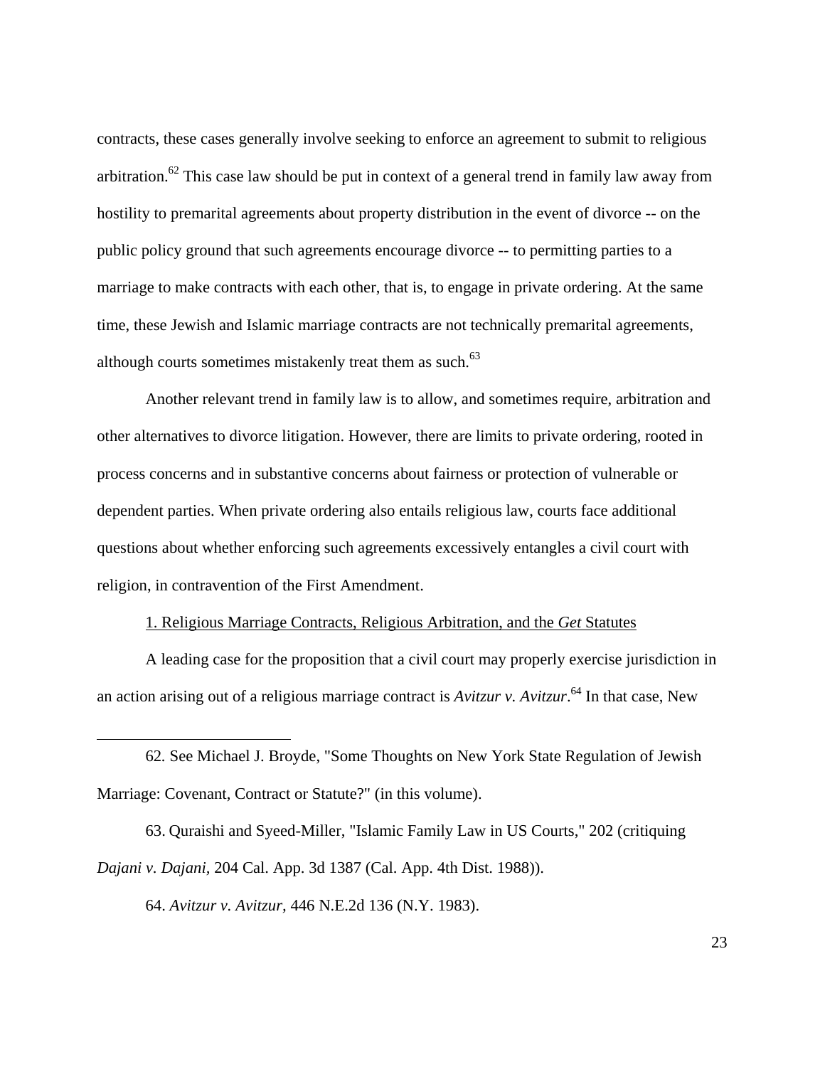contracts, these cases generally involve seeking to enforce an agreement to submit to religious arbitration.[62] This case law should be put in context of a general trend in family law away from hostility to premarital agreements about property distribution in the event of divorce -- on the public policy ground that such agreements encourage divorce -- to permitting parties to a marriage to make contracts with each other, that is, to engage in private ordering. At the same time, these Jewish and Islamic marriage contracts are not technically premarital agreements, although courts sometimes mistakenly treat them as such.[63]

Another relevant trend in family law is to allow, and sometimes require, arbitration and other alternatives to divorce litigation. However, there are limits to private ordering, rooted in process concerns and in substantive concerns about fairness or protection of vulnerable or dependent parties. When private ordering also entails religious law, courts face additional questions about whether enforcing such agreements excessively entangles a civil court with religion, in contravention of the First Amendment.

1. Religious Marriage Contracts, Religious Arbitration, and the *Get* Statutes

A leading case for the proposition that a civil court may properly exercise jurisdiction in an action arising out of a religious marriage contract is *Avitzur v. Avitzur*.[64] In that case, New

---

62. See Michael J. Broyde, "Some Thoughts on New York State Regulation of Jewish Marriage: Covenant, Contract or Statute?" (in this volume).

63. Quraishi and Syeed-Miller, "Islamic Family Law in US Courts," 202 (critiquing *Dajani v. Dajani*, 204 Cal. App. 3d 1387 (Cal. App. 4th Dist. 1988)).

64. *Avitzur v. Avitzur*, 446 N.E.2d 136 (N.Y. 1983).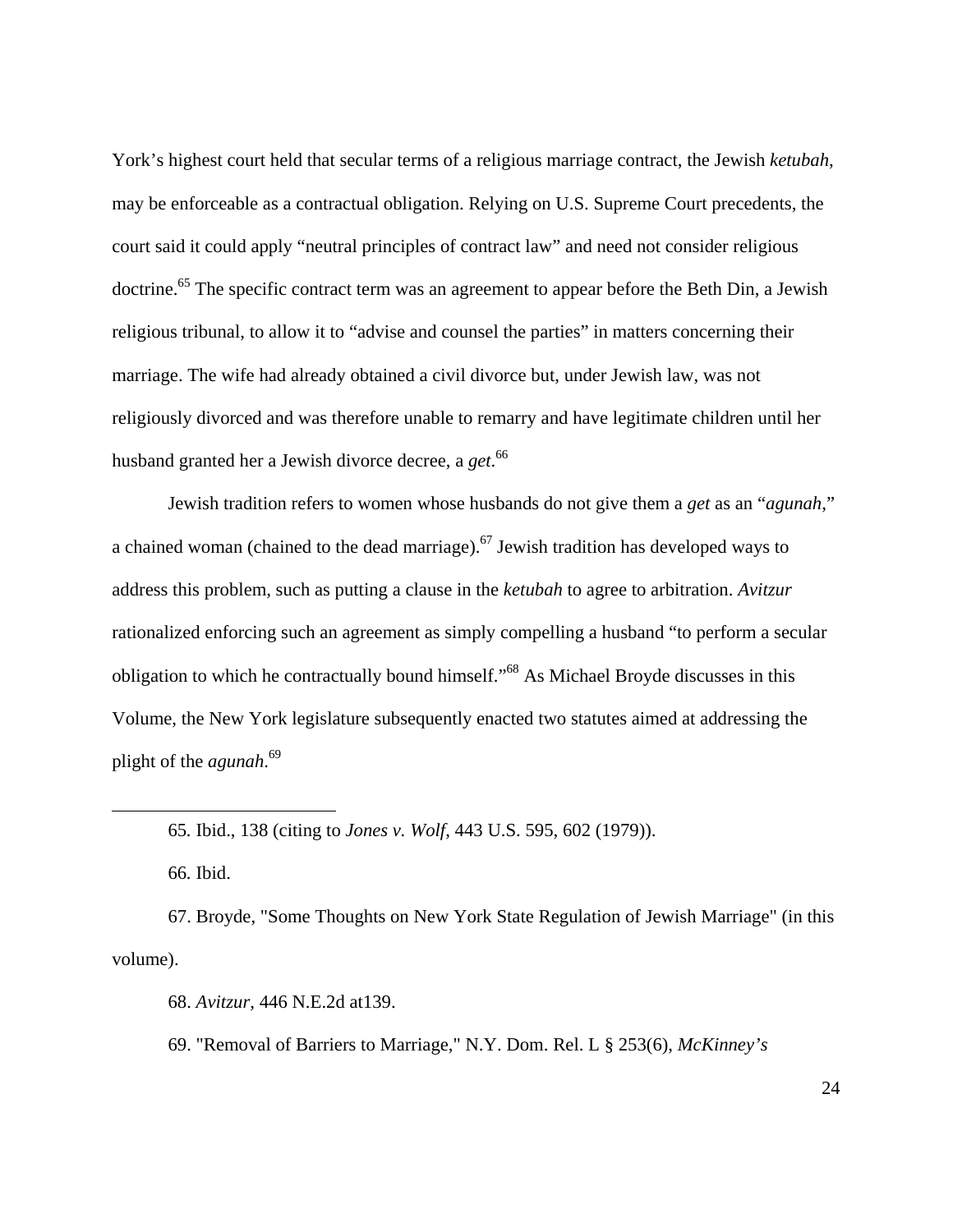York's highest court held that secular terms of a religious marriage contract, the Jewish *ketubah*, may be enforceable as a contractual obligation. Relying on U.S. Supreme Court precedents, the court said it could apply "neutral principles of contract law" and need not consider religious doctrine.[65] The specific contract term was an agreement to appear before the Beth Din, a Jewish religious tribunal, to allow it to "advise and counsel the parties" in matters concerning their marriage. The wife had already obtained a civil divorce but, under Jewish law, was not religiously divorced and was therefore unable to remarry and have legitimate children until her husband granted her a Jewish divorce decree, a *get*.[66]

Jewish tradition refers to women whose husbands do not give them a *get* as an "*agunah*," a chained woman (chained to the dead marriage).[67] Jewish tradition has developed ways to address this problem, such as putting a clause in the *ketubah* to agree to arbitration. *Avitzur* rationalized enforcing such an agreement as simply compelling a husband "to perform a secular obligation to which he contractually bound himself."[68] As Michael Broyde discusses in this Volume, the New York legislature subsequently enacted two statutes aimed at addressing the plight of the *agunah*.[69]

---

65. Ibid., 138 (citing to *Jones v. Wolf*, 443 U.S. 595, 602 (1979)).

66. Ibid.

67. Broyde, "Some Thoughts on New York State Regulation of Jewish Marriage" (in this volume).

68. *Avitzur*, 446 N.E.2d at139.

69. "Removal of Barriers to Marriage," N.Y. Dom. Rel. L § 253(6), *McKinney's*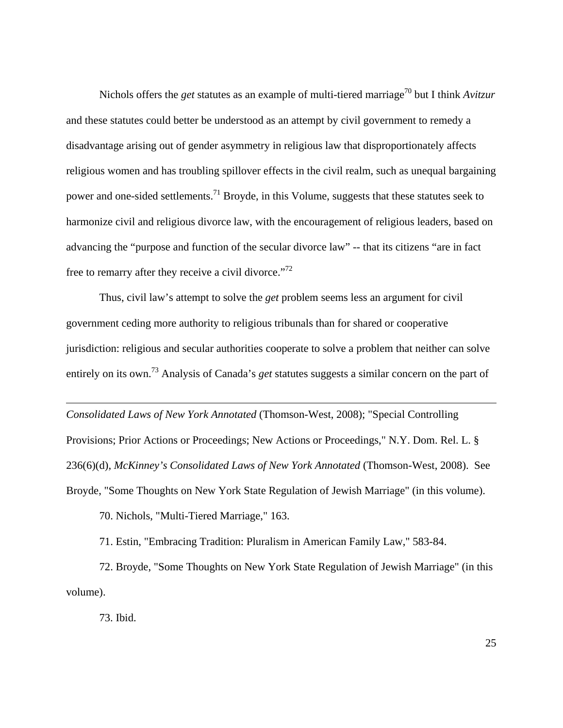Nichols offers the *get* statutes as an example of multi-tiered marriage[70] but I think *Avitzur* and these statutes could better be understood as an attempt by civil government to remedy a disadvantage arising out of gender asymmetry in religious law that disproportionately affects religious women and has troubling spillover effects in the civil realm, such as unequal bargaining power and one-sided settlements.[71] Broyde, in this Volume, suggests that these statutes seek to harmonize civil and religious divorce law, with the encouragement of religious leaders, based on advancing the "purpose and function of the secular divorce law" -- that its citizens "are in fact free to remarry after they receive a civil divorce."[72]

Thus, civil law's attempt to solve the *get* problem seems less an argument for civil government ceding more authority to religious tribunals than for shared or cooperative jurisdiction: religious and secular authorities cooperate to solve a problem that neither can solve entirely on its own.[73] Analysis of Canada's *get* statutes suggests a similar concern on the part of

---

*Consolidated Laws of New York Annotated* (Thomson-West, 2008); "Special Controlling Provisions; Prior Actions or Proceedings; New Actions or Proceedings," N.Y. Dom. Rel. L. § 236(6)(d), *McKinney's Consolidated Laws of New York Annotated* (Thomson-West, 2008). See Broyde, "Some Thoughts on New York State Regulation of Jewish Marriage" (in this volume).

70. Nichols, "Multi-Tiered Marriage," 163.

71. Estin, "Embracing Tradition: Pluralism in American Family Law," 583-84.

72. Broyde, "Some Thoughts on New York State Regulation of Jewish Marriage" (in this volume).

73. Ibid.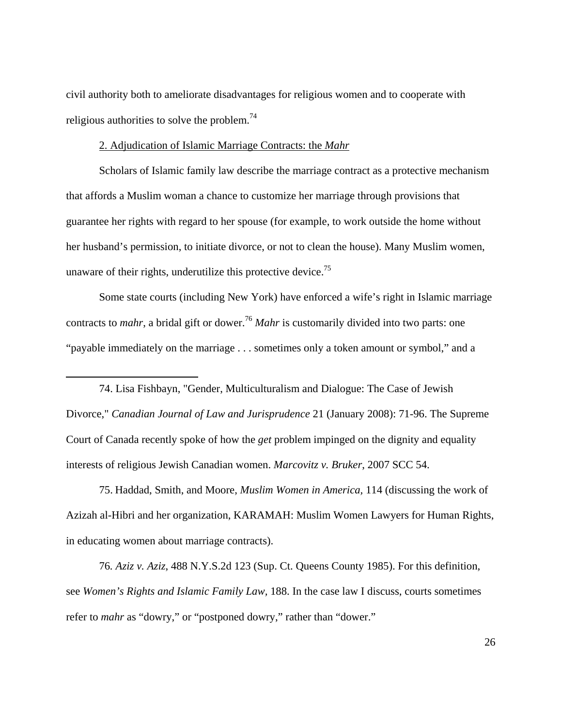civil authority both to ameliorate disadvantages for religious women and to cooperate with religious authorities to solve the problem.[74]

2. Adjudication of Islamic Marriage Contracts: the *Mahr*

Scholars of Islamic family law describe the marriage contract as a protective mechanism that affords a Muslim woman a chance to customize her marriage through provisions that guarantee her rights with regard to her spouse (for example, to work outside the home without her husband's permission, to initiate divorce, or not to clean the house). Many Muslim women, unaware of their rights, underutilize this protective device.[75]

Some state courts (including New York) have enforced a wife's right in Islamic marriage contracts to *mahr*, a bridal gift or dower.[76] *Mahr* is customarily divided into two parts: one "payable immediately on the marriage . . . sometimes only a token amount or symbol," and a

---

74. Lisa Fishbayn, "Gender, Multiculturalism and Dialogue: The Case of Jewish Divorce," *Canadian Journal of Law and Jurisprudence* 21 (January 2008): 71-96. The Supreme Court of Canada recently spoke of how the *get* problem impinged on the dignity and equality interests of religious Jewish Canadian women. *Marcovitz v. Bruker*, 2007 SCC 54.

75. Haddad, Smith, and Moore, *Muslim Women in America*, 114 (discussing the work of Azizah al-Hibri and her organization, KARAMAH: Muslim Women Lawyers for Human Rights, in educating women about marriage contracts).

76. *Aziz v. Aziz*, 488 N.Y.S.2d 123 (Sup. Ct. Queens County 1985). For this definition, see *Women's Rights and Islamic Family Law*, 188. In the case law I discuss, courts sometimes refer to *mahr* as "dowry," or "postponed dowry," rather than "dower."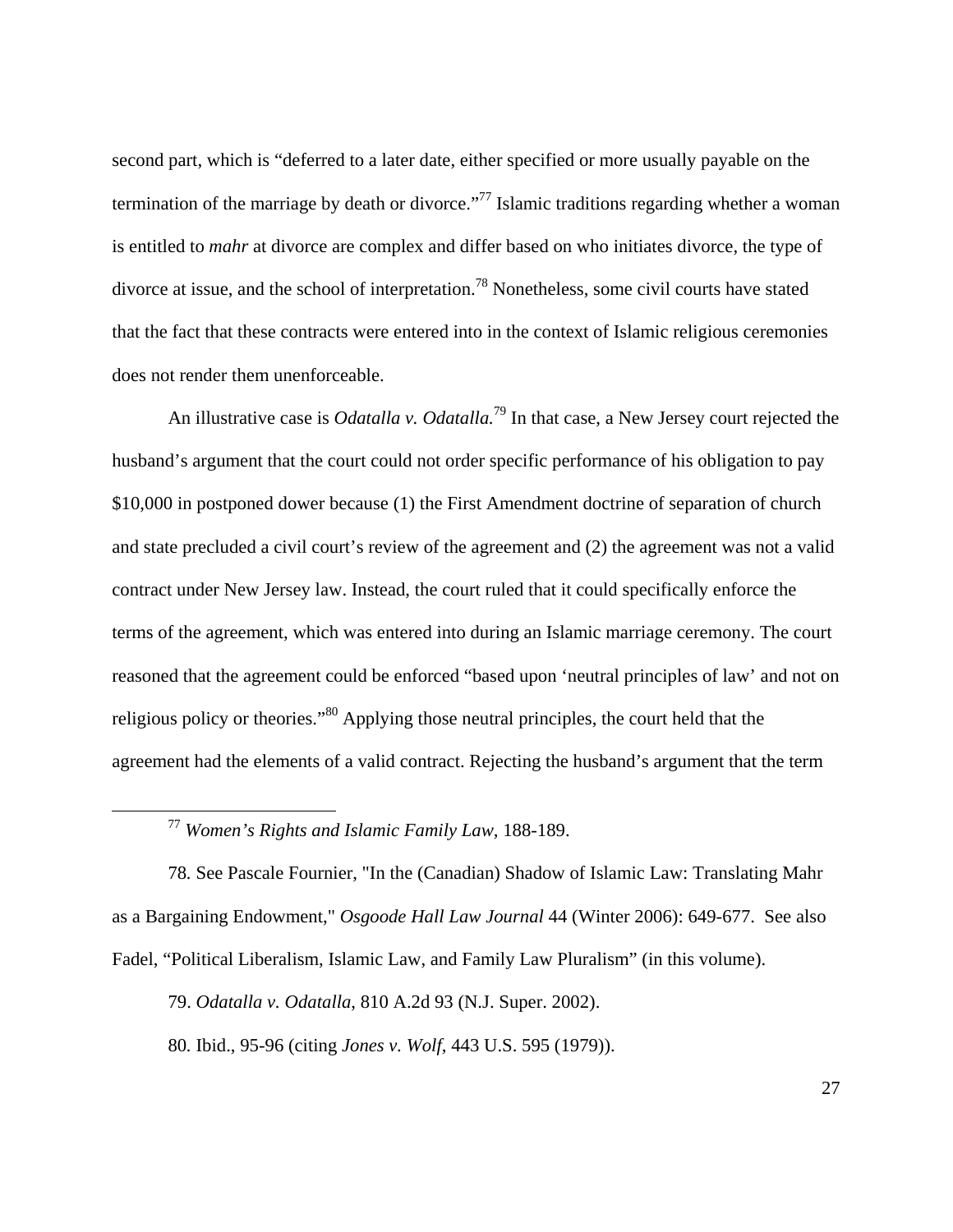second part, which is "deferred to a later date, either specified or more usually payable on the termination of the marriage by death or divorce."[77] Islamic traditions regarding whether a woman is entitled to *mahr* at divorce are complex and differ based on who initiates divorce, the type of divorce at issue, and the school of interpretation.[78] Nonetheless, some civil courts have stated that the fact that these contracts were entered into in the context of Islamic religious ceremonies does not render them unenforceable.

An illustrative case is *Odatalla v. Odatalla.*[79] In that case, a New Jersey court rejected the husband's argument that the court could not order specific performance of his obligation to pay $10,000 in postponed dower because (1) the First Amendment doctrine of separation of church and state precluded a civil court's review of the agreement and (2) the agreement was not a valid contract under New Jersey law. Instead, the court ruled that it could specifically enforce the terms of the agreement, which was entered into during an Islamic marriage ceremony. The court reasoned that the agreement could be enforced "based upon 'neutral principles of law' and not on religious policy or theories."[80] Applying those neutral principles, the court held that the agreement had the elements of a valid contract. Rejecting the husband's argument that the term

---

[77] *Women's Rights and Islamic Family Law,* 188-189.

78. See Pascale Fournier, "In the (Canadian) Shadow of Islamic Law: Translating Mahr as a Bargaining Endowment," *Osgoode Hall Law Journal* 44 (Winter 2006): 649-677. See also Fadel, "Political Liberalism, Islamic Law, and Family Law Pluralism" (in this volume).

79. *Odatalla v. Odatalla,* 810 A.2d 93 (N.J. Super. 2002).

80. Ibid., 95-96 (citing *Jones v. Wolf*, 443 U.S. 595 (1979)).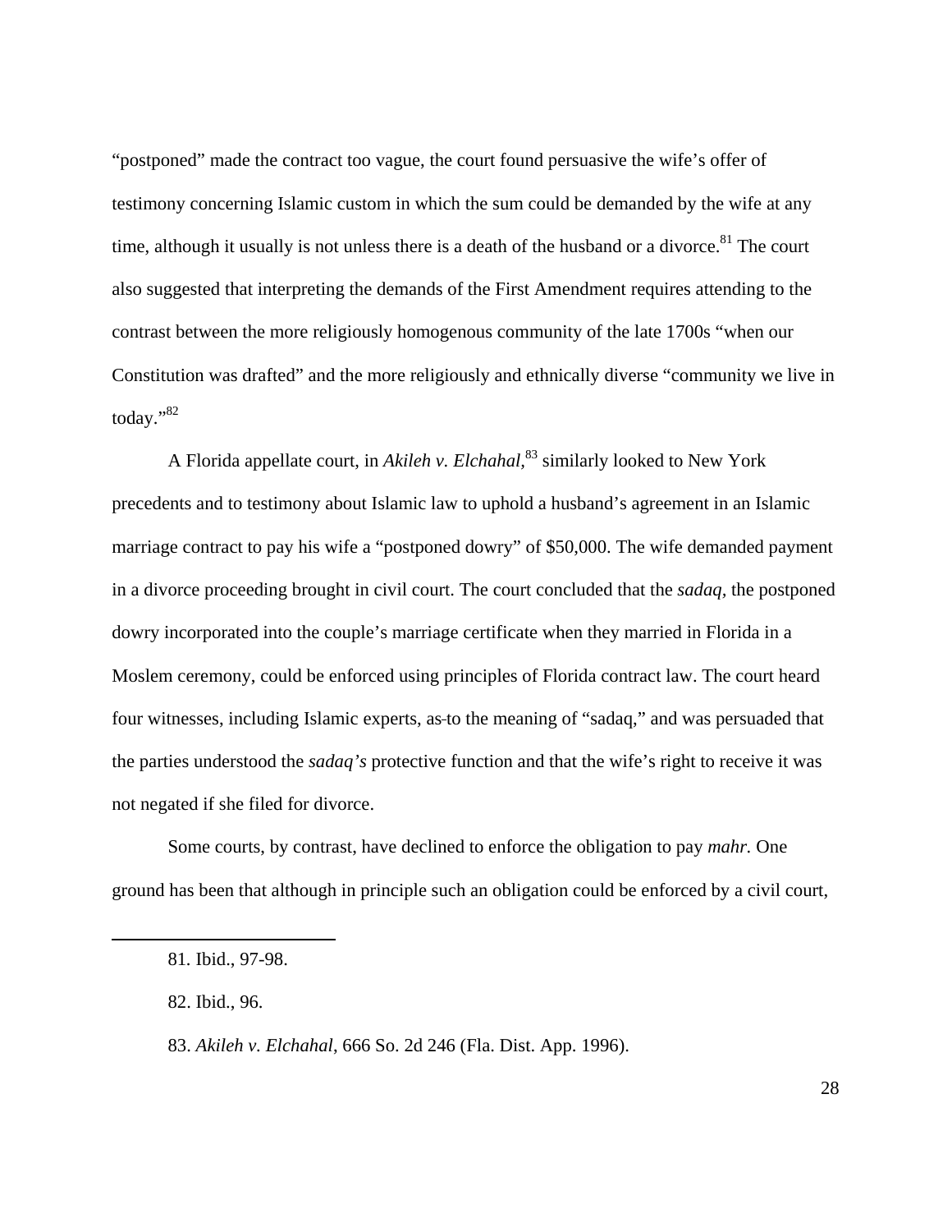"postponed" made the contract too vague, the court found persuasive the wife's offer of testimony concerning Islamic custom in which the sum could be demanded by the wife at any time, although it usually is not unless there is a death of the husband or a divorce.[81] The court also suggested that interpreting the demands of the First Amendment requires attending to the contrast between the more religiously homogenous community of the late 1700s "when our Constitution was drafted" and the more religiously and ethnically diverse "community we live in today."[82]

A Florida appellate court, in *Akileh v. Elchahal,*[83] similarly looked to New York precedents and to testimony about Islamic law to uphold a husband's agreement in an Islamic marriage contract to pay his wife a "postponed dowry" of $50,000. The wife demanded payment in a divorce proceeding brought in civil court. The court concluded that the *sadaq,* the postponed dowry incorporated into the couple's marriage certificate when they married in Florida in a Moslem ceremony, could be enforced using principles of Florida contract law. The court heard four witnesses, including Islamic experts, as to the meaning of "sadaq," and was persuaded that the parties understood the *sadaq's* protective function and that the wife's right to receive it was not negated if she filed for divorce.

Some courts, by contrast, have declined to enforce the obligation to pay *mahr.* One ground has been that although in principle such an obligation could be enforced by a civil court,

---

81. Ibid., 97-98.

82. Ibid., 96.

83. *Akileh v. Elchahal*, 666 So. 2d 246 (Fla. Dist. App. 1996).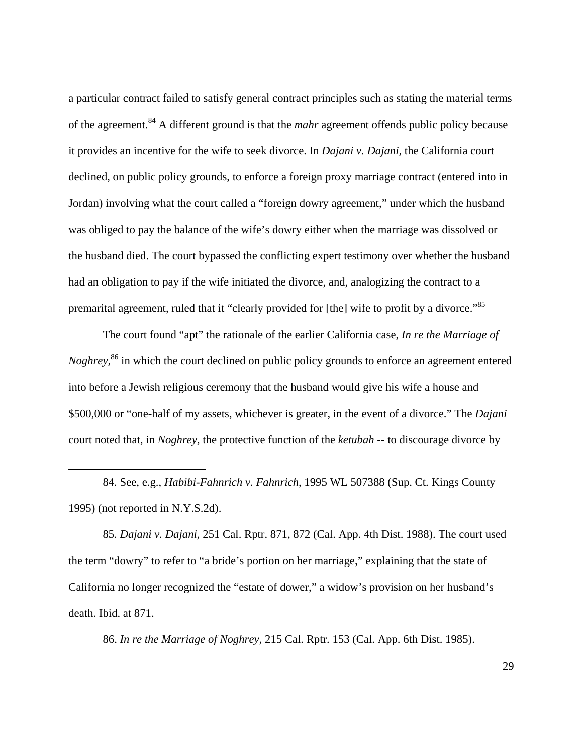a particular contract failed to satisfy general contract principles such as stating the material terms of the agreement.[84] A different ground is that the *mahr* agreement offends public policy because it provides an incentive for the wife to seek divorce. In *Dajani v. Dajani*, the California court declined, on public policy grounds, to enforce a foreign proxy marriage contract (entered into in Jordan) involving what the court called a "foreign dowry agreement," under which the husband was obliged to pay the balance of the wife's dowry either when the marriage was dissolved or the husband died. The court bypassed the conflicting expert testimony over whether the husband had an obligation to pay if the wife initiated the divorce, and, analogizing the contract to a premarital agreement, ruled that it "clearly provided for [the] wife to profit by a divorce."[85]

The court found "apt" the rationale of the earlier California case, *In re the Marriage of Noghrey*,[86] in which the court declined on public policy grounds to enforce an agreement entered into before a Jewish religious ceremony that the husband would give his wife a house and $500,000 or "one-half of my assets, whichever is greater, in the event of a divorce." The *Dajani* court noted that, in *Noghrey*, the protective function of the *ketubah* -- to discourage divorce by

---

84. See, e.g., *Habibi-Fahnrich v. Fahnrich*, 1995 WL 507388 (Sup. Ct. Kings County 1995) (not reported in N.Y.S.2d).

85. *Dajani v. Dajani*, 251 Cal. Rptr. 871, 872 (Cal. App. 4th Dist. 1988). The court used the term "dowry" to refer to "a bride's portion on her marriage," explaining that the state of California no longer recognized the "estate of dower," a widow's provision on her husband's death. Ibid. at 871.

86. *In re the Marriage of Noghrey*, 215 Cal. Rptr. 153 (Cal. App. 6th Dist. 1985).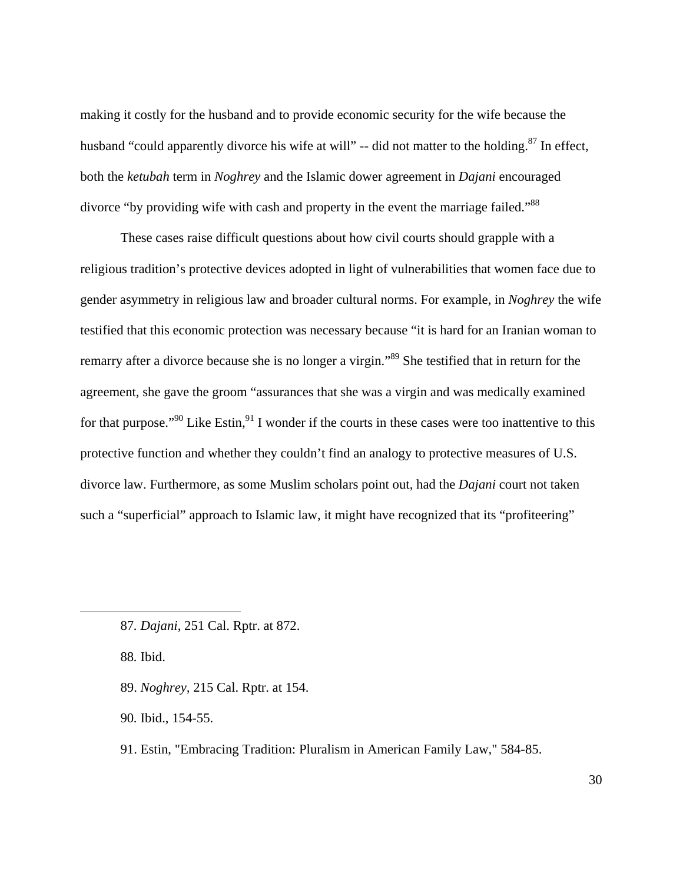making it costly for the husband and to provide economic security for the wife because the husband "could apparently divorce his wife at will" -- did not matter to the holding.[87] In effect, both the *ketubah* term in *Noghrey* and the Islamic dower agreement in *Dajani* encouraged divorce "by providing wife with cash and property in the event the marriage failed."[88]

These cases raise difficult questions about how civil courts should grapple with a religious tradition's protective devices adopted in light of vulnerabilities that women face due to gender asymmetry in religious law and broader cultural norms. For example, in *Noghrey* the wife testified that this economic protection was necessary because "it is hard for an Iranian woman to remarry after a divorce because she is no longer a virgin."[89] She testified that in return for the agreement, she gave the groom "assurances that she was a virgin and was medically examined for that purpose."[90] Like Estin,[91] I wonder if the courts in these cases were too inattentive to this protective function and whether they couldn't find an analogy to protective measures of U.S. divorce law. Furthermore, as some Muslim scholars point out, had the *Dajani* court not taken such a "superficial" approach to Islamic law, it might have recognized that its "profiteering"

---

87. *Dajani*, 251 Cal. Rptr. at 872.

88. Ibid.

89. *Noghrey*, 215 Cal. Rptr. at 154.

90. Ibid., 154-55.

91. Estin, "Embracing Tradition: Pluralism in American Family Law," 584-85.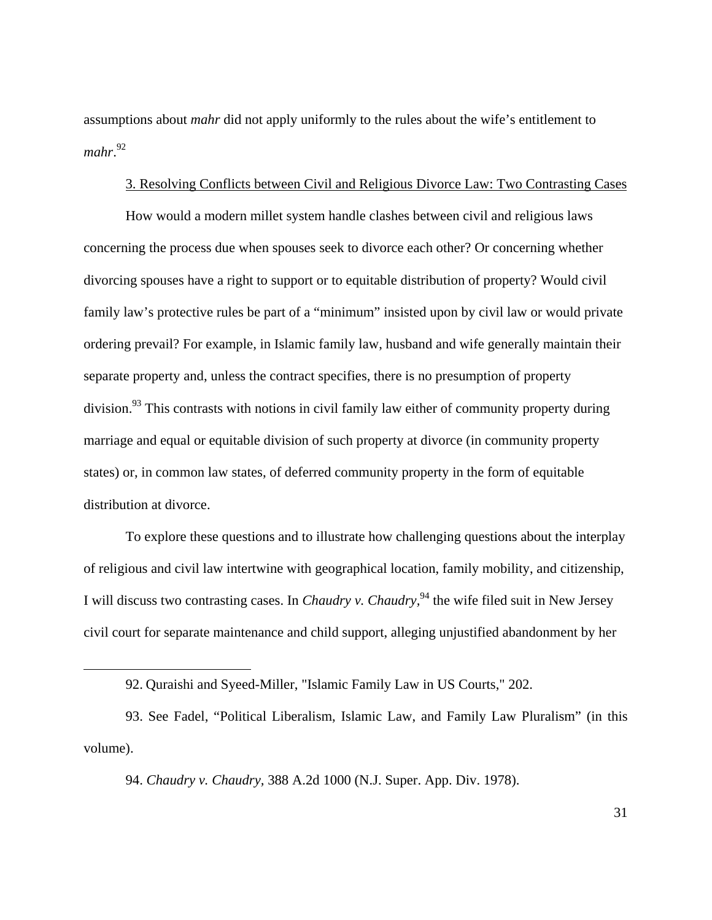assumptions about *mahr* did not apply uniformly to the rules about the wife's entitlement to *mahr*.[92]

### 3. Resolving Conflicts between Civil and Religious Divorce Law: Two Contrasting Cases

How would a modern millet system handle clashes between civil and religious laws concerning the process due when spouses seek to divorce each other? Or concerning whether divorcing spouses have a right to support or to equitable distribution of property? Would civil family law's protective rules be part of a "minimum" insisted upon by civil law or would private ordering prevail? For example, in Islamic family law, husband and wife generally maintain their separate property and, unless the contract specifies, there is no presumption of property division.[93] This contrasts with notions in civil family law either of community property during marriage and equal or equitable division of such property at divorce (in community property states) or, in common law states, of deferred community property in the form of equitable distribution at divorce.

To explore these questions and to illustrate how challenging questions about the interplay of religious and civil law intertwine with geographical location, family mobility, and citizenship, I will discuss two contrasting cases. In *Chaudry v. Chaudry*,[94] the wife filed suit in New Jersey civil court for separate maintenance and child support, alleging unjustified abandonment by her

---

92. Quraishi and Syeed-Miller, "Islamic Family Law in US Courts," 202.

93. See Fadel, "Political Liberalism, Islamic Law, and Family Law Pluralism" (in this volume).

94. *Chaudry v. Chaudry*, 388 A.2d 1000 (N.J. Super. App. Div. 1978).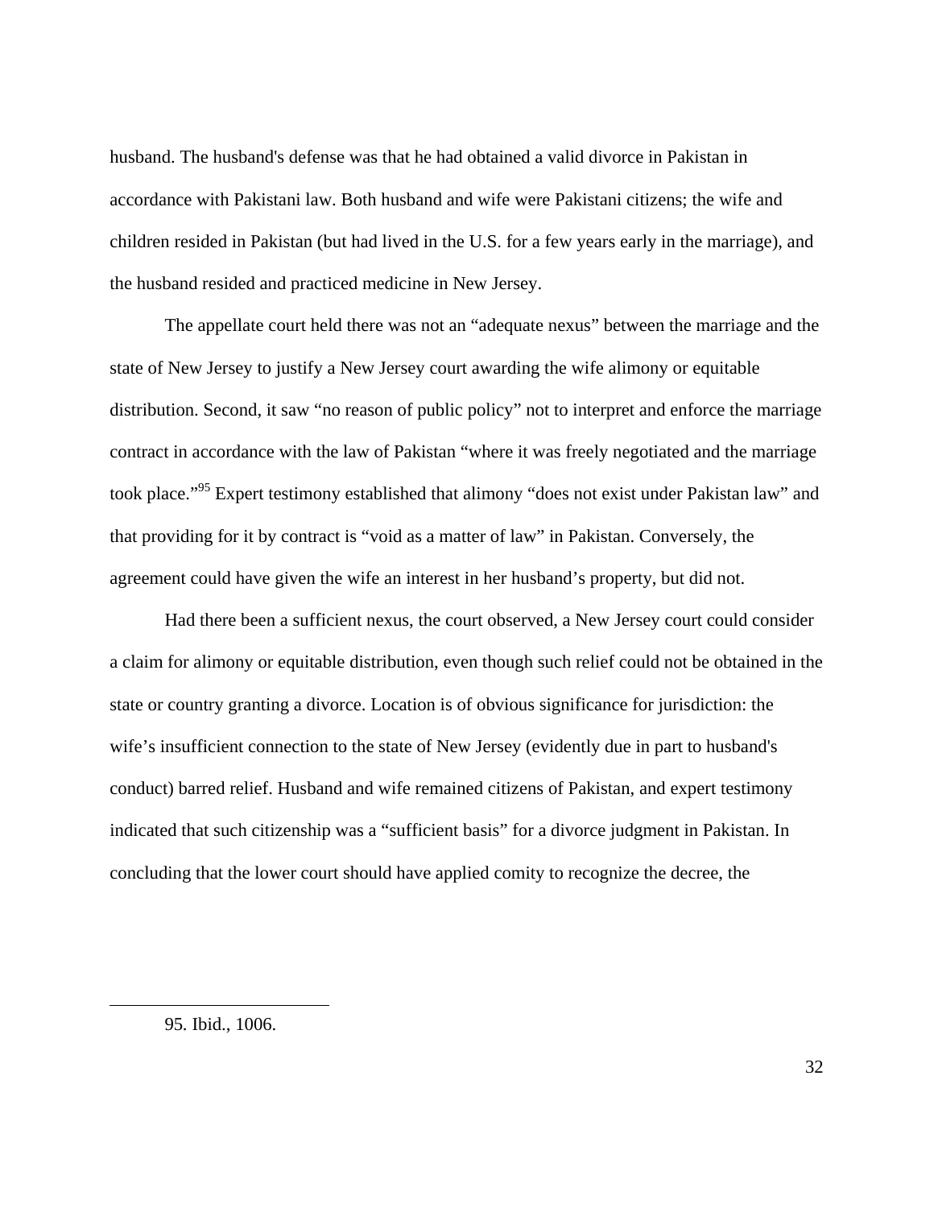husband. The husband's defense was that he had obtained a valid divorce in Pakistan in accordance with Pakistani law. Both husband and wife were Pakistani citizens; the wife and children resided in Pakistan (but had lived in the U.S. for a few years early in the marriage), and the husband resided and practiced medicine in New Jersey.

The appellate court held there was not an "adequate nexus" between the marriage and the state of New Jersey to justify a New Jersey court awarding the wife alimony or equitable distribution. Second, it saw "no reason of public policy" not to interpret and enforce the marriage contract in accordance with the law of Pakistan "where it was freely negotiated and the marriage took place."[95] Expert testimony established that alimony "does not exist under Pakistan law" and that providing for it by contract is "void as a matter of law" in Pakistan. Conversely, the agreement could have given the wife an interest in her husband's property, but did not.

Had there been a sufficient nexus, the court observed, a New Jersey court could consider a claim for alimony or equitable distribution, even though such relief could not be obtained in the state or country granting a divorce. Location is of obvious significance for jurisdiction: the wife's insufficient connection to the state of New Jersey (evidently due in part to husband's conduct) barred relief. Husband and wife remained citizens of Pakistan, and expert testimony indicated that such citizenship was a "sufficient basis" for a divorce judgment in Pakistan. In concluding that the lower court should have applied comity to recognize the decree, the

95. Ibid., 1006.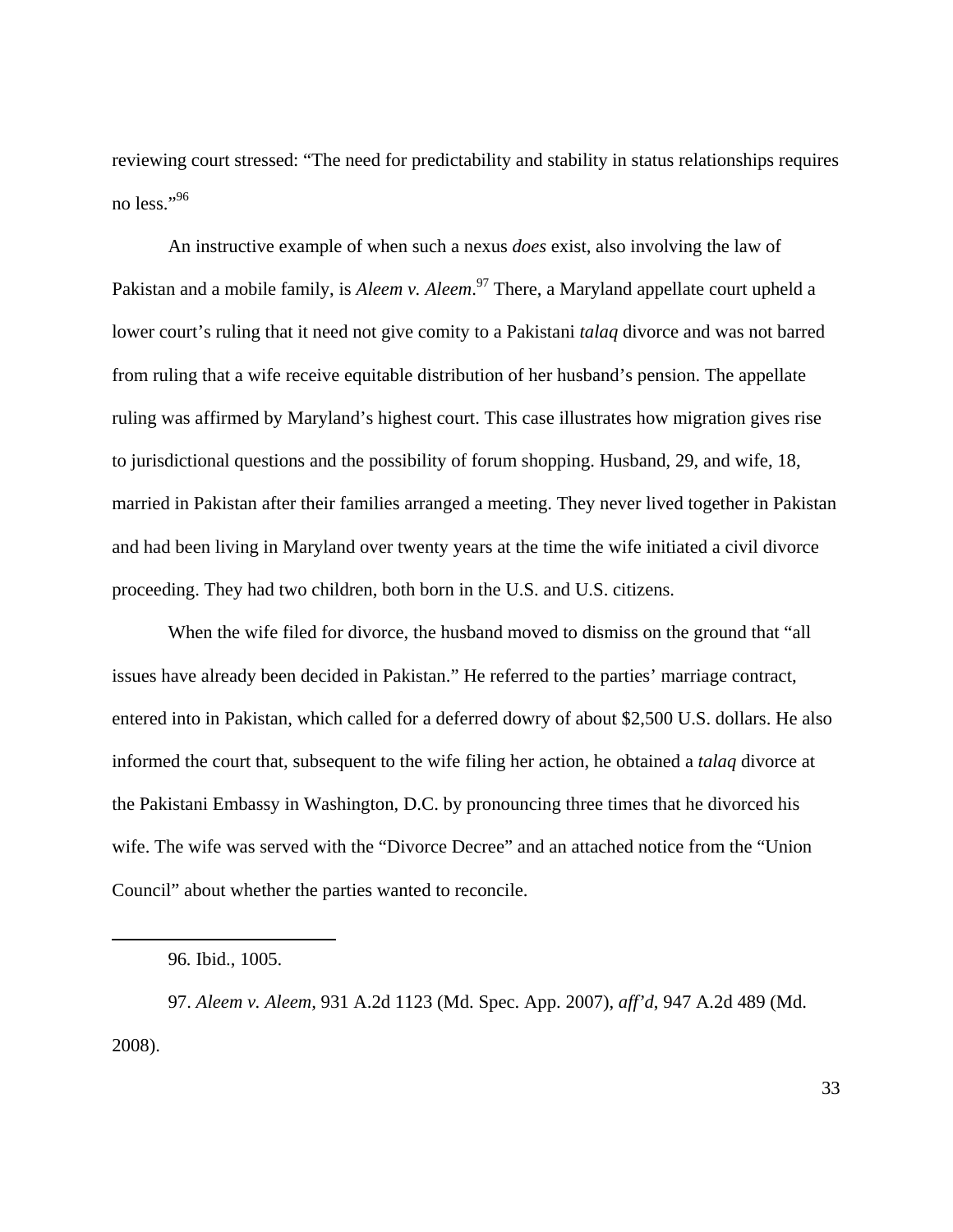reviewing court stressed: “The need for predictability and stability in status relationships requires no less.”[96]

An instructive example of when such a nexus *does* exist, also involving the law of Pakistan and a mobile family, is *Aleem v. Aleem*.[97] There, a Maryland appellate court upheld a lower court’s ruling that it need not give comity to a Pakistani *talaq* divorce and was not barred from ruling that a wife receive equitable distribution of her husband’s pension. The appellate ruling was affirmed by Maryland’s highest court. This case illustrates how migration gives rise to jurisdictional questions and the possibility of forum shopping. Husband, 29, and wife, 18, married in Pakistan after their families arranged a meeting. They never lived together in Pakistan and had been living in Maryland over twenty years at the time the wife initiated a civil divorce proceeding. They had two children, both born in the U.S. and U.S. citizens.

When the wife filed for divorce, the husband moved to dismiss on the ground that “all issues have already been decided in Pakistan.” He referred to the parties’ marriage contract, entered into in Pakistan, which called for a deferred dowry of about $2,500 U.S. dollars. He also informed the court that, subsequent to the wife filing her action, he obtained a *talaq* divorce at the Pakistani Embassy in Washington, D.C. by pronouncing three times that he divorced his wife. The wife was served with the “Divorce Decree” and an attached notice from the “Union Council” about whether the parties wanted to reconcile.

---

96. Ibid., 1005.

97. *Aleem v. Aleem*, 931 A.2d 1123 (Md. Spec. App. 2007), *aff’d*, 947 A.2d 489 (Md. 2008).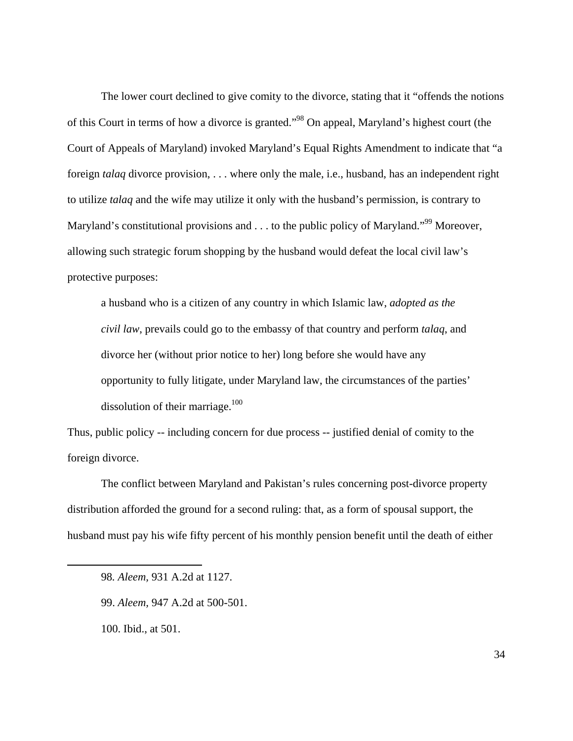The lower court declined to give comity to the divorce, stating that it "offends the notions of this Court in terms of how a divorce is granted."[98] On appeal, Maryland's highest court (the Court of Appeals of Maryland) invoked Maryland's Equal Rights Amendment to indicate that "a foreign *talaq* divorce provision, . . . where only the male, i.e., husband, has an independent right to utilize *talaq* and the wife may utilize it only with the husband's permission, is contrary to Maryland's constitutional provisions and . . . to the public policy of Maryland."[99] Moreover, allowing such strategic forum shopping by the husband would defeat the local civil law's protective purposes:

> a husband who is a citizen of any country in which Islamic law, *adopted as the civil law*, prevails could go to the embassy of that country and perform *talaq*, and divorce her (without prior notice to her) long before she would have any opportunity to fully litigate, under Maryland law, the circumstances of the parties' dissolution of their marriage.[100]

Thus, public policy -- including concern for due process -- justified denial of comity to the foreign divorce.

The conflict between Maryland and Pakistan's rules concerning post-divorce property distribution afforded the ground for a second ruling: that, as a form of spousal support, the husband must pay his wife fifty percent of his monthly pension benefit until the death of either

---

98. *Aleem*, 931 A.2d at 1127.

99. *Aleem*, 947 A.2d at 500-501.

100. Ibid., at 501.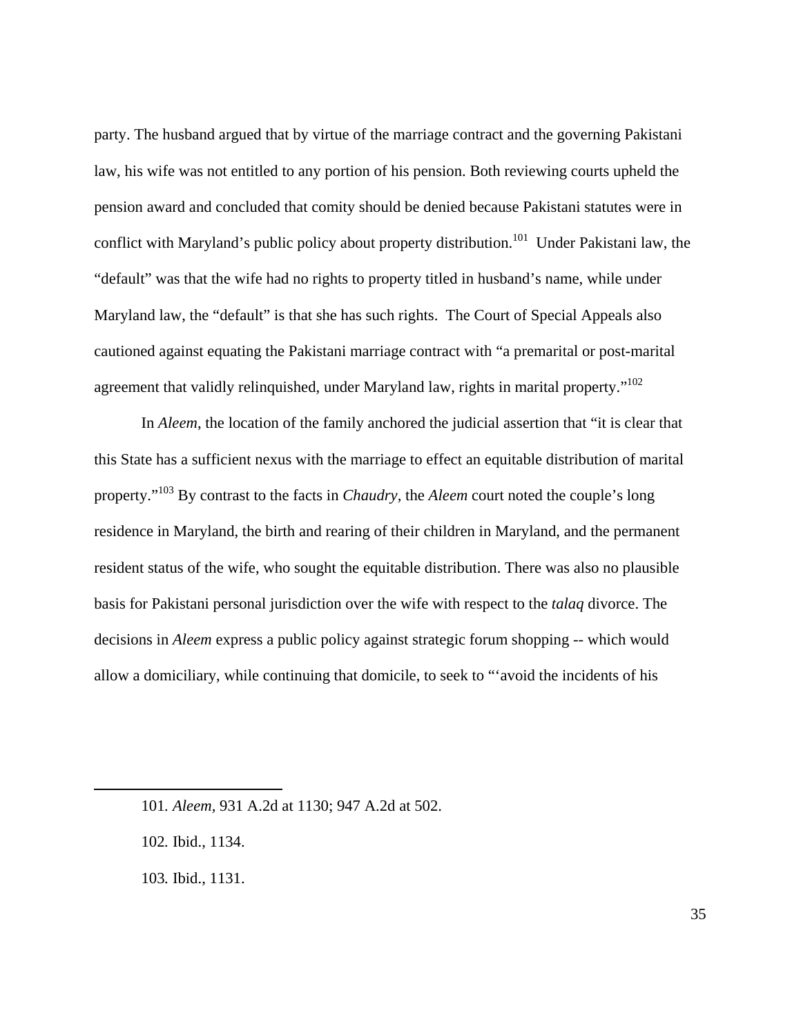party. The husband argued that by virtue of the marriage contract and the governing Pakistani law, his wife was not entitled to any portion of his pension. Both reviewing courts upheld the pension award and concluded that comity should be denied because Pakistani statutes were in conflict with Maryland's public policy about property distribution.[101] Under Pakistani law, the "default" was that the wife had no rights to property titled in husband's name, while under Maryland law, the "default" is that she has such rights. The Court of Special Appeals also cautioned against equating the Pakistani marriage contract with "a premarital or post-marital agreement that validly relinquished, under Maryland law, rights in marital property."[102]

In *Aleem*, the location of the family anchored the judicial assertion that "it is clear that this State has a sufficient nexus with the marriage to effect an equitable distribution of marital property."[103] By contrast to the facts in *Chaudry*, the *Aleem* court noted the couple's long residence in Maryland, the birth and rearing of their children in Maryland, and the permanent resident status of the wife, who sought the equitable distribution. There was also no plausible basis for Pakistani personal jurisdiction over the wife with respect to the *talaq* divorce. The decisions in *Aleem* express a public policy against strategic forum shopping -- which would allow a domiciliary, while continuing that domicile, to seek to "'avoid the incidents of his

---

101. *Aleem*, 931 A.2d at 1130; 947 A.2d at 502.

102. Ibid., 1134.

103. Ibid., 1131.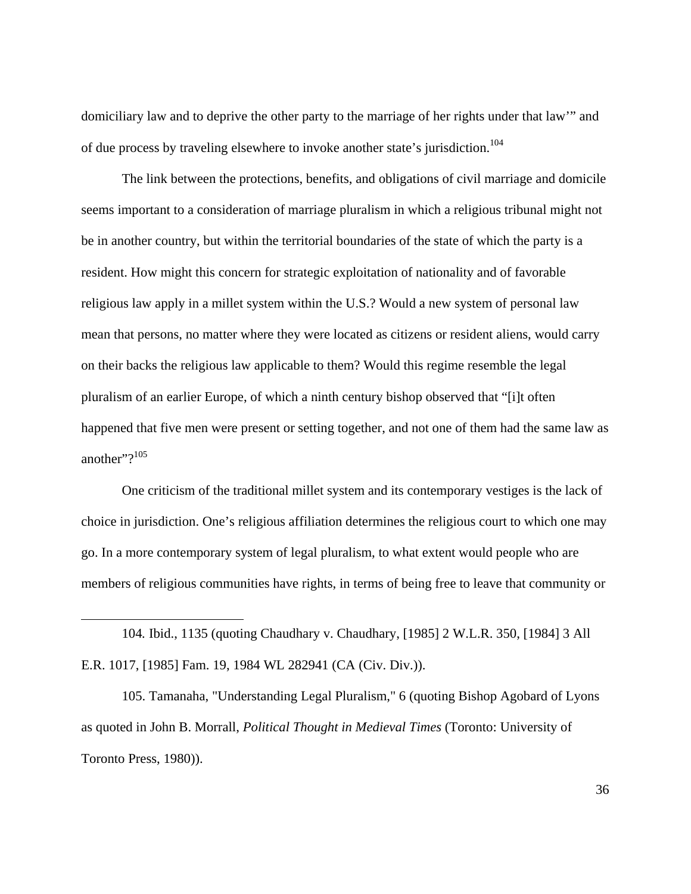domiciliary law and to deprive the other party to the marriage of her rights under that law'" and of due process by traveling elsewhere to invoke another state's jurisdiction.[104]

The link between the protections, benefits, and obligations of civil marriage and domicile seems important to a consideration of marriage pluralism in which a religious tribunal might not be in another country, but within the territorial boundaries of the state of which the party is a resident. How might this concern for strategic exploitation of nationality and of favorable religious law apply in a millet system within the U.S.? Would a new system of personal law mean that persons, no matter where they were located as citizens or resident aliens, would carry on their backs the religious law applicable to them? Would this regime resemble the legal pluralism of an earlier Europe, of which a ninth century bishop observed that "[i]t often happened that five men were present or setting together, and not one of them had the same law as another"?[105]

One criticism of the traditional millet system and its contemporary vestiges is the lack of choice in jurisdiction. One's religious affiliation determines the religious court to which one may go. In a more contemporary system of legal pluralism, to what extent would people who are members of religious communities have rights, in terms of being free to leave that community or

---

104. Ibid., 1135 (quoting Chaudhary v. Chaudhary, [1985] 2 W.L.R. 350, [1984] 3 All E.R. 1017, [1985] Fam. 19, 1984 WL 282941 (CA (Civ. Div.)).

105. Tamanaha, "Understanding Legal Pluralism," 6 (quoting Bishop Agobard of Lyons as quoted in John B. Morrall, *Political Thought in Medieval Times* (Toronto: University of Toronto Press, 1980)).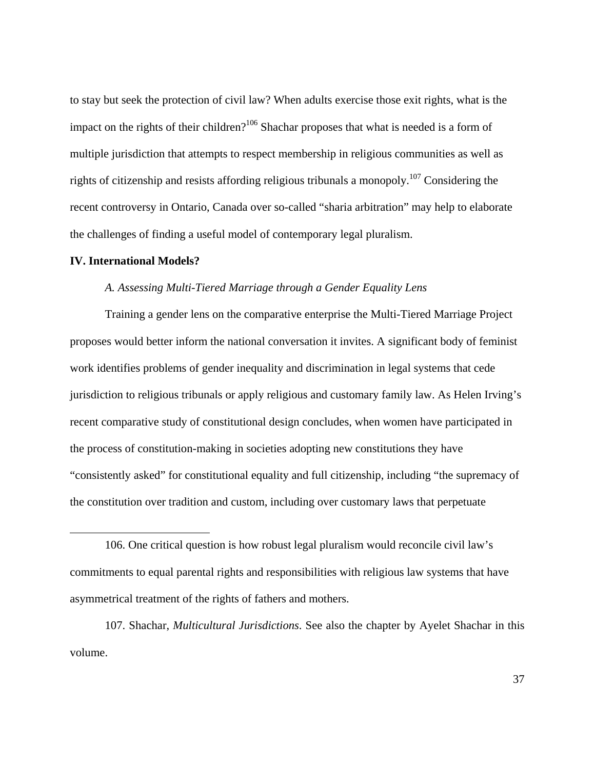to stay but seek the protection of civil law? When adults exercise those exit rights, what is the impact on the rights of their children?[106] Shachar proposes that what is needed is a form of multiple jurisdiction that attempts to respect membership in religious communities as well as rights of citizenship and resists affording religious tribunals a monopoly.[107] Considering the recent controversy in Ontario, Canada over so-called "sharia arbitration" may help to elaborate the challenges of finding a useful model of contemporary legal pluralism.

## IV. International Models?

### *A. Assessing Multi-Tiered Marriage through a Gender Equality Lens*

Training a gender lens on the comparative enterprise the Multi-Tiered Marriage Project proposes would better inform the national conversation it invites. A significant body of feminist work identifies problems of gender inequality and discrimination in legal systems that cede jurisdiction to religious tribunals or apply religious and customary family law. As Helen Irving's recent comparative study of constitutional design concludes, when women have participated in the process of constitution-making in societies adopting new constitutions they have "consistently asked" for constitutional equality and full citizenship, including "the supremacy of the constitution over tradition and custom, including over customary laws that perpetuate

---

106. One critical question is how robust legal pluralism would reconcile civil law's commitments to equal parental rights and responsibilities with religious law systems that have asymmetrical treatment of the rights of fathers and mothers.

107. Shachar, *Multicultural Jurisdictions*. See also the chapter by Ayelet Shachar in this volume.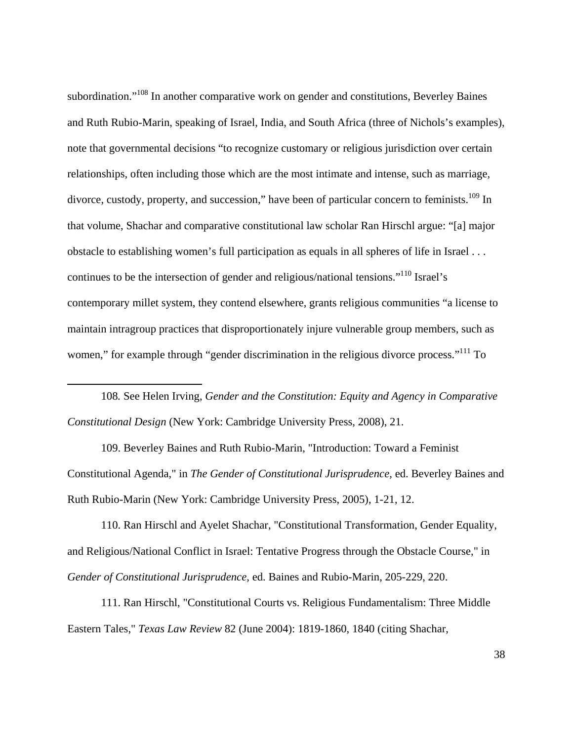subordination."[108] In another comparative work on gender and constitutions, Beverley Baines and Ruth Rubio-Marin, speaking of Israel, India, and South Africa (three of Nichols's examples), note that governmental decisions "to recognize customary or religious jurisdiction over certain relationships, often including those which are the most intimate and intense, such as marriage, divorce, custody, property, and succession," have been of particular concern to feminists.[109] In that volume, Shachar and comparative constitutional law scholar Ran Hirschl argue: "[a] major obstacle to establishing women's full participation as equals in all spheres of life in Israel . . . continues to be the intersection of gender and religious/national tensions."[110] Israel's contemporary millet system, they contend elsewhere, grants religious communities "a license to maintain intragroup practices that disproportionately injure vulnerable group members, such as women," for example through "gender discrimination in the religious divorce process."[111] To

---

108. See Helen Irving, *Gender and the Constitution: Equity and Agency in Comparative Constitutional Design* (New York: Cambridge University Press, 2008), 21.

109. Beverley Baines and Ruth Rubio-Marin, "Introduction: Toward a Feminist Constitutional Agenda," in *The Gender of Constitutional Jurisprudence*, ed. Beverley Baines and Ruth Rubio-Marin (New York: Cambridge University Press, 2005), 1-21, 12.

110. Ran Hirschl and Ayelet Shachar, "Constitutional Transformation, Gender Equality, and Religious/National Conflict in Israel: Tentative Progress through the Obstacle Course," in *Gender of Constitutional Jurisprudence*, ed. Baines and Rubio-Marin, 205-229, 220.

111. Ran Hirschl, "Constitutional Courts vs. Religious Fundamentalism: Three Middle Eastern Tales," *Texas Law Review* 82 (June 2004): 1819-1860, 1840 (citing Shachar,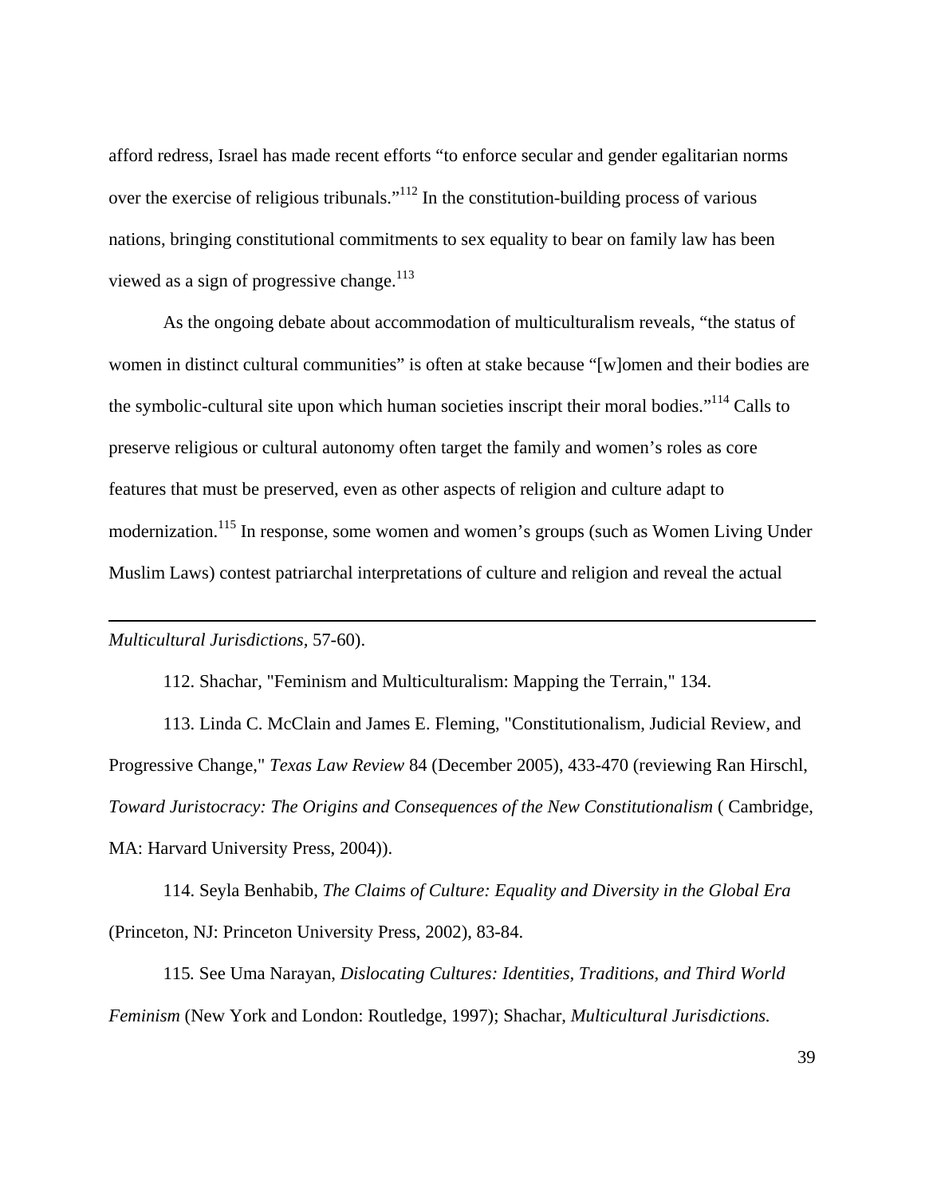afford redress, Israel has made recent efforts "to enforce secular and gender egalitarian norms over the exercise of religious tribunals."[112] In the constitution-building process of various nations, bringing constitutional commitments to sex equality to bear on family law has been viewed as a sign of progressive change.[113]

As the ongoing debate about accommodation of multiculturalism reveals, "the status of women in distinct cultural communities" is often at stake because "[w]omen and their bodies are the symbolic-cultural site upon which human societies inscript their moral bodies."[114] Calls to preserve religious or cultural autonomy often target the family and women's roles as core features that must be preserved, even as other aspects of religion and culture adapt to modernization.[115] In response, some women and women's groups (such as Women Living Under Muslim Laws) contest patriarchal interpretations of culture and religion and reveal the actual

---

*Multicultural Jurisdictions*, 57-60).

112. Shachar, "Feminism and Multiculturalism: Mapping the Terrain," 134.

113. Linda C. McClain and James E. Fleming, "Constitutionalism, Judicial Review, and Progressive Change," *Texas Law Review* 84 (December 2005), 433-470 (reviewing Ran Hirschl, *Toward Juristocracy: The Origins and Consequences of the New Constitutionalism* ( Cambridge, MA: Harvard University Press, 2004)).

114. Seyla Benhabib, *The Claims of Culture: Equality and Diversity in the Global Era* (Princeton, NJ: Princeton University Press, 2002), 83-84.

115. See Uma Narayan, *Dislocating Cultures: Identities, Traditions, and Third World Feminism* (New York and London: Routledge, 1997); Shachar, *Multicultural Jurisdictions.*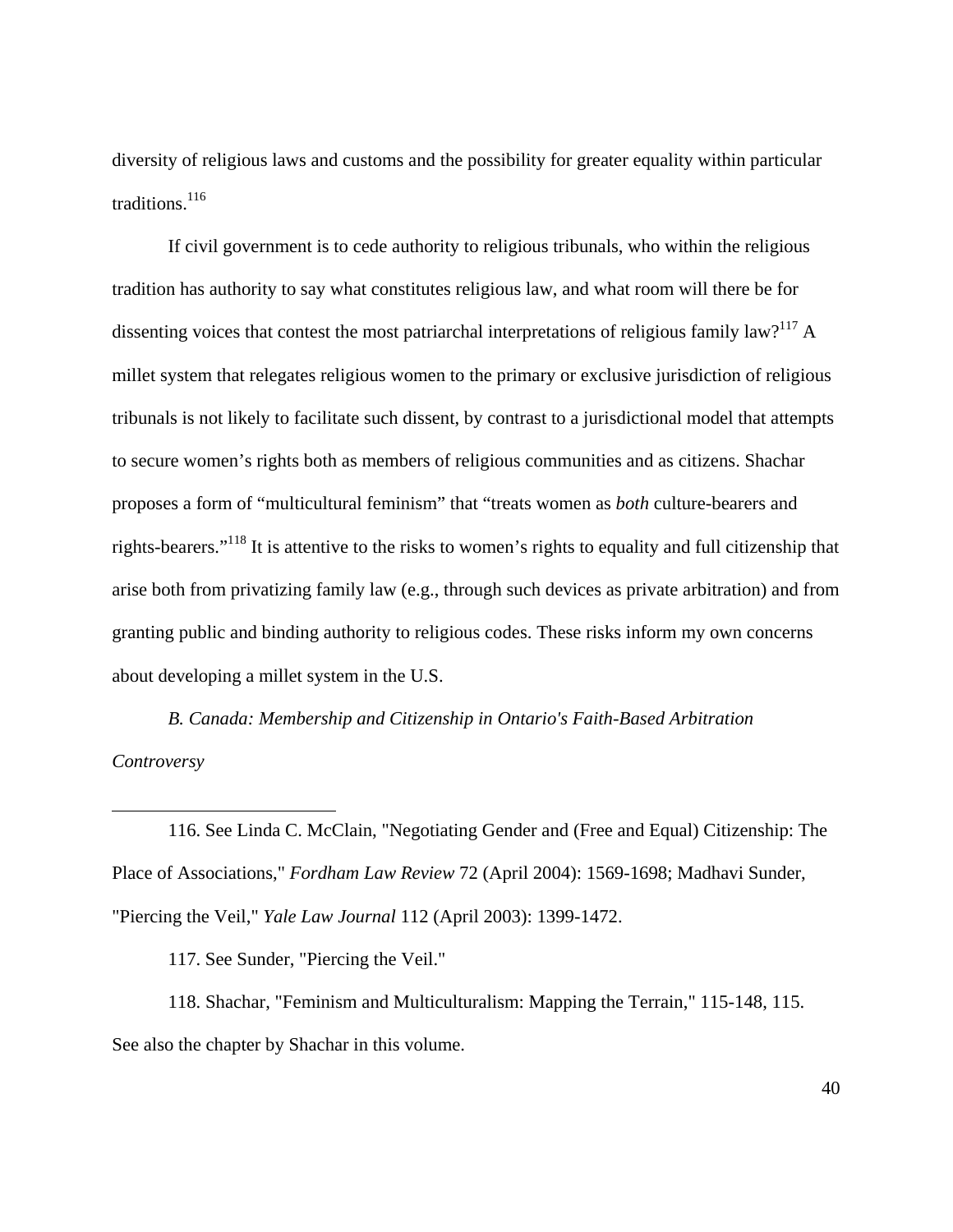diversity of religious laws and customs and the possibility for greater equality within particular traditions.[116]

If civil government is to cede authority to religious tribunals, who within the religious tradition has authority to say what constitutes religious law, and what room will there be for dissenting voices that contest the most patriarchal interpretations of religious family law?[117] A millet system that relegates religious women to the primary or exclusive jurisdiction of religious tribunals is not likely to facilitate such dissent, by contrast to a jurisdictional model that attempts to secure women's rights both as members of religious communities and as citizens. Shachar proposes a form of "multicultural feminism" that "treats women as *both* culture-bearers and rights-bearers."[118] It is attentive to the risks to women's rights to equality and full citizenship that arise both from privatizing family law (e.g., through such devices as private arbitration) and from granting public and binding authority to religious codes. These risks inform my own concerns about developing a millet system in the U.S.

### *B. Canada: Membership and Citizenship in Ontario's Faith-Based Arbitration Controversy*

---

116. See Linda C. McClain, "Negotiating Gender and (Free and Equal) Citizenship: The Place of Associations," *Fordham Law Review* 72 (April 2004): 1569-1698; Madhavi Sunder, "Piercing the Veil," *Yale Law Journal* 112 (April 2003): 1399-1472.

117. See Sunder, "Piercing the Veil."

118. Shachar, "Feminism and Multiculturalism: Mapping the Terrain," 115-148, 115. See also the chapter by Shachar in this volume.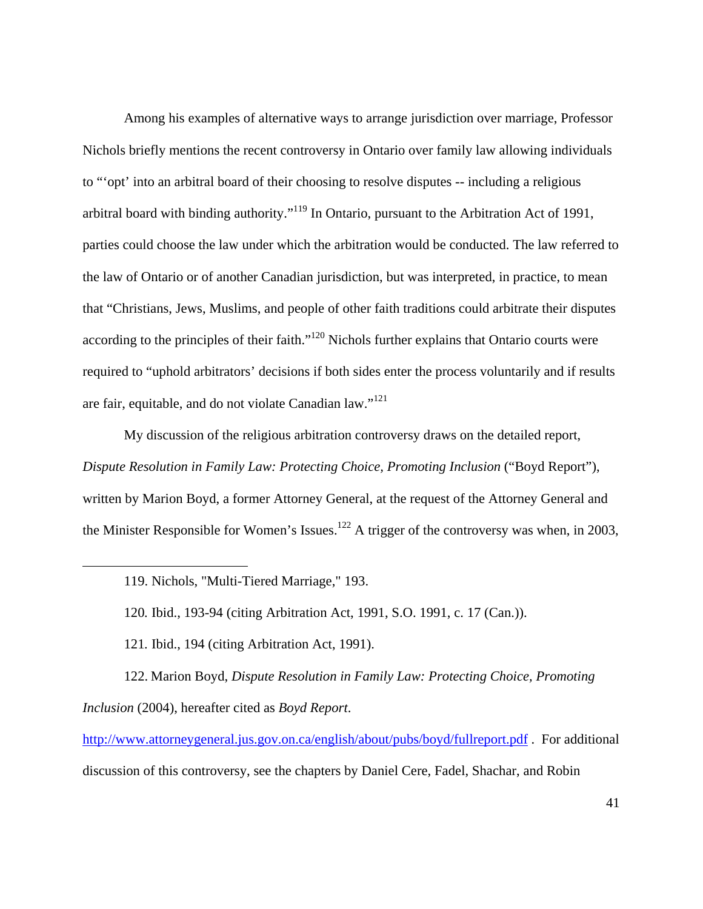Among his examples of alternative ways to arrange jurisdiction over marriage, Professor Nichols briefly mentions the recent controversy in Ontario over family law allowing individuals to "'opt' into an arbitral board of their choosing to resolve disputes -- including a religious arbitral board with binding authority."[119] In Ontario, pursuant to the Arbitration Act of 1991, parties could choose the law under which the arbitration would be conducted. The law referred to the law of Ontario or of another Canadian jurisdiction, but was interpreted, in practice, to mean that "Christians, Jews, Muslims, and people of other faith traditions could arbitrate their disputes according to the principles of their faith."[120] Nichols further explains that Ontario courts were required to "uphold arbitrators' decisions if both sides enter the process voluntarily and if results are fair, equitable, and do not violate Canadian law."[121]

My discussion of the religious arbitration controversy draws on the detailed report, *Dispute Resolution in Family Law: Protecting Choice, Promoting Inclusion* ("Boyd Report"), written by Marion Boyd, a former Attorney General, at the request of the Attorney General and the Minister Responsible for Women's Issues.[122] A trigger of the controversy was when, in 2003,

---

119. Nichols, "Multi-Tiered Marriage," 193.

120. Ibid., 193-94 (citing Arbitration Act, 1991, S.O. 1991, c. 17 (Can.)).

121. Ibid., 194 (citing Arbitration Act, 1991).

122. Marion Boyd, *Dispute Resolution in Family Law: Protecting Choice, Promoting Inclusion* (2004), hereafter cited as *Boyd Report*.

http://www.attorneygeneral.jus.gov.on.ca/english/about/pubs/boyd/fullreport.pdf . For additional discussion of this controversy, see the chapters by Daniel Cere, Fadel, Shachar, and Robin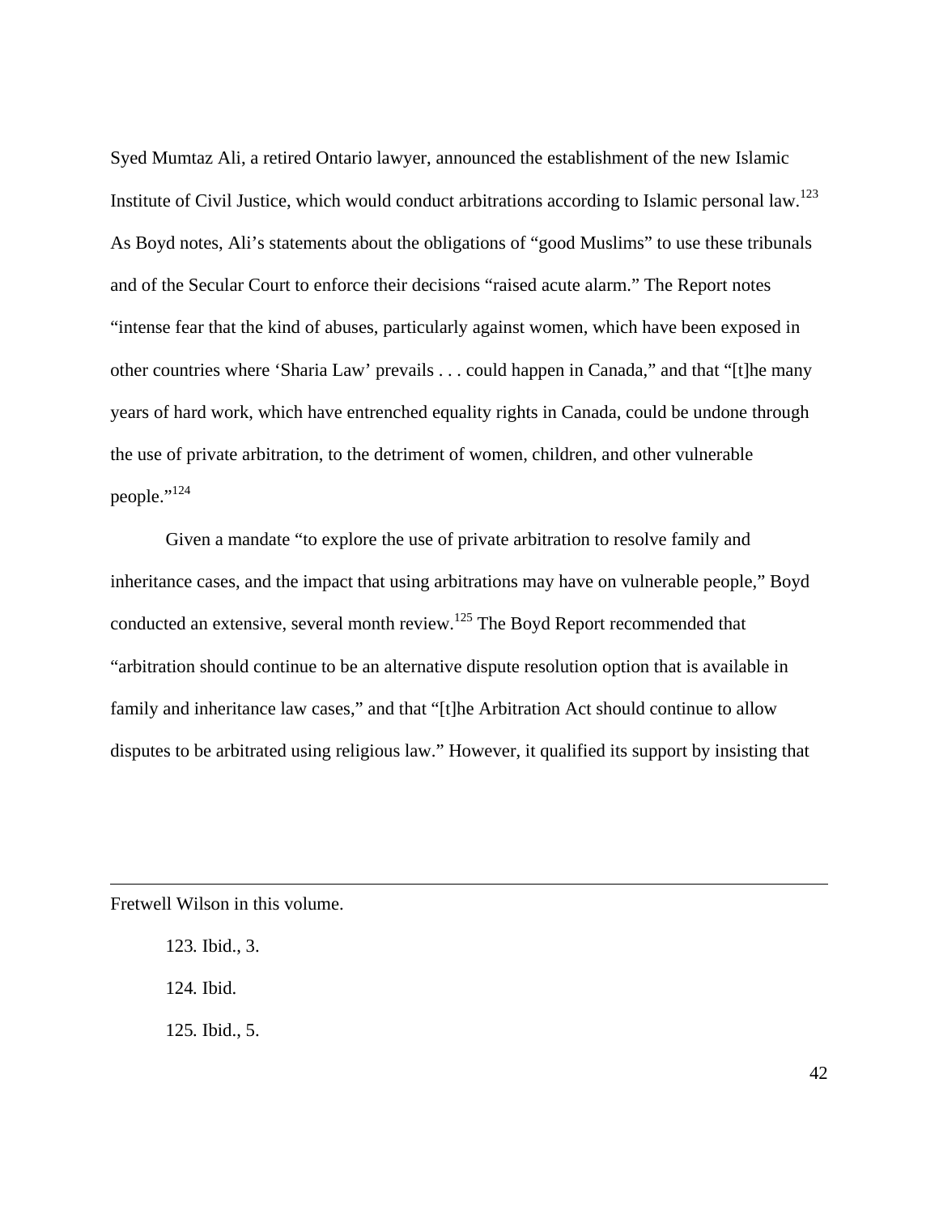Syed Mumtaz Ali, a retired Ontario lawyer, announced the establishment of the new Islamic Institute of Civil Justice, which would conduct arbitrations according to Islamic personal law.[123] As Boyd notes, Ali's statements about the obligations of "good Muslims" to use these tribunals and of the Secular Court to enforce their decisions "raised acute alarm." The Report notes "intense fear that the kind of abuses, particularly against women, which have been exposed in other countries where 'Sharia Law' prevails . . . could happen in Canada," and that "[t]he many years of hard work, which have entrenched equality rights in Canada, could be undone through the use of private arbitration, to the detriment of women, children, and other vulnerable people."[124]

Given a mandate "to explore the use of private arbitration to resolve family and inheritance cases, and the impact that using arbitrations may have on vulnerable people," Boyd conducted an extensive, several month review.[125] The Boyd Report recommended that "arbitration should continue to be an alternative dispute resolution option that is available in family and inheritance law cases," and that "[t]he Arbitration Act should continue to allow disputes to be arbitrated using religious law." However, it qualified its support by insisting that

---

Fretwell Wilson in this volume.

123. Ibid., 3.

124. Ibid.

125. Ibid., 5.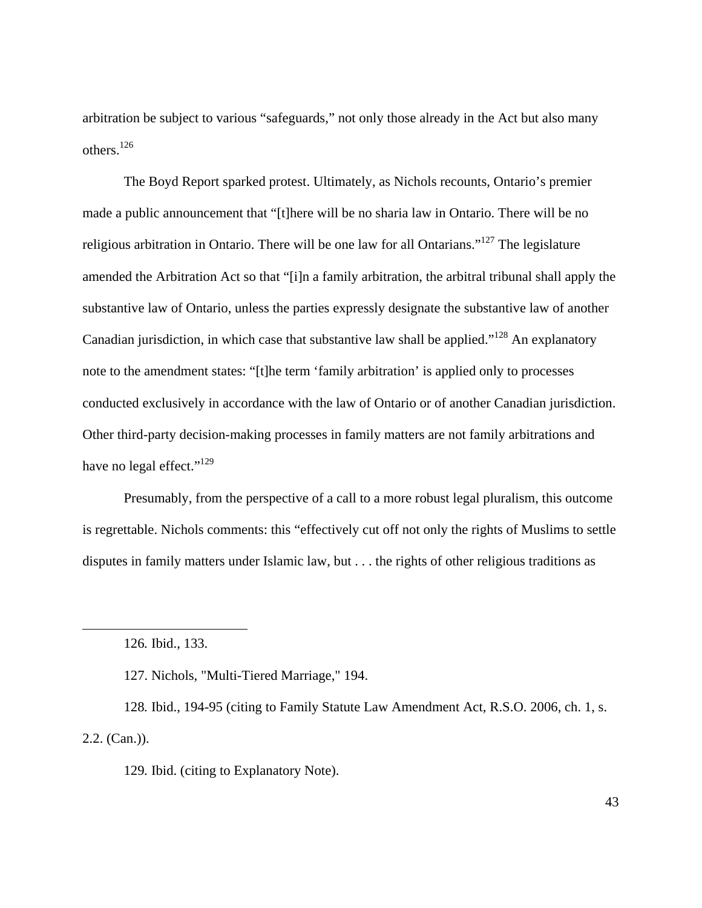arbitration be subject to various "safeguards," not only those already in the Act but also many others.[126]

The Boyd Report sparked protest. Ultimately, as Nichols recounts, Ontario's premier made a public announcement that "[t]here will be no sharia law in Ontario. There will be no religious arbitration in Ontario. There will be one law for all Ontarians."[127] The legislature amended the Arbitration Act so that "[i]n a family arbitration, the arbitral tribunal shall apply the substantive law of Ontario, unless the parties expressly designate the substantive law of another Canadian jurisdiction, in which case that substantive law shall be applied."[128] An explanatory note to the amendment states: "[t]he term 'family arbitration' is applied only to processes conducted exclusively in accordance with the law of Ontario or of another Canadian jurisdiction. Other third-party decision-making processes in family matters are not family arbitrations and have no legal effect."[129]

Presumably, from the perspective of a call to a more robust legal pluralism, this outcome is regrettable. Nichols comments: this "effectively cut off not only the rights of Muslims to settle disputes in family matters under Islamic law, but . . . the rights of other religious traditions as

---

126. Ibid., 133.

127. Nichols, "Multi-Tiered Marriage," 194.

128. Ibid., 194-95 (citing to Family Statute Law Amendment Act, R.S.O. 2006, ch. 1, s. 2.2. (Can.)).

129. Ibid. (citing to Explanatory Note).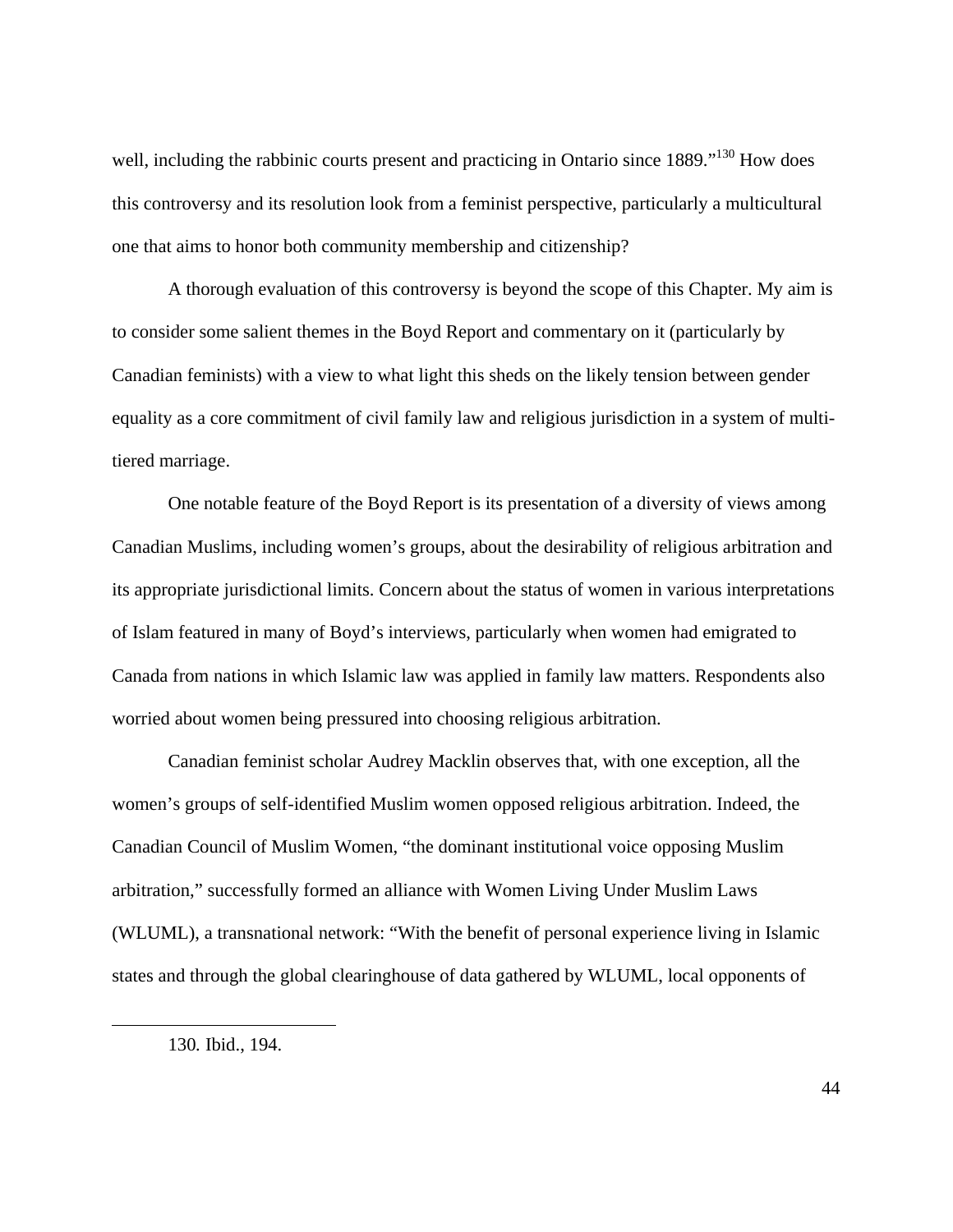well, including the rabbinic courts present and practicing in Ontario since 1889."[130] How does this controversy and its resolution look from a feminist perspective, particularly a multicultural one that aims to honor both community membership and citizenship?

A thorough evaluation of this controversy is beyond the scope of this Chapter. My aim is to consider some salient themes in the Boyd Report and commentary on it (particularly by Canadian feminists) with a view to what light this sheds on the likely tension between gender equality as a core commitment of civil family law and religious jurisdiction in a system of multi-tiered marriage.

One notable feature of the Boyd Report is its presentation of a diversity of views among Canadian Muslims, including women's groups, about the desirability of religious arbitration and its appropriate jurisdictional limits. Concern about the status of women in various interpretations of Islam featured in many of Boyd's interviews, particularly when women had emigrated to Canada from nations in which Islamic law was applied in family law matters. Respondents also worried about women being pressured into choosing religious arbitration.

Canadian feminist scholar Audrey Macklin observes that, with one exception, all the women's groups of self-identified Muslim women opposed religious arbitration. Indeed, the Canadian Council of Muslim Women, "the dominant institutional voice opposing Muslim arbitration," successfully formed an alliance with Women Living Under Muslim Laws (WLUML), a transnational network: "With the benefit of personal experience living in Islamic states and through the global clearinghouse of data gathered by WLUML, local opponents of

130. Ibid., 194.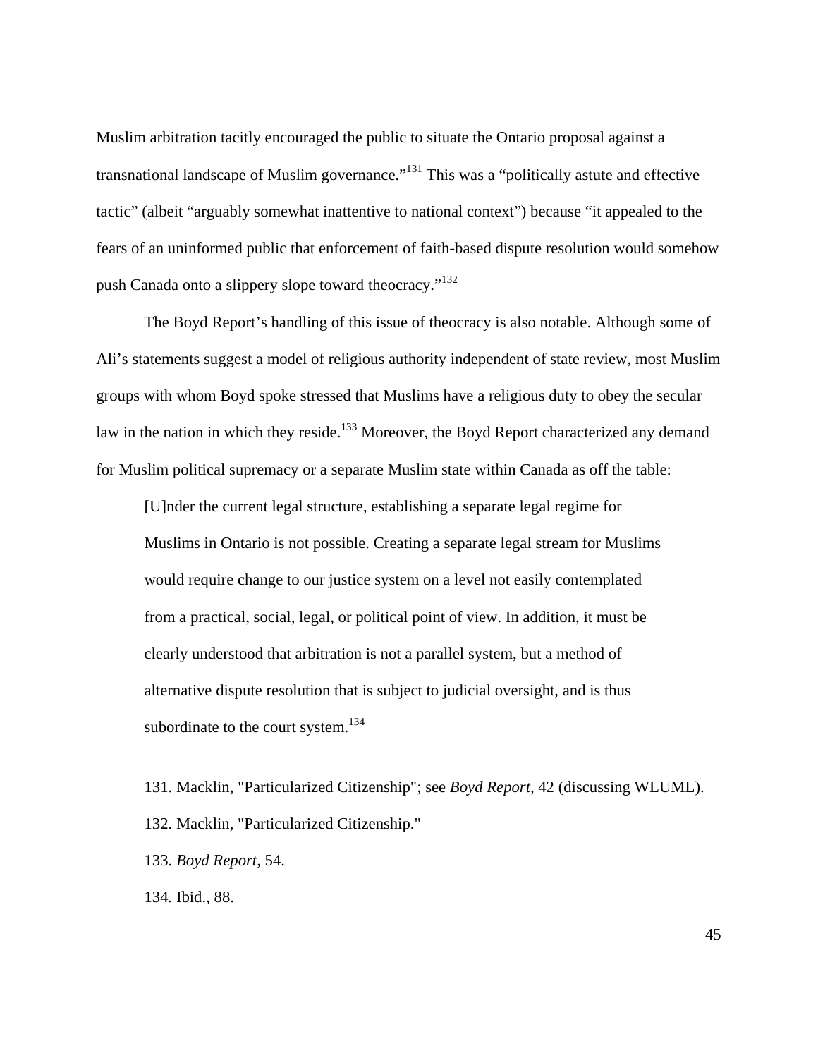Muslim arbitration tacitly encouraged the public to situate the Ontario proposal against a transnational landscape of Muslim governance."[131] This was a "politically astute and effective tactic" (albeit "arguably somewhat inattentive to national context") because "it appealed to the fears of an uninformed public that enforcement of faith-based dispute resolution would somehow push Canada onto a slippery slope toward theocracy."[132]

The Boyd Report's handling of this issue of theocracy is also notable. Although some of Ali's statements suggest a model of religious authority independent of state review, most Muslim groups with whom Boyd spoke stressed that Muslims have a religious duty to obey the secular law in the nation in which they reside.[133] Moreover, the Boyd Report characterized any demand for Muslim political supremacy or a separate Muslim state within Canada as off the table:

> [U]nder the current legal structure, establishing a separate legal regime for Muslims in Ontario is not possible. Creating a separate legal stream for Muslims would require change to our justice system on a level not easily contemplated from a practical, social, legal, or political point of view. In addition, it must be clearly understood that arbitration is not a parallel system, but a method of alternative dispute resolution that is subject to judicial oversight, and is thus subordinate to the court system.[134]

---

131. Macklin, "Particularized Citizenship"; see *Boyd Report*, 42 (discussing WLUML).

132. Macklin, "Particularized Citizenship."

133. *Boyd Report*, 54.

134. Ibid., 88.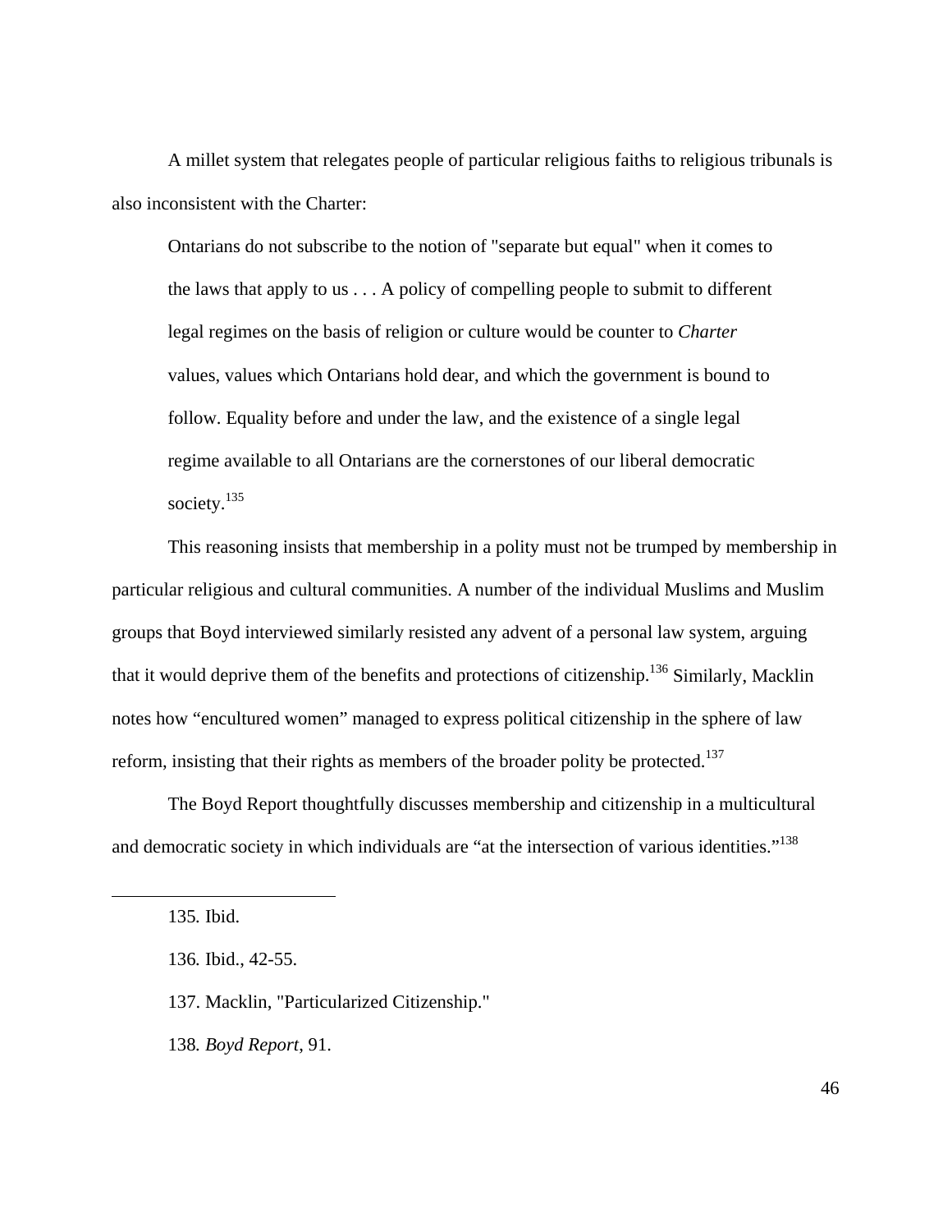A millet system that relegates people of particular religious faiths to religious tribunals is also inconsistent with the Charter:

> Ontarians do not subscribe to the notion of "separate but equal" when it comes to the laws that apply to us . . . A policy of compelling people to submit to different legal regimes on the basis of religion or culture would be counter to *Charter* values, values which Ontarians hold dear, and which the government is bound to follow. Equality before and under the law, and the existence of a single legal regime available to all Ontarians are the cornerstones of our liberal democratic society.[135]

This reasoning insists that membership in a polity must not be trumped by membership in particular religious and cultural communities. A number of the individual Muslims and Muslim groups that Boyd interviewed similarly resisted any advent of a personal law system, arguing that it would deprive them of the benefits and protections of citizenship.[136] Similarly, Macklin notes how "encultured women" managed to express political citizenship in the sphere of law reform, insisting that their rights as members of the broader polity be protected.[137]

The Boyd Report thoughtfully discusses membership and citizenship in a multicultural and democratic society in which individuals are "at the intersection of various identities."[138]

---

135. Ibid.

136. Ibid., 42-55.

137. Macklin, "Particularized Citizenship."

138. *Boyd Report*, 91.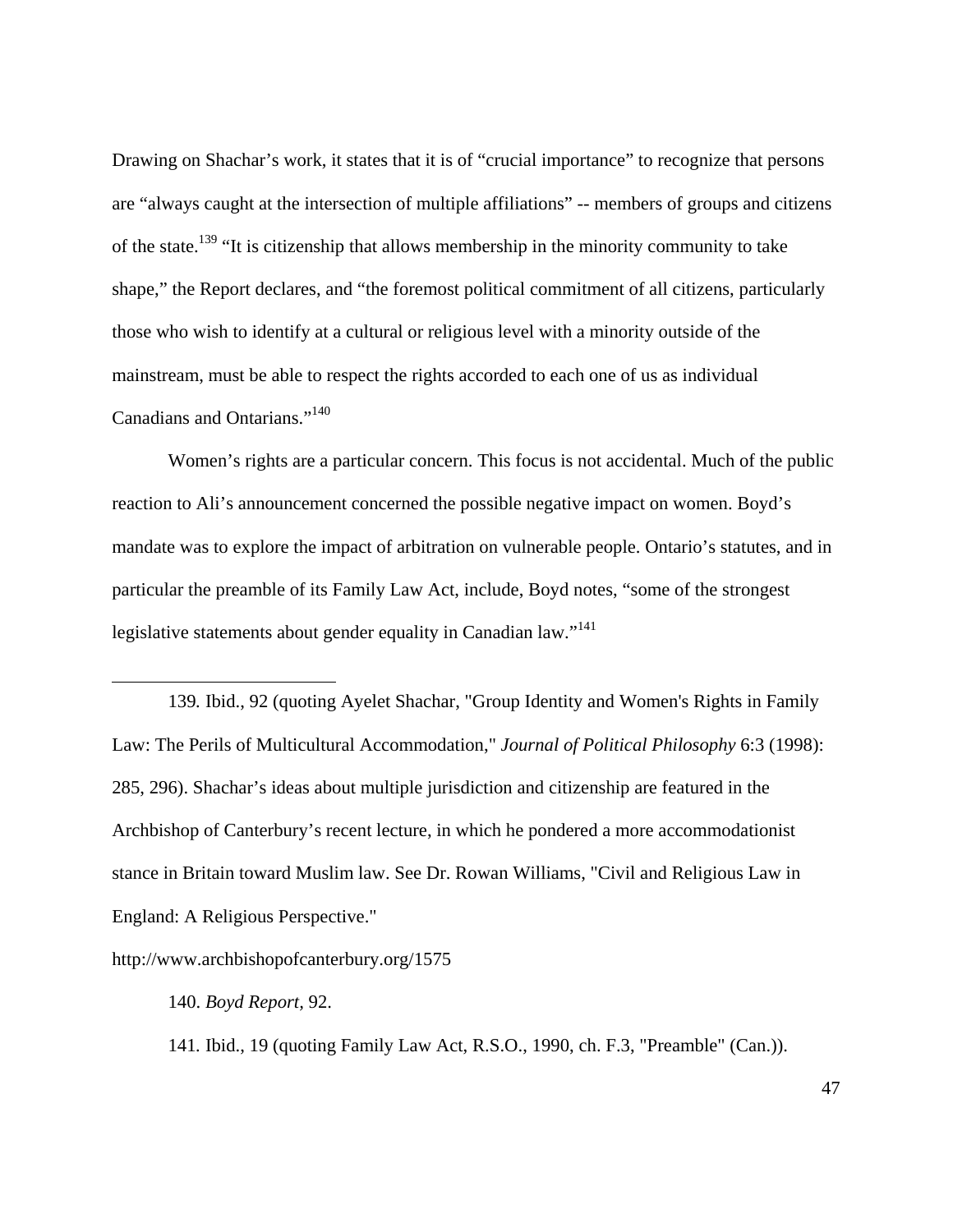Drawing on Shachar's work, it states that it is of "crucial importance" to recognize that persons are "always caught at the intersection of multiple affiliations" -- members of groups and citizens of the state.[139] "It is citizenship that allows membership in the minority community to take shape," the Report declares, and "the foremost political commitment of all citizens, particularly those who wish to identify at a cultural or religious level with a minority outside of the mainstream, must be able to respect the rights accorded to each one of us as individual Canadians and Ontarians."[140]

Women's rights are a particular concern. This focus is not accidental. Much of the public reaction to Ali's announcement concerned the possible negative impact on women. Boyd's mandate was to explore the impact of arbitration on vulnerable people. Ontario's statutes, and in particular the preamble of its Family Law Act, include, Boyd notes, "some of the strongest legislative statements about gender equality in Canadian law."[141]

---

139. Ibid., 92 (quoting Ayelet Shachar, "Group Identity and Women's Rights in Family Law: The Perils of Multicultural Accommodation," *Journal of Political Philosophy* 6:3 (1998): 285, 296). Shachar's ideas about multiple jurisdiction and citizenship are featured in the Archbishop of Canterbury's recent lecture, in which he pondered a more accommodationist stance in Britain toward Muslim law. See Dr. Rowan Williams, "Civil and Religious Law in England: A Religious Perspective."

http://www.archbishopofcanterbury.org/1575

140. *Boyd Report*, 92.

141. Ibid., 19 (quoting Family Law Act, R.S.O., 1990, ch. F.3, "Preamble" (Can.)).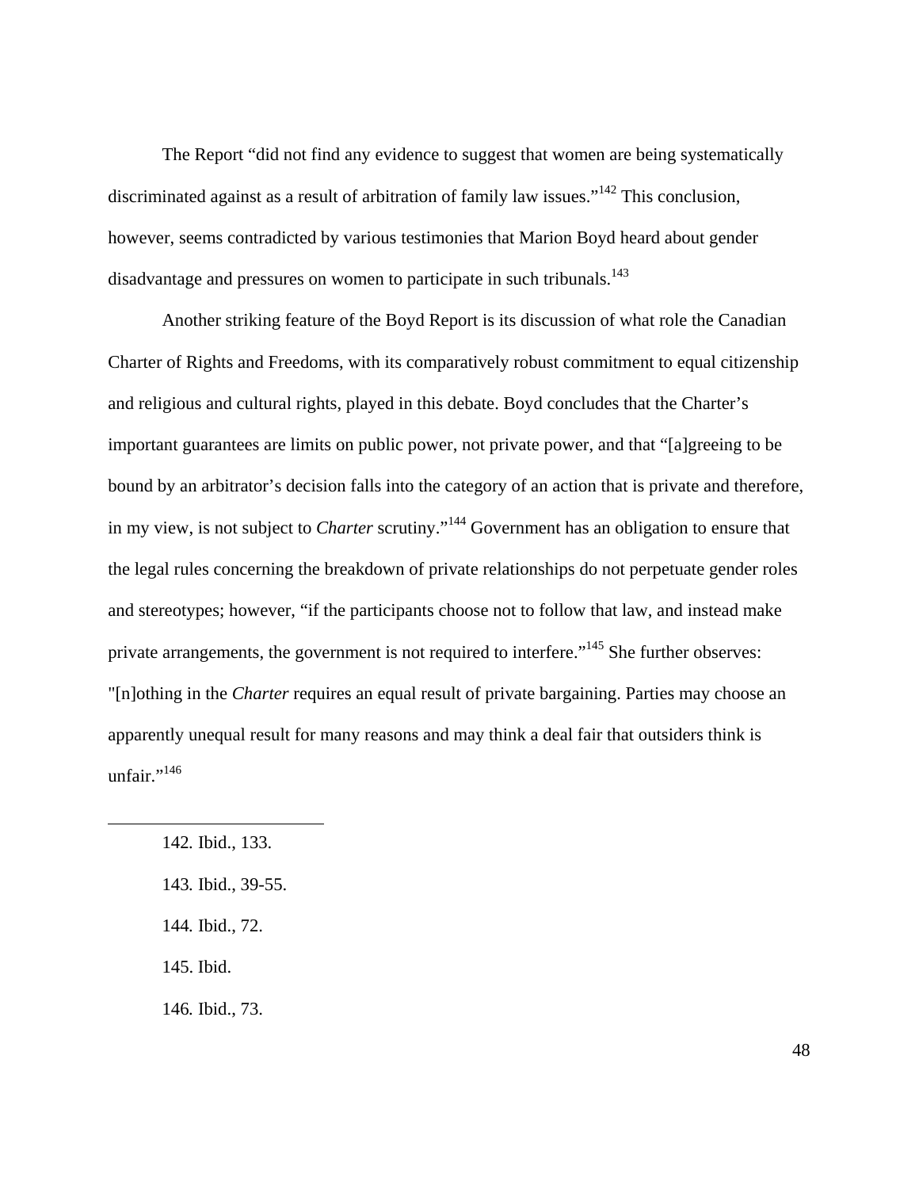The Report “did not find any evidence to suggest that women are being systematically discriminated against as a result of arbitration of family law issues.”[142] This conclusion, however, seems contradicted by various testimonies that Marion Boyd heard about gender disadvantage and pressures on women to participate in such tribunals.[143]

Another striking feature of the Boyd Report is its discussion of what role the Canadian Charter of Rights and Freedoms, with its comparatively robust commitment to equal citizenship and religious and cultural rights, played in this debate. Boyd concludes that the Charter’s important guarantees are limits on public power, not private power, and that “[a]greeing to be bound by an arbitrator’s decision falls into the category of an action that is private and therefore, in my view, is not subject to *Charter* scrutiny.”[144] Government has an obligation to ensure that the legal rules concerning the breakdown of private relationships do not perpetuate gender roles and stereotypes; however, “if the participants choose not to follow that law, and instead make private arrangements, the government is not required to interfere.”[145] She further observes: "[n]othing in the *Charter* requires an equal result of private bargaining. Parties may choose an apparently unequal result for many reasons and may think a deal fair that outsiders think is unfair.”[146]

---

142. Ibid., 133.

143. Ibid., 39-55.

144. Ibid., 72.

145. Ibid.

146. Ibid., 73.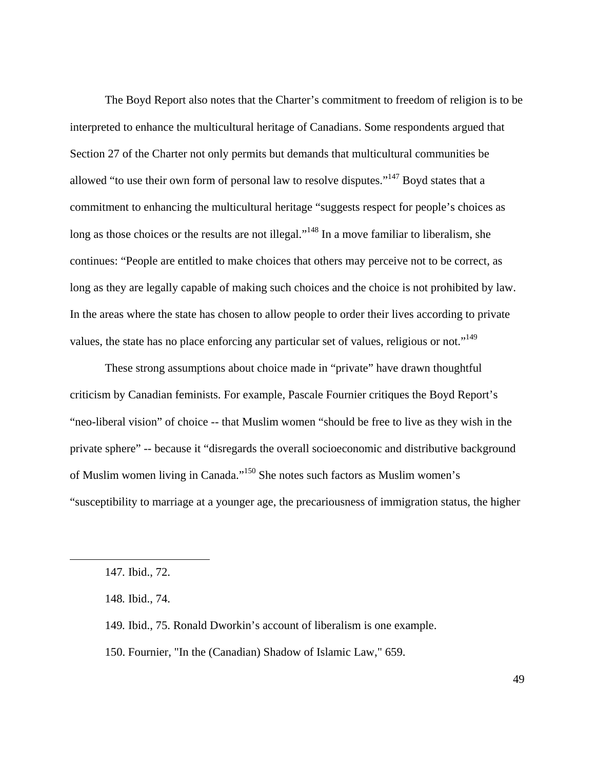The Boyd Report also notes that the Charter's commitment to freedom of religion is to be interpreted to enhance the multicultural heritage of Canadians. Some respondents argued that Section 27 of the Charter not only permits but demands that multicultural communities be allowed "to use their own form of personal law to resolve disputes."[147] Boyd states that a commitment to enhancing the multicultural heritage "suggests respect for people's choices as long as those choices or the results are not illegal."[148] In a move familiar to liberalism, she continues: "People are entitled to make choices that others may perceive not to be correct, as long as they are legally capable of making such choices and the choice is not prohibited by law. In the areas where the state has chosen to allow people to order their lives according to private values, the state has no place enforcing any particular set of values, religious or not."[149]

These strong assumptions about choice made in "private" have drawn thoughtful criticism by Canadian feminists. For example, Pascale Fournier critiques the Boyd Report's "neo-liberal vision" of choice -- that Muslim women "should be free to live as they wish in the private sphere" -- because it "disregards the overall socioeconomic and distributive background of Muslim women living in Canada."[150] She notes such factors as Muslim women's "susceptibility to marriage at a younger age, the precariousness of immigration status, the higher

---

147. Ibid., 72.

148. Ibid., 74.

149. Ibid., 75. Ronald Dworkin's account of liberalism is one example.

150. Fournier, "In the (Canadian) Shadow of Islamic Law," 659.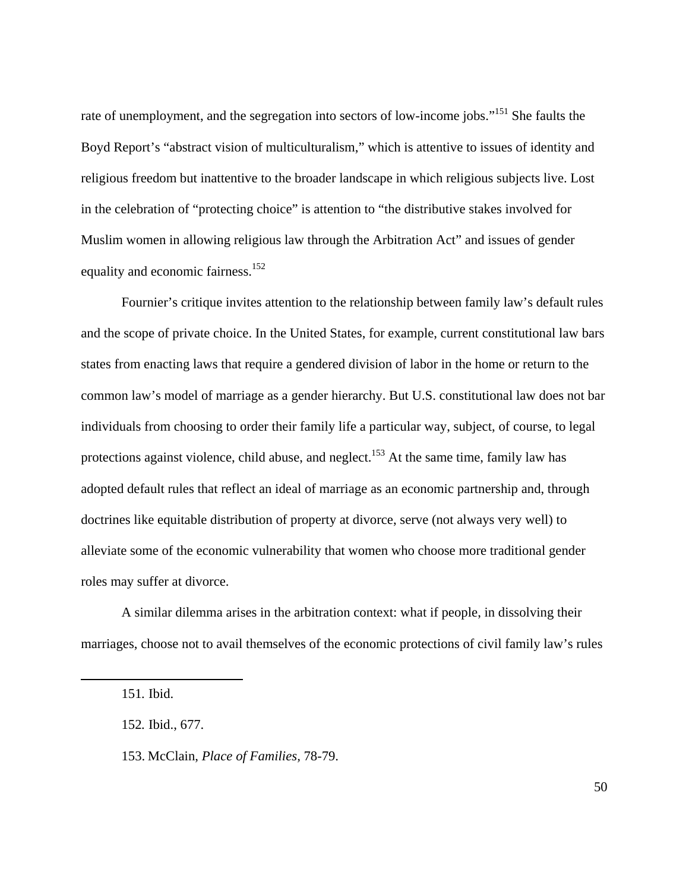rate of unemployment, and the segregation into sectors of low-income jobs."[151] She faults the Boyd Report's "abstract vision of multiculturalism," which is attentive to issues of identity and religious freedom but inattentive to the broader landscape in which religious subjects live. Lost in the celebration of "protecting choice" is attention to "the distributive stakes involved for Muslim women in allowing religious law through the Arbitration Act" and issues of gender equality and economic fairness.[152]

Fournier's critique invites attention to the relationship between family law's default rules and the scope of private choice. In the United States, for example, current constitutional law bars states from enacting laws that require a gendered division of labor in the home or return to the common law's model of marriage as a gender hierarchy. But U.S. constitutional law does not bar individuals from choosing to order their family life a particular way, subject, of course, to legal protections against violence, child abuse, and neglect.[153] At the same time, family law has adopted default rules that reflect an ideal of marriage as an economic partnership and, through doctrines like equitable distribution of property at divorce, serve (not always very well) to alleviate some of the economic vulnerability that women who choose more traditional gender roles may suffer at divorce.

A similar dilemma arises in the arbitration context: what if people, in dissolving their marriages, choose not to avail themselves of the economic protections of civil family law's rules

---

151. Ibid.

152. Ibid., 677.

153. McClain, *Place of Families*, 78-79.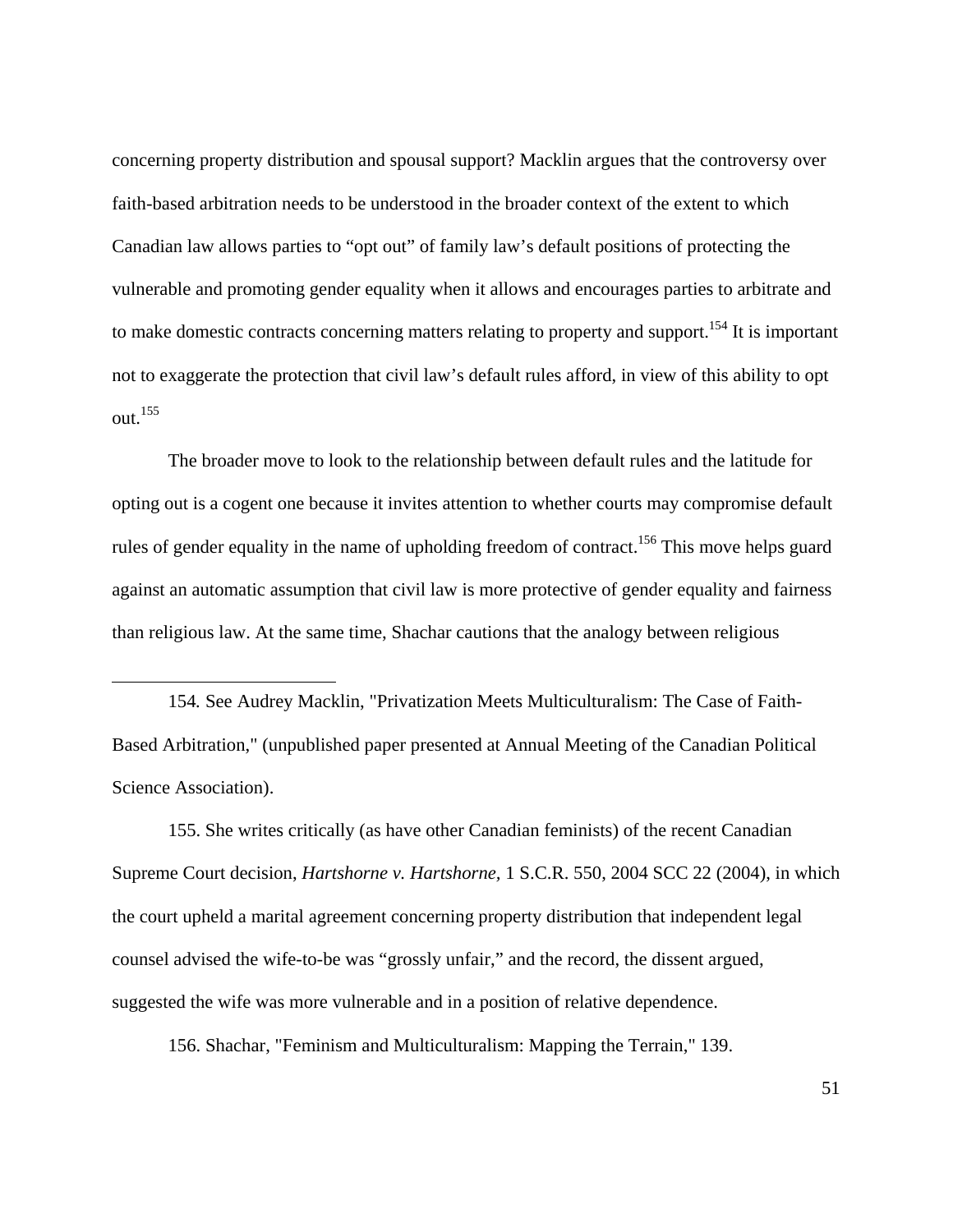concerning property distribution and spousal support? Macklin argues that the controversy over faith-based arbitration needs to be understood in the broader context of the extent to which Canadian law allows parties to "opt out" of family law's default positions of protecting the vulnerable and promoting gender equality when it allows and encourages parties to arbitrate and to make domestic contracts concerning matters relating to property and support.[154] It is important not to exaggerate the protection that civil law's default rules afford, in view of this ability to opt out.[155]

The broader move to look to the relationship between default rules and the latitude for opting out is a cogent one because it invites attention to whether courts may compromise default rules of gender equality in the name of upholding freedom of contract.[156] This move helps guard against an automatic assumption that civil law is more protective of gender equality and fairness than religious law. At the same time, Shachar cautions that the analogy between religious

---

154. See Audrey Macklin, "Privatization Meets Multiculturalism: The Case of Faith-Based Arbitration," (unpublished paper presented at Annual Meeting of the Canadian Political Science Association).

155. She writes critically (as have other Canadian feminists) of the recent Canadian Supreme Court decision, *Hartshorne v. Hartshorne*, 1 S.C.R. 550, 2004 SCC 22 (2004), in which the court upheld a marital agreement concerning property distribution that independent legal counsel advised the wife-to-be was "grossly unfair," and the record, the dissent argued, suggested the wife was more vulnerable and in a position of relative dependence.

156. Shachar, "Feminism and Multiculturalism: Mapping the Terrain," 139.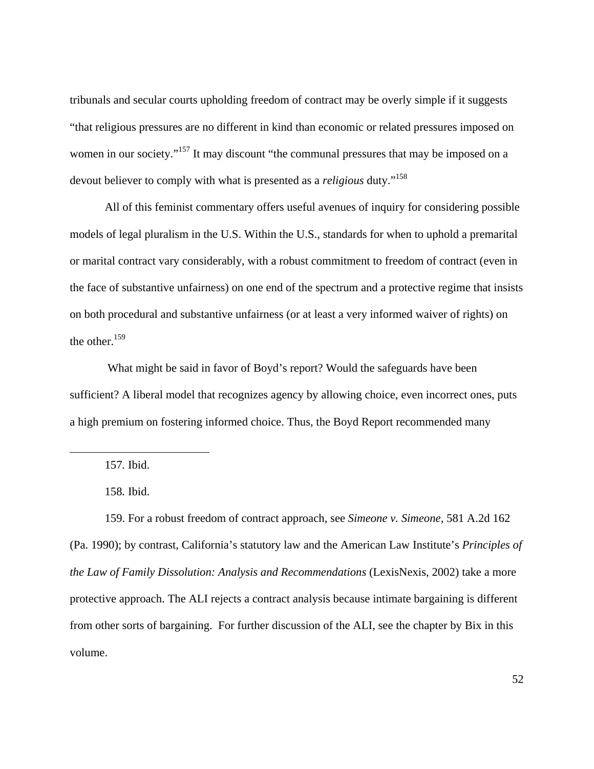tribunals and secular courts upholding freedom of contract may be overly simple if it suggests "that religious pressures are no different in kind than economic or related pressures imposed on women in our society."[157] It may discount "the communal pressures that may be imposed on a devout believer to comply with what is presented as a *religious* duty."[158]

All of this feminist commentary offers useful avenues of inquiry for considering possible models of legal pluralism in the U.S. Within the U.S., standards for when to uphold a premarital or marital contract vary considerably, with a robust commitment to freedom of contract (even in the face of substantive unfairness) on one end of the spectrum and a protective regime that insists on both procedural and substantive unfairness (or at least a very informed waiver of rights) on the other.[159]

What might be said in favor of Boyd's report? Would the safeguards have been sufficient? A liberal model that recognizes agency by allowing choice, even incorrect ones, puts a high premium on fostering informed choice. Thus, the Boyd Report recommended many

---

157. Ibid.

158. Ibid.

159. For a robust freedom of contract approach, see *Simeone v. Simeone*, 581 A.2d 162 (Pa. 1990); by contrast, California's statutory law and the American Law Institute's *Principles of the Law of Family Dissolution: Analysis and Recommendations* (LexisNexis, 2002) take a more protective approach. The ALI rejects a contract analysis because intimate bargaining is different from other sorts of bargaining. For further discussion of the ALI, see the chapter by Bix in this volume.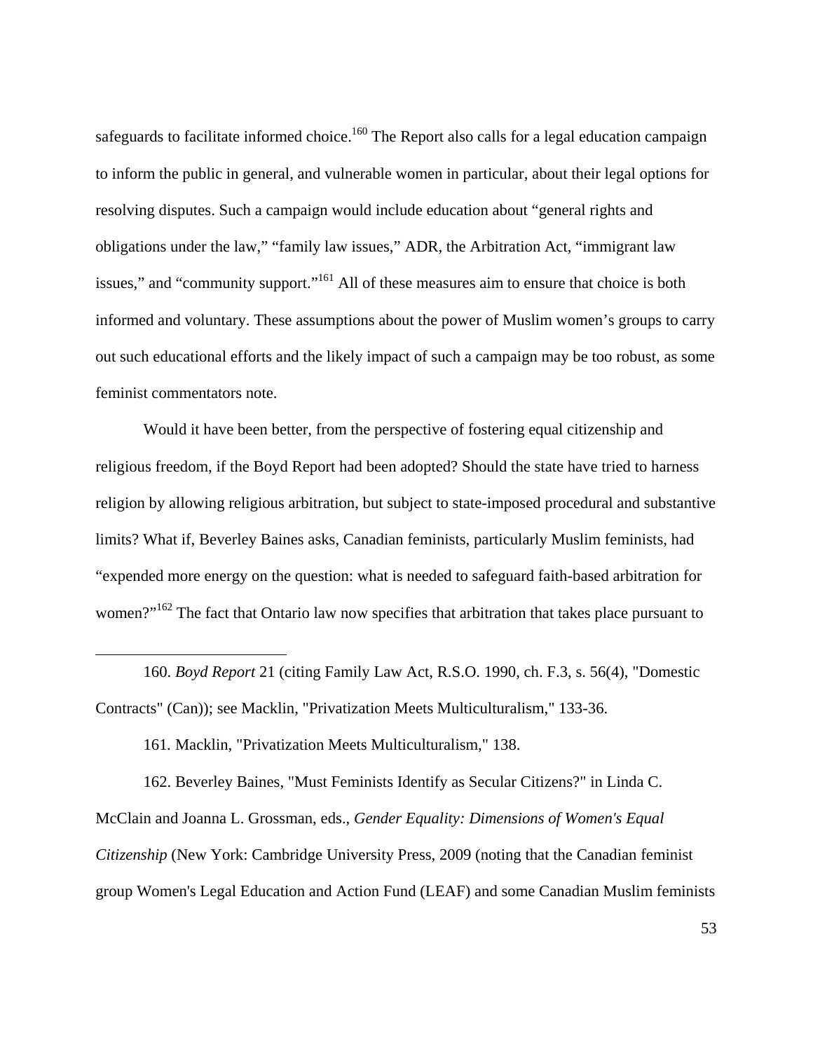safeguards to facilitate informed choice.[160] The Report also calls for a legal education campaign to inform the public in general, and vulnerable women in particular, about their legal options for resolving disputes. Such a campaign would include education about "general rights and obligations under the law," "family law issues," ADR, the Arbitration Act, "immigrant law issues," and "community support."[161] All of these measures aim to ensure that choice is both informed and voluntary. These assumptions about the power of Muslim women's groups to carry out such educational efforts and the likely impact of such a campaign may be too robust, as some feminist commentators note.

Would it have been better, from the perspective of fostering equal citizenship and religious freedom, if the Boyd Report had been adopted? Should the state have tried to harness religion by allowing religious arbitration, but subject to state-imposed procedural and substantive limits? What if, Beverley Baines asks, Canadian feminists, particularly Muslim feminists, had "expended more energy on the question: what is needed to safeguard faith-based arbitration for women?"[162] The fact that Ontario law now specifies that arbitration that takes place pursuant to

---

160. *Boyd Report* 21 (citing Family Law Act, R.S.O. 1990, ch. F.3, s. 56(4), "Domestic Contracts" (Can)); see Macklin, "Privatization Meets Multiculturalism," 133-36.

161. Macklin, "Privatization Meets Multiculturalism," 138.

162. Beverley Baines, "Must Feminists Identify as Secular Citizens?" in Linda C. McClain and Joanna L. Grossman, eds., *Gender Equality: Dimensions of Women's Equal Citizenship* (New York: Cambridge University Press, 2009 (noting that the Canadian feminist group Women's Legal Education and Action Fund (LEAF) and some Canadian Muslim feminists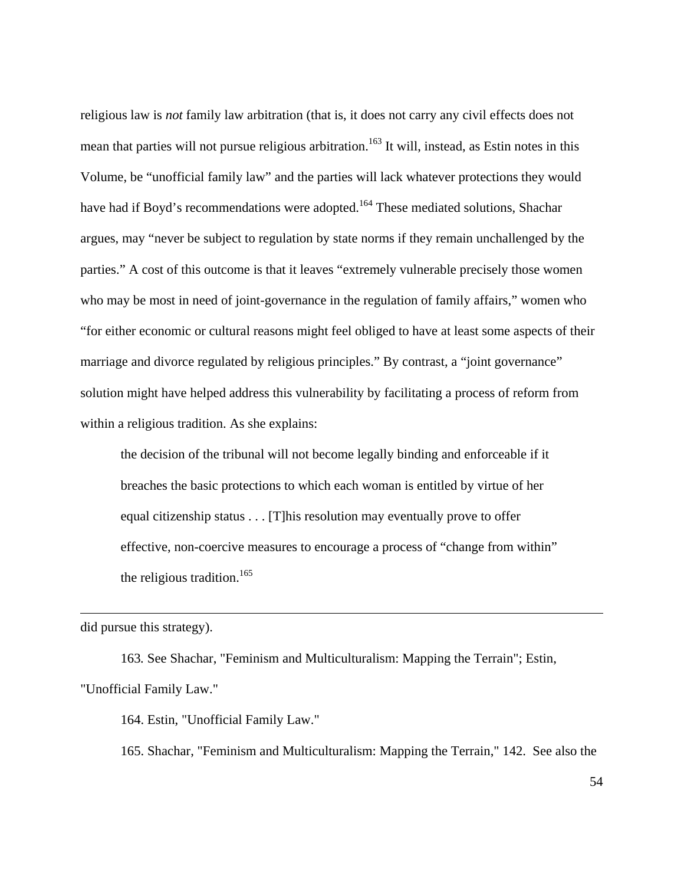religious law is *not* family law arbitration (that is, it does not carry any civil effects does not mean that parties will not pursue religious arbitration.[163] It will, instead, as Estin notes in this Volume, be "unofficial family law" and the parties will lack whatever protections they would have had if Boyd's recommendations were adopted.[164] These mediated solutions, Shachar argues, may "never be subject to regulation by state norms if they remain unchallenged by the parties." A cost of this outcome is that it leaves "extremely vulnerable precisely those women who may be most in need of joint-governance in the regulation of family affairs," women who "for either economic or cultural reasons might feel obliged to have at least some aspects of their marriage and divorce regulated by religious principles." By contrast, a "joint governance" solution might have helped address this vulnerability by facilitating a process of reform from within a religious tradition. As she explains:

> the decision of the tribunal will not become legally binding and enforceable if it breaches the basic protections to which each woman is entitled by virtue of her equal citizenship status . . . [T]his resolution may eventually prove to offer effective, non-coercive measures to encourage a process of "change from within" the religious tradition.[165]

---

did pursue this strategy).

163. See Shachar, "Feminism and Multiculturalism: Mapping the Terrain"; Estin, "Unofficial Family Law."

164. Estin, "Unofficial Family Law."

165. Shachar, "Feminism and Multiculturalism: Mapping the Terrain," 142. See also the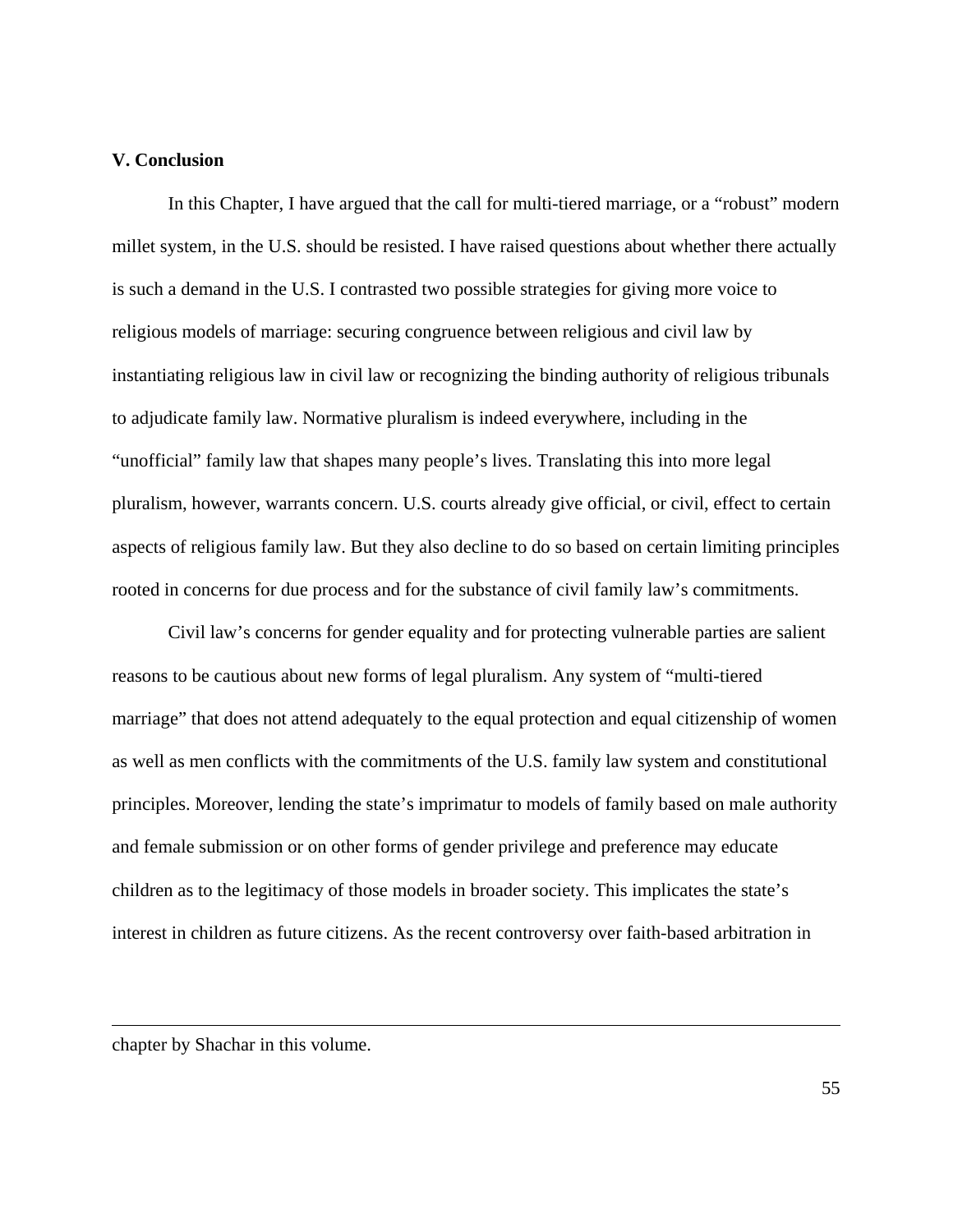### V. Conclusion

In this Chapter, I have argued that the call for multi-tiered marriage, or a "robust" modern millet system, in the U.S. should be resisted. I have raised questions about whether there actually is such a demand in the U.S. I contrasted two possible strategies for giving more voice to religious models of marriage: securing congruence between religious and civil law by instantiating religious law in civil law or recognizing the binding authority of religious tribunals to adjudicate family law. Normative pluralism is indeed everywhere, including in the "unofficial" family law that shapes many people's lives. Translating this into more legal pluralism, however, warrants concern. U.S. courts already give official, or civil, effect to certain aspects of religious family law. But they also decline to do so based on certain limiting principles rooted in concerns for due process and for the substance of civil family law's commitments.

Civil law's concerns for gender equality and for protecting vulnerable parties are salient reasons to be cautious about new forms of legal pluralism. Any system of "multi-tiered marriage" that does not attend adequately to the equal protection and equal citizenship of women as well as men conflicts with the commitments of the U.S. family law system and constitutional principles. Moreover, lending the state's imprimatur to models of family based on male authority and female submission or on other forms of gender privilege and preference may educate children as to the legitimacy of those models in broader society. This implicates the state's interest in children as future citizens. As the recent controversy over faith-based arbitration in

---

chapter by Shachar in this volume.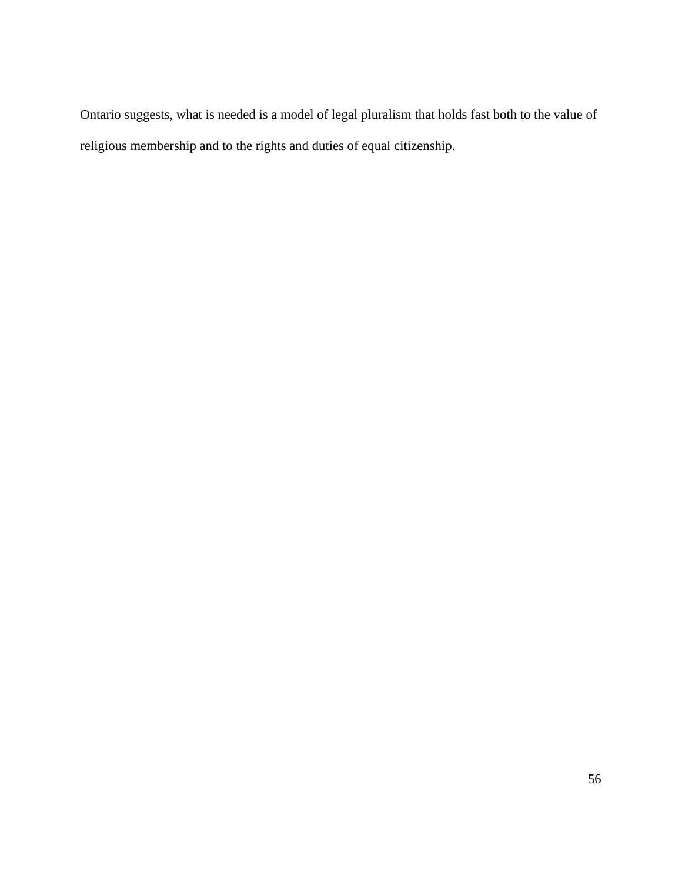Ontario suggests, what is needed is a model of legal pluralism that holds fast both to the value of religious membership and to the rights and duties of equal citizenship.